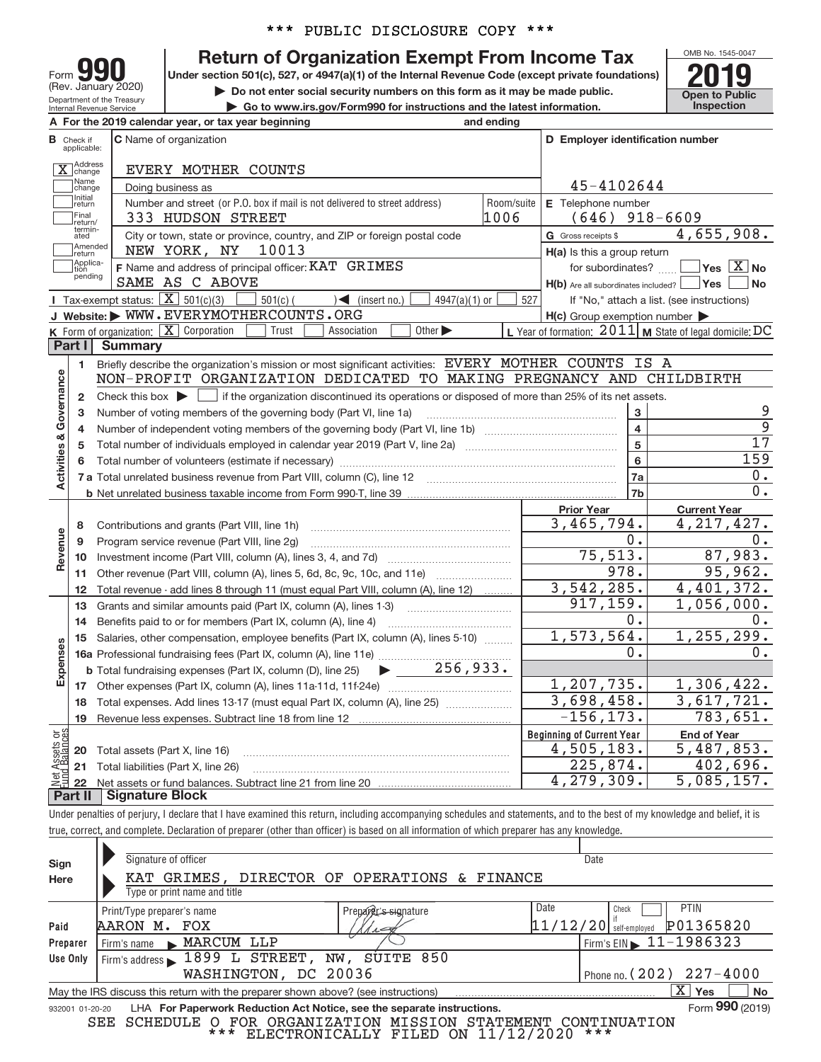\*\*\* PUBLIC DISCLOSURE COPY \*\*\*

# Form 990 — Return of Organization Exempt From Income Tax — 2019

(Rev. January 2020)

Department of the Treasury, Internal Revenue Service

Under section 501(c), 527, or 4947(a)(1) of the Internal Revenue Code (except private foundations)

▶ Do not enter social security numbers on this form as it may be made public.

▶ Go to www.irs.gov/Form990 for instructions and the latest information.

OMB No. 1545-0047 — **Open to Public Inspection**

**A** For the 2019 calendar year, or tax year beginning ______ and ending ______

**B** Check if applicable:
- [X] Address change
- [ ] Name change
- [ ] Initial return
- [ ] Final return/terminated
- [ ] Amended return
- [ ] Application pending

**C** Name of organization: EVERY MOTHER COUNTS

Doing business as:

Number and street (or P.O. box if mail is not delivered to street address): 333 HUDSON STREET — Room/suite: 1006

City or town, state or province, country, and ZIP or foreign postal code: NEW YORK, NY 10013

**D** Employer identification number: 45-4102644

**E** Telephone number: (646) 918-6609

**G** Gross receipts $ 4,655,908.

**F** Name and address of principal officer: KAT GRIMES, SAME AS C ABOVE

**H(a)** Is this a group return for subordinates? [ ] Yes [X] No

**H(b)** Are all subordinates included? [ ] Yes [ ] No — If "No," attach a list. (see instructions)

**H(c)** Group exemption number ▶

**I** Tax-exempt status: [X] 501(c)(3) [ ] 501(c) ( ) ◀ (insert no.) [ ] 4947(a)(1) or [ ] 527

**J** Website: ▶ WWW.EVERYMOTHERCOUNTS.ORG

**K** Form of organization: [X] Corporation [ ] Trust [ ] Association [ ] Other ▶

**L** Year of formation: 2011 **M** State of legal domicile: DC

## Part I Summary

**Activities & Governance**

1. Briefly describe the organization's mission or most significant activities: EVERY MOTHER COUNTS IS A NON-PROFIT ORGANIZATION DEDICATED TO MAKING PREGNANCY AND CHILDBIRTH
2. Check this box ▶ [ ] if the organization discontinued its operations or disposed of more than 25% of its net assets.

| Line | Description | Box | Value |
|---|---|---|---|
| 3 | Number of voting members of the governing body (Part VI, line 1a) | 3 | 9 |
| 4 | Number of independent voting members of the governing body (Part VI, line 1b) | 4 | 9 |
| 5 | Total number of individuals employed in calendar year 2019 (Part V, line 2a) | 5 | 17 |
| 6 | Total number of volunteers (estimate if necessary) | 6 | 159 |
| 7a | Total unrelated business revenue from Part VIII, column (C), line 12 | 7a | 0. |
| 7b | Net unrelated business taxable income from Form 990-T, line 39 | 7b | 0. |

| Section | Line | Description | Prior Year | Current Year |
|---|---|---|---|---|
| Revenue | 8 | Contributions and grants (Part VIII, line 1h) | 3,465,794. | 4,217,427. |
| | 9 | Program service revenue (Part VIII, line 2g) | 0. | 0. |
| | 10 | Investment income (Part VIII, column (A), lines 3, 4, and 7d) | 75,513. | 87,983. |
| | 11 | Other revenue (Part VIII, column (A), lines 5, 6d, 8c, 9c, 10c, and 11e) | 978. | 95,962. |
| | 12 | Total revenue - add lines 8 through 11 (must equal Part VIII, column (A), line 12) | 3,542,285. | 4,401,372. |
| Expenses | 13 | Grants and similar amounts paid (Part IX, column (A), lines 1-3) | 917,159. | 1,056,000. |
| | 14 | Benefits paid to or for members (Part IX, column (A), line 4) | 0. | 0. |
| | 15 | Salaries, other compensation, employee benefits (Part IX, column (A), lines 5-10) | 1,573,564. | 1,255,299. |
| | 16a | Professional fundraising fees (Part IX, column (A), line 11e) | 0. | 0. |
| | b | Total fundraising expenses (Part IX, column (D), line 25) ▶ 256,933. | | |
| | 17 | Other expenses (Part IX, column (A), lines 11a-11d, 11f-24e) | 1,207,735. | 1,306,422. |
| | 18 | Total expenses. Add lines 13-17 (must equal Part IX, column (A), line 25) | 3,698,458. | 3,617,721. |
| | 19 | Revenue less expenses. Subtract line 18 from line 12 | -156,173. | 783,651. |

| Section | Line | Description | Beginning of Current Year | End of Year |
|---|---|---|---|---|
| Net Assets or Fund Balances | 20 | Total assets (Part X, line 16) | 4,505,183. | 5,487,853. |
| | 21 | Total liabilities (Part X, line 26) | 225,874. | 402,696. |
| | 22 | Net assets or fund balances. Subtract line 21 from line 20 | 4,279,309. | 5,085,157. |

## Part II Signature Block

Under penalties of perjury, I declare that I have examined this return, including accompanying schedules and statements, and to the best of my knowledge and belief, it is true, correct, and complete. Declaration of preparer (other than officer) is based on all information of which preparer has any knowledge.

**Sign Here**

Signature of officer ______ Date ______

KAT GRIMES, DIRECTOR OF OPERATIONS & FINANCE

Type or print name and title

**Paid Preparer Use Only**

| Print/Type preparer's name | Preparer's signature | Date | Check if self-employed | PTIN |
|---|---|---|---|---|
| AARON M. FOX | | 11/12/20 | [ ] | P01365820 |

Firm's name ▶ MARCUM LLP — Firm's EIN ▶ 11-1986323

Firm's address ▶ 1899 L STREET, NW, SUITE 850, WASHINGTON, DC 20036 — Phone no. (202) 227-4000

May the IRS discuss this return with the preparer shown above? (see instructions) [X] Yes [ ] No

932001 01-20-20 LHA For Paperwork Reduction Act Notice, see the separate instructions. Form **990** (2019)

SEE SCHEDULE O FOR ORGANIZATION MISSION STATEMENT CONTINUATION

\*\*\* ELECTRONICALLY FILED ON 11/12/2020 \*\*\*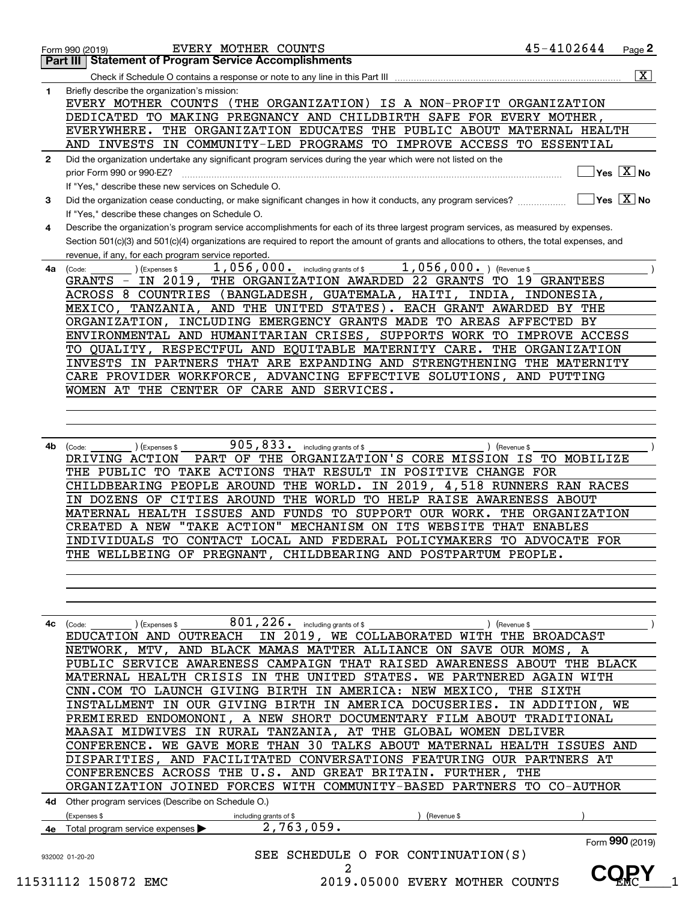Form 990 (2019) EVERY MOTHER COUNTS 45-4102644 Page 2

## Part III Statement of Program Service Accomplishments

Check if Schedule O contains a response or note to any line in this Part III [X]

**1** Briefly describe the organization's mission:

EVERY MOTHER COUNTS (THE ORGANIZATION) IS A NON-PROFIT ORGANIZATION DEDICATED TO MAKING PREGNANCY AND CHILDBIRTH SAFE FOR EVERY MOTHER, EVERYWHERE. THE ORGANIZATION EDUCATES THE PUBLIC ABOUT MATERNAL HEALTH AND INVESTS IN COMMUNITY-LED PROGRAMS TO IMPROVE ACCESS TO ESSENTIAL

**2** Did the organization undertake any significant program services during the year which were not listed on the prior Form 990 or 990-EZ? [ ] Yes [X] No

If "Yes," describe these new services on Schedule O.

**3** Did the organization cease conducting, or make significant changes in how it conducts, any program services? [ ] Yes [X] No

If "Yes," describe these changes on Schedule O.

**4** Describe the organization's program service accomplishments for each of its three largest program services, as measured by expenses. Section 501(c)(3) and 501(c)(4) organizations are required to report the amount of grants and allocations to others, the total expenses, and revenue, if any, for each program service reported.

**4a** (Code: ) (Expenses $ 1,056,000. including grants of $ 1,056,000. ) (Revenue $ )

GRANTS - IN 2019, THE ORGANIZATION AWARDED 22 GRANTS TO 19 GRANTEES ACROSS 8 COUNTRIES (BANGLADESH, GUATEMALA, HAITI, INDIA, INDONESIA, MEXICO, TANZANIA, AND THE UNITED STATES). EACH GRANT AWARDED BY THE ORGANIZATION, INCLUDING EMERGENCY GRANTS MADE TO AREAS AFFECTED BY ENVIRONMENTAL AND HUMANITARIAN CRISES, SUPPORTS WORK TO IMPROVE ACCESS TO QUALITY, RESPECTFUL AND EQUITABLE MATERNITY CARE. THE ORGANIZATION INVESTS IN PARTNERS THAT ARE EXPANDING AND STRENGTHENING THE MATERNITY CARE PROVIDER WORKFORCE, ADVANCING EFFECTIVE SOLUTIONS, AND PUTTING WOMEN AT THE CENTER OF CARE AND SERVICES.

**4b** (Code: ) (Expenses $ 905,833. including grants of $ ) (Revenue $ )

DRIVING ACTION PART OF THE ORGANIZATION'S CORE MISSION IS TO MOBILIZE THE PUBLIC TO TAKE ACTIONS THAT RESULT IN POSITIVE CHANGE FOR CHILDBEARING PEOPLE AROUND THE WORLD. IN 2019, 4,518 RUNNERS RAN RACES IN DOZENS OF CITIES AROUND THE WORLD TO HELP RAISE AWARENESS ABOUT MATERNAL HEALTH ISSUES AND FUNDS TO SUPPORT OUR WORK. THE ORGANIZATION CREATED A NEW "TAKE ACTION" MECHANISM ON ITS WEBSITE THAT ENABLES INDIVIDUALS TO CONTACT LOCAL AND FEDERAL POLICYMAKERS TO ADVOCATE FOR THE WELLBEING OF PREGNANT, CHILDBEARING AND POSTPARTUM PEOPLE.

**4c** (Code: ) (Expenses $ 801,226. including grants of $ ) (Revenue $ )

EDUCATION AND OUTREACH IN 2019, WE COLLABORATED WITH THE BROADCAST NETWORK, MTV, AND BLACK MAMAS MATTER ALLIANCE ON SAVE OUR MOMS, A PUBLIC SERVICE AWARENESS CAMPAIGN THAT RAISED AWARENESS ABOUT THE BLACK MATERNAL HEALTH CRISIS IN THE UNITED STATES. WE PARTNERED AGAIN WITH CNN.COM TO LAUNCH GIVING BIRTH IN AMERICA: NEW MEXICO, THE SIXTH INSTALLMENT IN OUR GIVING BIRTH IN AMERICA DOCUSERIES. IN ADDITION, WE PREMIERED ENDOMONONI, A NEW SHORT DOCUMENTARY FILM ABOUT TRADITIONAL MAASAI MIDWIVES IN RURAL TANZANIA, AT THE GLOBAL WOMEN DELIVER CONFERENCE. WE GAVE MORE THAN 30 TALKS ABOUT MATERNAL HEALTH ISSUES AND DISPARITIES, AND FACILITATED CONVERSATIONS FEATURING OUR PARTNERS AT CONFERENCES ACROSS THE U.S. AND GREAT BRITAIN. FURTHER, THE ORGANIZATION JOINED FORCES WITH COMMUNITY-BASED PARTNERS TO CO-AUTHOR

**4d** Other program services (Describe on Schedule O.)

(Expenses $ including grants of $ ) (Revenue $ )

**4e** Total program service expenses ▶ 2,763,059.

Form **990** (2019)

SEE SCHEDULE O FOR CONTINUATION(S)

932002 01-20-20

11531112 150872 EMC 2019.05000 EVERY MOTHER COUNTS EMC___1

COPY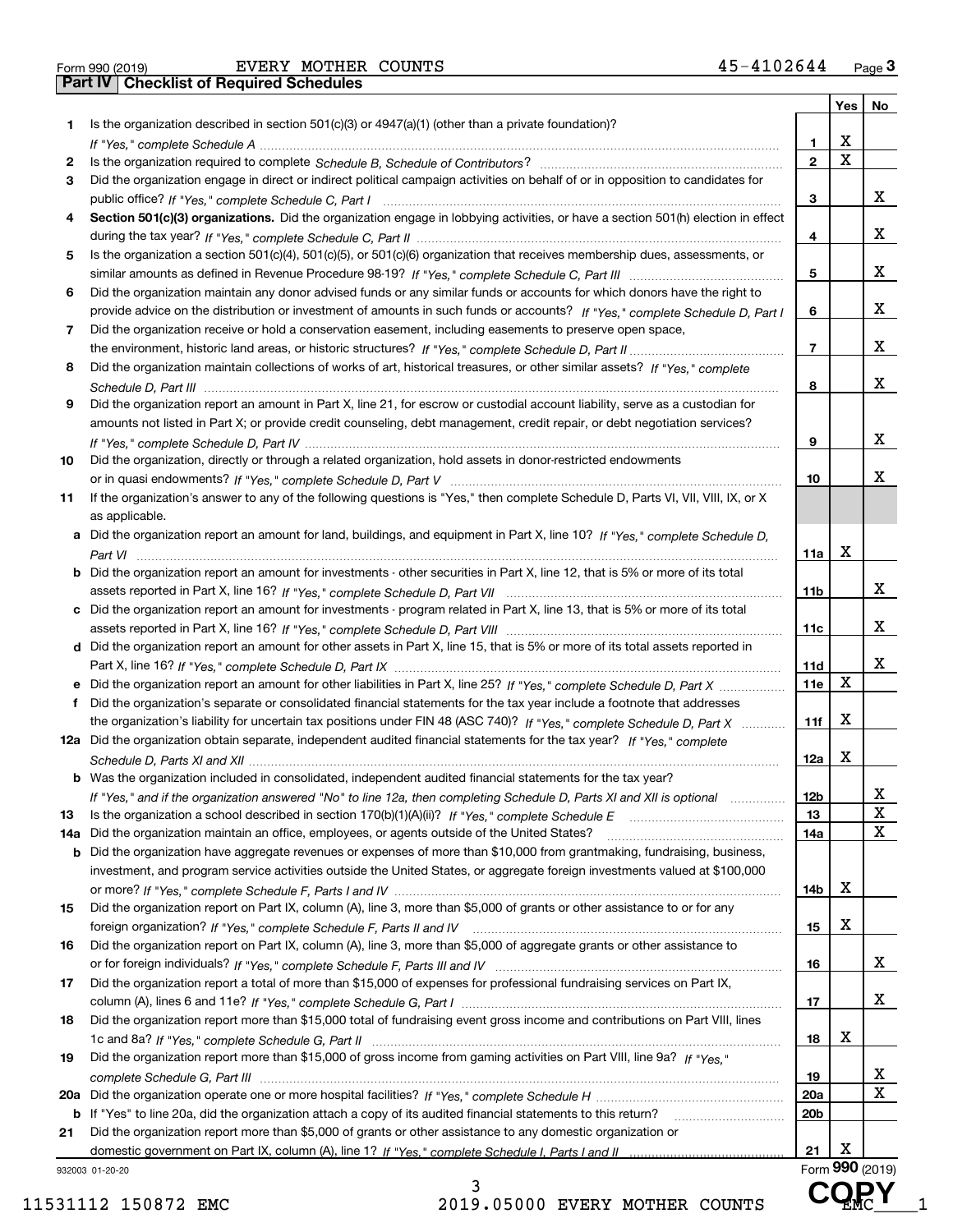Form 990 (2019) EVERY MOTHER COUNTS 45-4102644 Page 3

## Part IV Checklist of Required Schedules

| | | | Yes | No |
|---|---|---|---|---|
| 1 | Is the organization described in section 501(c)(3) or 4947(a)(1) (other than a private foundation)? *If "Yes," complete Schedule A* | 1 | X | |
| 2 | Is the organization required to complete *Schedule B, Schedule of Contributors*? | 2 | X | |
| 3 | Did the organization engage in direct or indirect political campaign activities on behalf of or in opposition to candidates for public office? *If "Yes," complete Schedule C, Part I* | 3 | | X |
| 4 | **Section 501(c)(3) organizations.** Did the organization engage in lobbying activities, or have a section 501(h) election in effect during the tax year? *If "Yes," complete Schedule C, Part II* | 4 | | X |
| 5 | Is the organization a section 501(c)(4), 501(c)(5), or 501(c)(6) organization that receives membership dues, assessments, or similar amounts as defined in Revenue Procedure 98-19? *If "Yes," complete Schedule C, Part III* | 5 | | X |
| 6 | Did the organization maintain any donor advised funds or any similar funds or accounts for which donors have the right to provide advice on the distribution or investment of amounts in such funds or accounts? *If "Yes," complete Schedule D, Part I* | 6 | | X |
| 7 | Did the organization receive or hold a conservation easement, including easements to preserve open space, the environment, historic land areas, or historic structures? *If "Yes," complete Schedule D, Part II* | 7 | | X |
| 8 | Did the organization maintain collections of works of art, historical treasures, or other similar assets? *If "Yes," complete Schedule D, Part III* | 8 | | X |
| 9 | Did the organization report an amount in Part X, line 21, for escrow or custodial account liability, serve as a custodian for amounts not listed in Part X; or provide credit counseling, debt management, credit repair, or debt negotiation services? *If "Yes," complete Schedule D, Part IV* | 9 | | X |
| 10 | Did the organization, directly or through a related organization, hold assets in donor-restricted endowments or in quasi endowments? *If "Yes," complete Schedule D, Part V* | 10 | | X |
| 11 | If the organization's answer to any of the following questions is "Yes," then complete Schedule D, Parts VI, VII, VIII, IX, or X as applicable. | | | |
| a | Did the organization report an amount for land, buildings, and equipment in Part X, line 10? *If "Yes," complete Schedule D, Part VI* | 11a | X | |
| b | Did the organization report an amount for investments - other securities in Part X, line 12, that is 5% or more of its total assets reported in Part X, line 16? *If "Yes," complete Schedule D, Part VII* | 11b | | X |
| c | Did the organization report an amount for investments - program related in Part X, line 13, that is 5% or more of its total assets reported in Part X, line 16? *If "Yes," complete Schedule D, Part VIII* | 11c | | X |
| d | Did the organization report an amount for other assets in Part X, line 15, that is 5% or more of its total assets reported in Part X, line 16? *If "Yes," complete Schedule D, Part IX* | 11d | | X |
| e | Did the organization report an amount for other liabilities in Part X, line 25? *If "Yes," complete Schedule D, Part X* | 11e | X | |
| f | Did the organization's separate or consolidated financial statements for the tax year include a footnote that addresses the organization's liability for uncertain tax positions under FIN 48 (ASC 740)? *If "Yes," complete Schedule D, Part X* | 11f | X | |
| 12a | Did the organization obtain separate, independent audited financial statements for the tax year? *If "Yes," complete Schedule D, Parts XI and XII* | 12a | X | |
| b | Was the organization included in consolidated, independent audited financial statements for the tax year? *If "Yes," and if the organization answered "No" to line 12a, then completing Schedule D, Parts XI and XII is optional* | 12b | | X |
| 13 | Is the organization a school described in section 170(b)(1)(A)(ii)? *If "Yes," complete Schedule E* | 13 | | X |
| 14a | Did the organization maintain an office, employees, or agents outside of the United States? | 14a | | X |
| b | Did the organization have aggregate revenues or expenses of more than $10,000 from grantmaking, fundraising, business, investment, and program service activities outside the United States, or aggregate foreign investments valued at $100,000 or more? *If "Yes," complete Schedule F, Parts I and IV* | 14b | X | |
| 15 | Did the organization report on Part IX, column (A), line 3, more than $5,000 of grants or other assistance to or for any foreign organization? *If "Yes," complete Schedule F, Parts II and IV* | 15 | X | |
| 16 | Did the organization report on Part IX, column (A), line 3, more than $5,000 of aggregate grants or other assistance to or for foreign individuals? *If "Yes," complete Schedule F, Parts III and IV* | 16 | | X |
| 17 | Did the organization report a total of more than $15,000 of expenses for professional fundraising services on Part IX, column (A), lines 6 and 11e? *If "Yes," complete Schedule G, Part I* | 17 | | X |
| 18 | Did the organization report more than $15,000 total of fundraising event gross income and contributions on Part VIII, lines 1c and 8a? *If "Yes," complete Schedule G, Part II* | 18 | X | |
| 19 | Did the organization report more than $15,000 of gross income from gaming activities on Part VIII, line 9a? *If "Yes," complete Schedule G, Part III* | 19 | | X |
| 20a | Did the organization operate one or more hospital facilities? *If "Yes," complete Schedule H* | 20a | | X |
| b | If "Yes" to line 20a, did the organization attach a copy of its audited financial statements to this return? | 20b | | |
| 21 | Did the organization report more than $5,000 of grants or other assistance to any domestic organization or domestic government on Part IX, column (A), line 1? *If "Yes," complete Schedule I, Parts I and II* | 21 | X | |

932003 01-20-20 Form **990** (2019)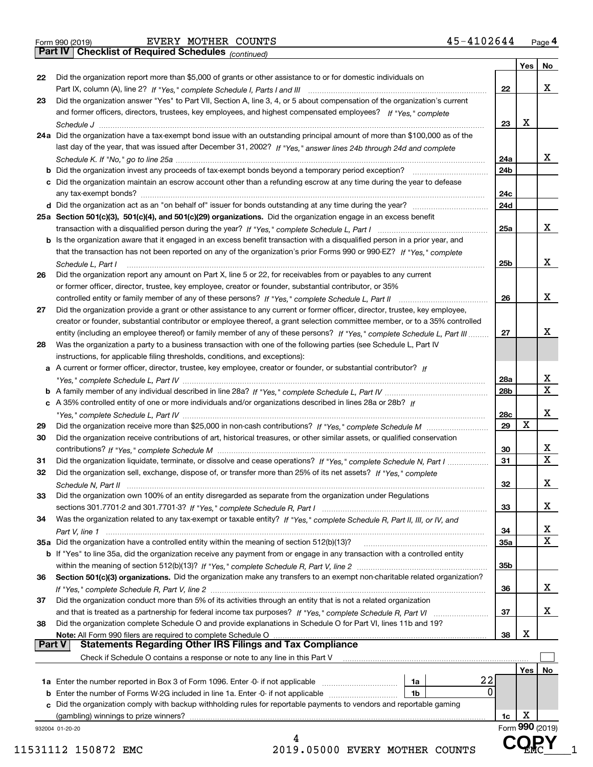Form 990 (2019) EVERY MOTHER COUNTS 45-4102644 Page 4

**Part IV Checklist of Required Schedules** *(continued)*

| | | | Yes | No |
|---|---|---|---|---|
| 22 | Did the organization report more than $5,000 of grants or other assistance to or for domestic individuals on Part IX, column (A), line 2? *If "Yes," complete Schedule I, Parts I and III* | 22 | | X |
| 23 | Did the organization answer "Yes" to Part VII, Section A, line 3, 4, or 5 about compensation of the organization's current and former officers, directors, trustees, key employees, and highest compensated employees? *If "Yes," complete Schedule J* | 23 | X | |
| 24a | Did the organization have a tax-exempt bond issue with an outstanding principal amount of more than $100,000 as of the last day of the year, that was issued after December 31, 2002? *If "Yes," answer lines 24b through 24d and complete Schedule K. If "No," go to line 25a* | 24a | | X |
| b | Did the organization invest any proceeds of tax-exempt bonds beyond a temporary period exception? | 24b | | |
| c | Did the organization maintain an escrow account other than a refunding escrow at any time during the year to defease any tax-exempt bonds? | 24c | | |
| d | Did the organization act as an "on behalf of" issuer for bonds outstanding at any time during the year? | 24d | | |
| 25a | **Section 501(c)(3), 501(c)(4), and 501(c)(29) organizations.** Did the organization engage in an excess benefit transaction with a disqualified person during the year? *If "Yes," complete Schedule L, Part I* | 25a | | X |
| b | Is the organization aware that it engaged in an excess benefit transaction with a disqualified person in a prior year, and that the transaction has not been reported on any of the organization's prior Forms 990 or 990-EZ? *If "Yes," complete Schedule L, Part I* | 25b | | X |
| 26 | Did the organization report any amount on Part X, line 5 or 22, for receivables from or payables to any current or former officer, director, trustee, key employee, creator or founder, substantial contributor, or 35% controlled entity or family member of any of these persons? *If "Yes," complete Schedule L, Part II* | 26 | | X |
| 27 | Did the organization provide a grant or other assistance to any current or former officer, director, trustee, key employee, creator or founder, substantial contributor or employee thereof, a grant selection committee member, or to a 35% controlled entity (including an employee thereof) or family member of any of these persons? *If "Yes," complete Schedule L, Part III* | 27 | | X |
| 28 | Was the organization a party to a business transaction with one of the following parties (see Schedule L, Part IV instructions, for applicable filing thresholds, conditions, and exceptions): | | | |
| a | A current or former officer, director, trustee, key employee, creator or founder, or substantial contributor? *If "Yes," complete Schedule L, Part IV* | 28a | | X |
| b | A family member of any individual described in line 28a? *If "Yes," complete Schedule L, Part IV* | 28b | | X |
| c | A 35% controlled entity of one or more individuals and/or organizations described in lines 28a or 28b? *If "Yes," complete Schedule L, Part IV* | 28c | | X |
| 29 | Did the organization receive more than $25,000 in non-cash contributions? *If "Yes," complete Schedule M* | 29 | X | |
| 30 | Did the organization receive contributions of art, historical treasures, or other similar assets, or qualified conservation contributions? *If "Yes," complete Schedule M* | 30 | | X |
| 31 | Did the organization liquidate, terminate, or dissolve and cease operations? *If "Yes," complete Schedule N, Part I* | 31 | | X |
| 32 | Did the organization sell, exchange, dispose of, or transfer more than 25% of its net assets? *If "Yes," complete Schedule N, Part II* | 32 | | X |
| 33 | Did the organization own 100% of an entity disregarded as separate from the organization under Regulations sections 301.7701-2 and 301.7701-3? *If "Yes," complete Schedule R, Part I* | 33 | | X |
| 34 | Was the organization related to any tax-exempt or taxable entity? *If "Yes," complete Schedule R, Part II, III, or IV, and Part V, line 1* | 34 | | X |
| 35a | Did the organization have a controlled entity within the meaning of section 512(b)(13)? | 35a | | X |
| b | If "Yes" to line 35a, did the organization receive any payment from or engage in any transaction with a controlled entity within the meaning of section 512(b)(13)? *If "Yes," complete Schedule R, Part V, line 2* | 35b | | |
| 36 | **Section 501(c)(3) organizations.** Did the organization make any transfers to an exempt non-charitable related organization? *If "Yes," complete Schedule R, Part V, line 2* | 36 | | X |
| 37 | Did the organization conduct more than 5% of its activities through an entity that is not a related organization and that is treated as a partnership for federal income tax purposes? *If "Yes," complete Schedule R, Part VI* | 37 | | X |
| 38 | Did the organization complete Schedule O and provide explanations in Schedule O for Part VI, lines 11b and 19? **Note:** All Form 990 filers are required to complete Schedule O | 38 | X | |

**Part V Statements Regarding Other IRS Filings and Tax Compliance**

Check if Schedule O contains a response or note to any line in this Part V ☐

| | | | | | Yes | No |
|---|---|---|---|---|---|---|
| 1a | Enter the number reported in Box 3 of Form 1096. Enter -0- if not applicable | 1a | 22 | | | |
| b | Enter the number of Forms W-2G included in line 1a. Enter -0- if not applicable | 1b | 0 | | | |
| c | Did the organization comply with backup withholding rules for reportable payments to vendors and reportable gaming (gambling) winnings to prize winners? | | | 1c | X | |

932004 01-20-20 Form **990** (2019)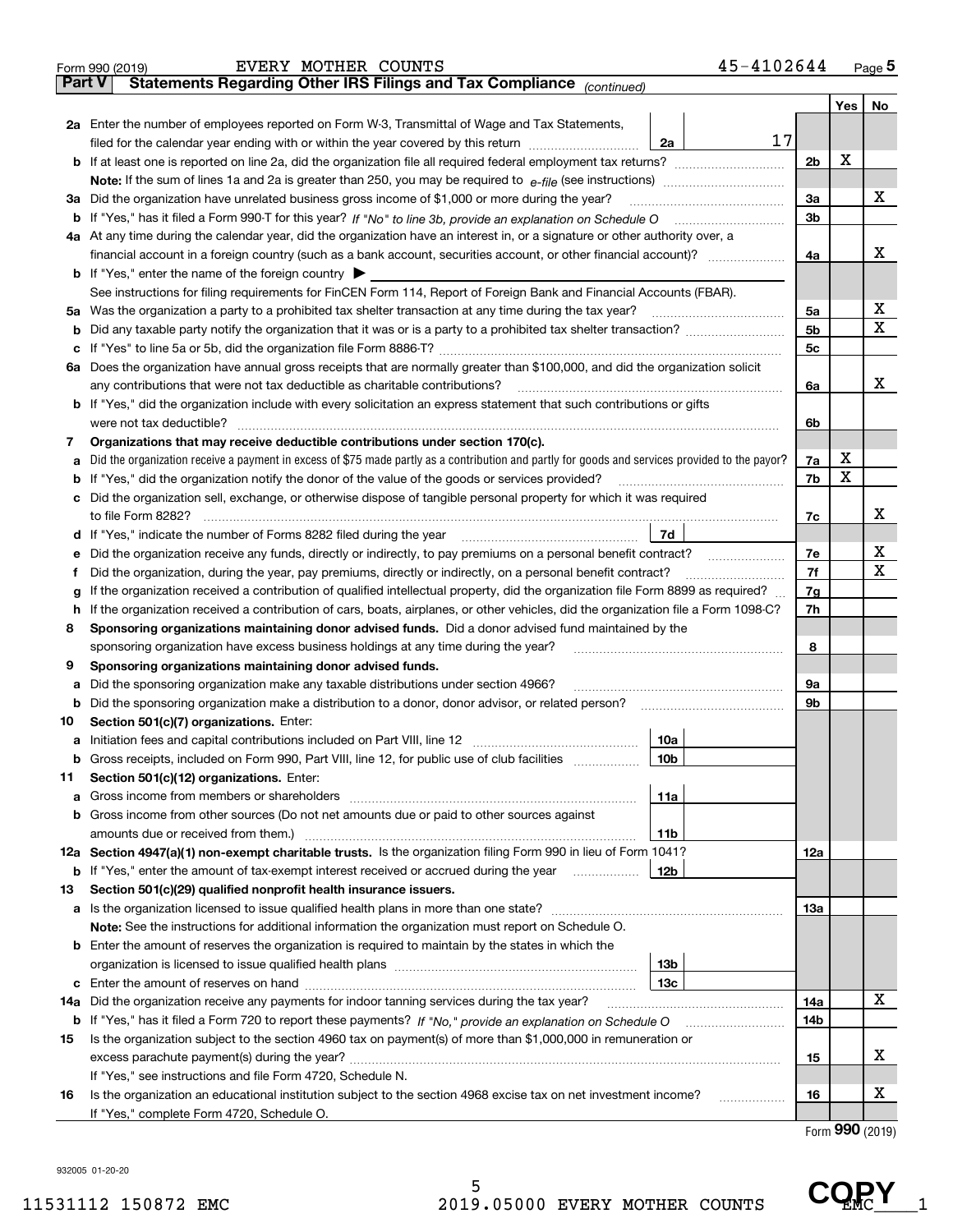Form 990 (2019) EVERY MOTHER COUNTS 45-4102644

**Part V** **Statements Regarding Other IRS Filings and Tax Compliance** *(continued)*

| | | | | Yes | No |
|---|---|---|---|---|---|
| **2a** | Enter the number of employees reported on Form W-3, Transmittal of Wage and Tax Statements, filed for the calendar year ending with or within the year covered by this return | 2a 17 | | | |
| **b** | If at least one is reported on line 2a, did the organization file all required federal employment tax returns? | | 2b | X | |
| | **Note:** If the sum of lines 1a and 2a is greater than 250, you may be required to *e-file* (see instructions) | | | | |
| **3a** | Did the organization have unrelated business gross income of $1,000 or more during the year? | | 3a | | X |
| **b** | If "Yes," has it filed a Form 990-T for this year? *If "No" to line 3b, provide an explanation on Schedule O* | | 3b | | |
| **4a** | At any time during the calendar year, did the organization have an interest in, or a signature or other authority over, a financial account in a foreign country (such as a bank account, securities account, or other financial account)? | | 4a | | X |
| **b** | If "Yes," enter the name of the foreign country ▶ | | | | |
| | See instructions for filing requirements for FinCEN Form 114, Report of Foreign Bank and Financial Accounts (FBAR). | | | | |
| **5a** | Was the organization a party to a prohibited tax shelter transaction at any time during the tax year? | | 5a | | X |
| **b** | Did any taxable party notify the organization that it was or is a party to a prohibited tax shelter transaction? | | 5b | | X |
| **c** | If "Yes" to line 5a or 5b, did the organization file Form 8886-T? | | 5c | | |
| **6a** | Does the organization have annual gross receipts that are normally greater than $100,000, and did the organization solicit any contributions that were not tax deductible as charitable contributions? | | 6a | | X |
| **b** | If "Yes," did the organization include with every solicitation an express statement that such contributions or gifts were not tax deductible? | | 6b | | |
| **7** | **Organizations that may receive deductible contributions under section 170(c).** | | | | |
| **a** | Did the organization receive a payment in excess of $75 made partly as a contribution and partly for goods and services provided to the payor? | | 7a | X | |
| **b** | If "Yes," did the organization notify the donor of the value of the goods or services provided? | | 7b | X | |
| **c** | Did the organization sell, exchange, or otherwise dispose of tangible personal property for which it was required to file Form 8282? | | 7c | | X |
| **d** | If "Yes," indicate the number of Forms 8282 filed during the year | 7d | | | |
| **e** | Did the organization receive any funds, directly or indirectly, to pay premiums on a personal benefit contract? | | 7e | | X |
| **f** | Did the organization, during the year, pay premiums, directly or indirectly, on a personal benefit contract? | | 7f | | X |
| **g** | If the organization received a contribution of qualified intellectual property, did the organization file Form 8899 as required? | | 7g | | |
| **h** | If the organization received a contribution of cars, boats, airplanes, or other vehicles, did the organization file a Form 1098-C? | | 7h | | |
| **8** | **Sponsoring organizations maintaining donor advised funds.** Did a donor advised fund maintained by the sponsoring organization have excess business holdings at any time during the year? | | 8 | | |
| **9** | **Sponsoring organizations maintaining donor advised funds.** | | | | |
| **a** | Did the sponsoring organization make any taxable distributions under section 4966? | | 9a | | |
| **b** | Did the sponsoring organization make a distribution to a donor, donor advisor, or related person? | | 9b | | |
| **10** | **Section 501(c)(7) organizations.** Enter: | | | | |
| **a** | Initiation fees and capital contributions included on Part VIII, line 12 | 10a | | | |
| **b** | Gross receipts, included on Form 990, Part VIII, line 12, for public use of club facilities | 10b | | | |
| **11** | **Section 501(c)(12) organizations.** Enter: | | | | |
| **a** | Gross income from members or shareholders | 11a | | | |
| **b** | Gross income from other sources (Do not net amounts due or paid to other sources against amounts due or received from them.) | 11b | | | |
| **12a** | **Section 4947(a)(1) non-exempt charitable trusts.** Is the organization filing Form 990 in lieu of Form 1041? | | 12a | | |
| **b** | If "Yes," enter the amount of tax-exempt interest received or accrued during the year | 12b | | | |
| **13** | **Section 501(c)(29) qualified nonprofit health insurance issuers.** | | | | |
| **a** | Is the organization licensed to issue qualified health plans in more than one state? | | 13a | | |
| | **Note:** See the instructions for additional information the organization must report on Schedule O. | | | | |
| **b** | Enter the amount of reserves the organization is required to maintain by the states in which the organization is licensed to issue qualified health plans | 13b | | | |
| **c** | Enter the amount of reserves on hand | 13c | | | |
| **14a** | Did the organization receive any payments for indoor tanning services during the tax year? | | 14a | | X |
| **b** | If "Yes," has it filed a Form 720 to report these payments? *If "No," provide an explanation on Schedule O* | | 14b | | |
| **15** | Is the organization subject to the section 4960 tax on payment(s) of more than $1,000,000 in remuneration or excess parachute payment(s) during the year? | | 15 | | X |
| | If "Yes," see instructions and file Form 4720, Schedule N. | | | | |
| **16** | Is the organization an educational institution subject to the section 4968 excise tax on net investment income? | | 16 | | X |
| | If "Yes," complete Form 4720, Schedule O. | | | | |

Form **990** (2019)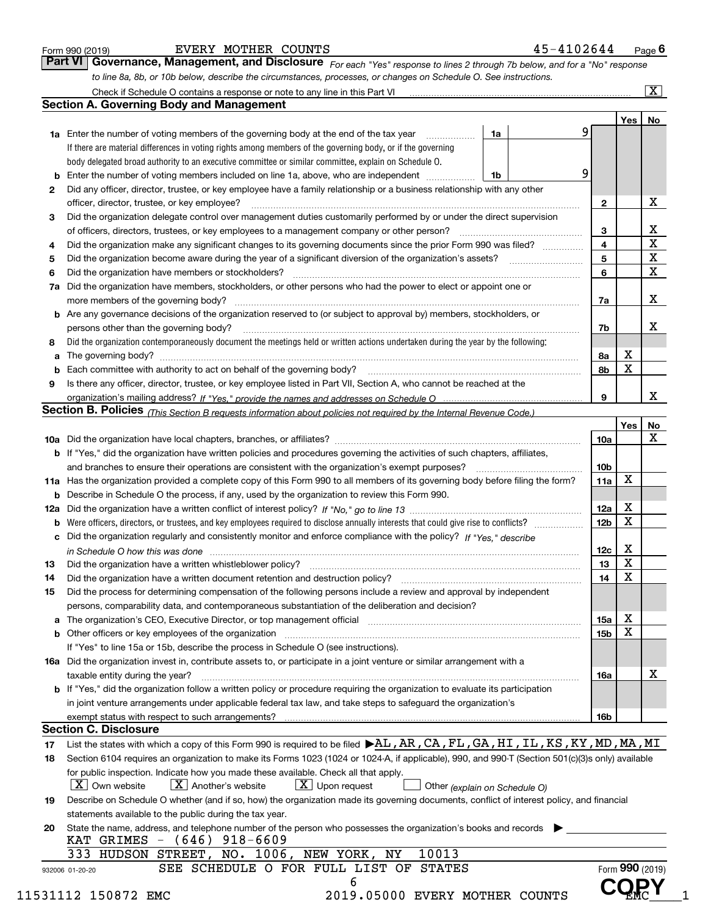Form 990 (2019) EVERY MOTHER COUNTS 45-4102644 Page 6

## Part VI Governance, Management, and Disclosure

*For each "Yes" response to lines 2 through 7b below, and for a "No" response to line 8a, 8b, or 10b below, describe the circumstances, processes, or changes on Schedule O. See instructions.*

Check if Schedule O contains a response or note to any line in this Part VI ... [X]

### Section A. Governing Body and Management

| | | | Yes | No |
|---|---|---|---|---|
| **1a** | Enter the number of voting members of the governing body at the end of the tax year ... **1a** 9<br>If there are material differences in voting rights among members of the governing body, or if the governing body delegated broad authority to an executive committee or similar committee, explain on Schedule O. | | | |
| **b** | Enter the number of voting members included on line 1a, above, who are independent ... **1b** 9 | | | |
| **2** | Did any officer, director, trustee, or key employee have a family relationship or a business relationship with any other officer, director, trustee, or key employee? | 2 | | X |
| **3** | Did the organization delegate control over management duties customarily performed by or under the direct supervision of officers, directors, trustees, or key employees to a management company or other person? | 3 | | X |
| **4** | Did the organization make any significant changes to its governing documents since the prior Form 990 was filed? | 4 | | X |
| **5** | Did the organization become aware during the year of a significant diversion of the organization's assets? | 5 | | X |
| **6** | Did the organization have members or stockholders? | 6 | | X |
| **7a** | Did the organization have members, stockholders, or other persons who had the power to elect or appoint one or more members of the governing body? | 7a | | X |
| **b** | Are any governance decisions of the organization reserved to (or subject to approval by) members, stockholders, or persons other than the governing body? | 7b | | X |
| **8** | Did the organization contemporaneously document the meetings held or written actions undertaken during the year by the following: | | | |
| **a** | The governing body? | 8a | X | |
| **b** | Each committee with authority to act on behalf of the governing body? | 8b | X | |
| **9** | Is there any officer, director, trustee, or key employee listed in Part VII, Section A, who cannot be reached at the organization's mailing address? *If "Yes," provide the names and addresses on Schedule O* | 9 | | X |

### Section B. Policies *(This Section B requests information about policies not required by the Internal Revenue Code.)*

| | | | Yes | No |
|---|---|---|---|---|
| **10a** | Did the organization have local chapters, branches, or affiliates? | 10a | | X |
| **b** | If "Yes," did the organization have written policies and procedures governing the activities of such chapters, affiliates, and branches to ensure their operations are consistent with the organization's exempt purposes? | 10b | | |
| **11a** | Has the organization provided a complete copy of this Form 990 to all members of its governing body before filing the form? | 11a | X | |
| **b** | Describe in Schedule O the process, if any, used by the organization to review this Form 990. | | | |
| **12a** | Did the organization have a written conflict of interest policy? *If "No," go to line 13* | 12a | X | |
| **b** | Were officers, directors, or trustees, and key employees required to disclose annually interests that could give rise to conflicts? | 12b | X | |
| **c** | Did the organization regularly and consistently monitor and enforce compliance with the policy? *If "Yes," describe in Schedule O how this was done* | 12c | X | |
| **13** | Did the organization have a written whistleblower policy? | 13 | X | |
| **14** | Did the organization have a written document retention and destruction policy? | 14 | X | |
| **15** | Did the process for determining compensation of the following persons include a review and approval by independent persons, comparability data, and contemporaneous substantiation of the deliberation and decision? | | | |
| **a** | The organization's CEO, Executive Director, or top management official | 15a | X | |
| **b** | Other officers or key employees of the organization<br>If "Yes" to line 15a or 15b, describe the process in Schedule O (see instructions). | 15b | X | |
| **16a** | Did the organization invest in, contribute assets to, or participate in a joint venture or similar arrangement with a taxable entity during the year? | 16a | | X |
| **b** | If "Yes," did the organization follow a written policy or procedure requiring the organization to evaluate its participation in joint venture arrangements under applicable federal tax law, and take steps to safeguard the organization's exempt status with respect to such arrangements? | 16b | | |

### Section C. Disclosure

**17** List the states with which a copy of this Form 990 is required to be filed ▶ AL, AR, CA, FL, GA, HI, IL, KS, KY, MD, MA, MI

**18** Section 6104 requires an organization to make its Forms 1023 (1024 or 1024-A, if applicable), 990, and 990-T (Section 501(c)(3)s only) available for public inspection. Indicate how you made these available. Check all that apply.

[X] Own website  [X] Another's website  [X] Upon request  [ ] Other *(explain on Schedule O)*

**19** Describe on Schedule O whether (and if so, how) the organization made its governing documents, conflict of interest policy, and financial statements available to the public during the tax year.

**20** State the name, address, and telephone number of the person who possesses the organization's books and records ▶

KAT GRIMES - (646) 918-6609
333 HUDSON STREET, NO. 1006, NEW YORK, NY 10013

SEE SCHEDULE O FOR FULL LIST OF STATES

Form **990** (2019)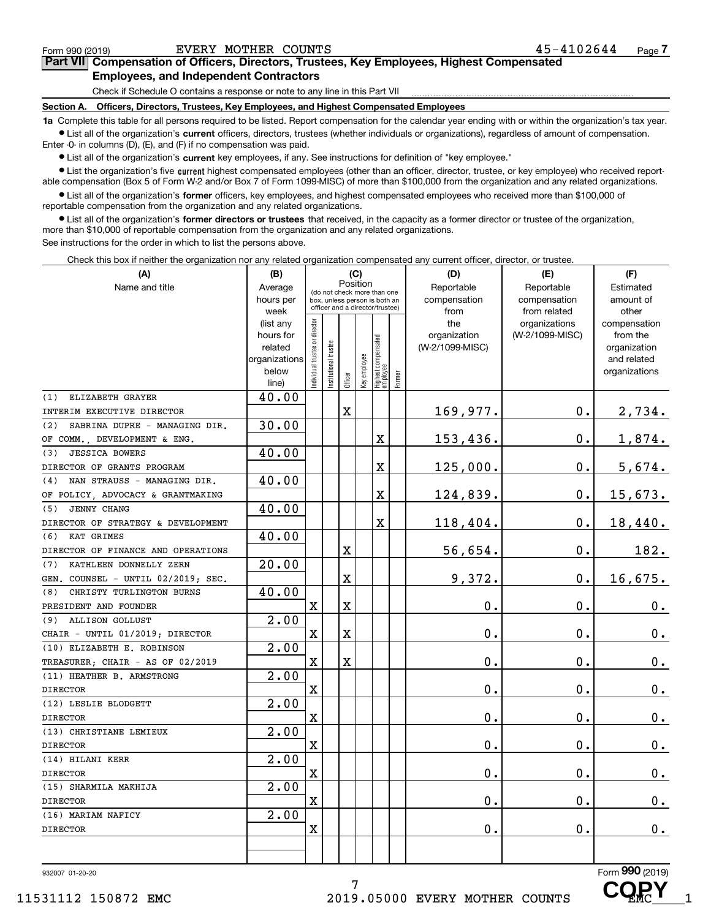Form 990 (2019) EVERY MOTHER COUNTS 45-4102644 Page 7

## Part VII Compensation of Officers, Directors, Trustees, Key Employees, Highest Compensated Employees, and Independent Contractors

Check if Schedule O contains a response or note to any line in this Part VII

### Section A. Officers, Directors, Trustees, Key Employees, and Highest Compensated Employees

**1a** Complete this table for all persons required to be listed. Report compensation for the calendar year ending with or within the organization's tax year.

- List all of the organization's **current** officers, directors, trustees (whether individuals or organizations), regardless of amount of compensation. Enter -0- in columns (D), (E), and (F) if no compensation was paid.
- List all of the organization's **current** key employees, if any. See instructions for definition of "key employee."
- List the organization's five **current** highest compensated employees (other than an officer, director, trustee, or key employee) who received reportable compensation (Box 5 of Form W-2 and/or Box 7 of Form 1099-MISC) of more than $100,000 from the organization and any related organizations.
- List all of the organization's **former** officers, key employees, and highest compensated employees who received more than $100,000 of reportable compensation from the organization and any related organizations.
- List all of the organization's **former directors or trustees** that received, in the capacity as a former director or trustee of the organization, more than $10,000 of reportable compensation from the organization and any related organizations.

See instructions for the order in which to list the persons above.

Check this box if neither the organization nor any related organization compensated any current officer, director, or trustee.

| (A) Name and title | (B) Average hours per week (list any hours for related organizations below line) | (C) Position (do not check more than one box, unless person is both an officer and a director/trustee) | | | | | | (D) Reportable compensation from the organization (W-2/1099-MISC) | (E) Reportable compensation from related organizations (W-2/1099-MISC) | (F) Estimated amount of other compensation from the organization and related organizations |
|---|---|---|---|---|---|---|---|---|---|---|
| | | Individual trustee or director | Institutional trustee | Officer | Key employee | Highest compensated employee | Former | | | |
| (1) ELIZABETH GRAYER<br>INTERIM EXECUTIVE DIRECTOR | 40.00 | | | X | | | | 169,977. | 0. | 2,734. |
| (2) SABRINA DUPRE - MANAGING DIR. OF COMM., DEVELOPMENT & ENG. | 30.00 | | | | | X | | 153,436. | 0. | 1,874. |
| (3) JESSICA BOWERS<br>DIRECTOR OF GRANTS PROGRAM | 40.00 | | | | | X | | 125,000. | 0. | 5,674. |
| (4) NAN STRAUSS - MANAGING DIR. OF POLICY, ADVOCACY & GRANTMAKING | 40.00 | | | | | X | | 124,839. | 0. | 15,673. |
| (5) JENNY CHANG<br>DIRECTOR OF STRATEGY & DEVELOPMENT | 40.00 | | | | | X | | 118,404. | 0. | 18,440. |
| (6) KAT GRIMES<br>DIRECTOR OF FINANCE AND OPERATIONS | 40.00 | | | X | | | | 56,654. | 0. | 182. |
| (7) KATHLEEN DONNELLY ZERN<br>GEN. COUNSEL - UNTIL 02/2019; SEC. | 20.00 | | | X | | | | 9,372. | 0. | 16,675. |
| (8) CHRISTY TURLINGTON BURNS<br>PRESIDENT AND FOUNDER | 40.00 | X | | X | | | | 0. | 0. | 0. |
| (9) ALLISON GOLLUST<br>CHAIR - UNTIL 01/2019; DIRECTOR | 2.00 | X | | X | | | | 0. | 0. | 0. |
| (10) ELIZABETH E. ROBINSON<br>TREASURER; CHAIR - AS OF 02/2019 | 2.00 | X | | X | | | | 0. | 0. | 0. |
| (11) HEATHER B. ARMSTRONG<br>DIRECTOR | 2.00 | X | | | | | | 0. | 0. | 0. |
| (12) LESLIE BLODGETT<br>DIRECTOR | 2.00 | X | | | | | | 0. | 0. | 0. |
| (13) CHRISTIANE LEMIEUX<br>DIRECTOR | 2.00 | X | | | | | | 0. | 0. | 0. |
| (14) HILANI KERR<br>DIRECTOR | 2.00 | X | | | | | | 0. | 0. | 0. |
| (15) SHARMILA MAKHIJA<br>DIRECTOR | 2.00 | X | | | | | | 0. | 0. | 0. |
| (16) MARIAM NAFICY<br>DIRECTOR | 2.00 | X | | | | | | 0. | 0. | 0. |

932007 01-20-20 Form 990 (2019)

11531112 150872 EMC 2019.05000 EVERY MOTHER COUNTS EMC\_\_\_\_1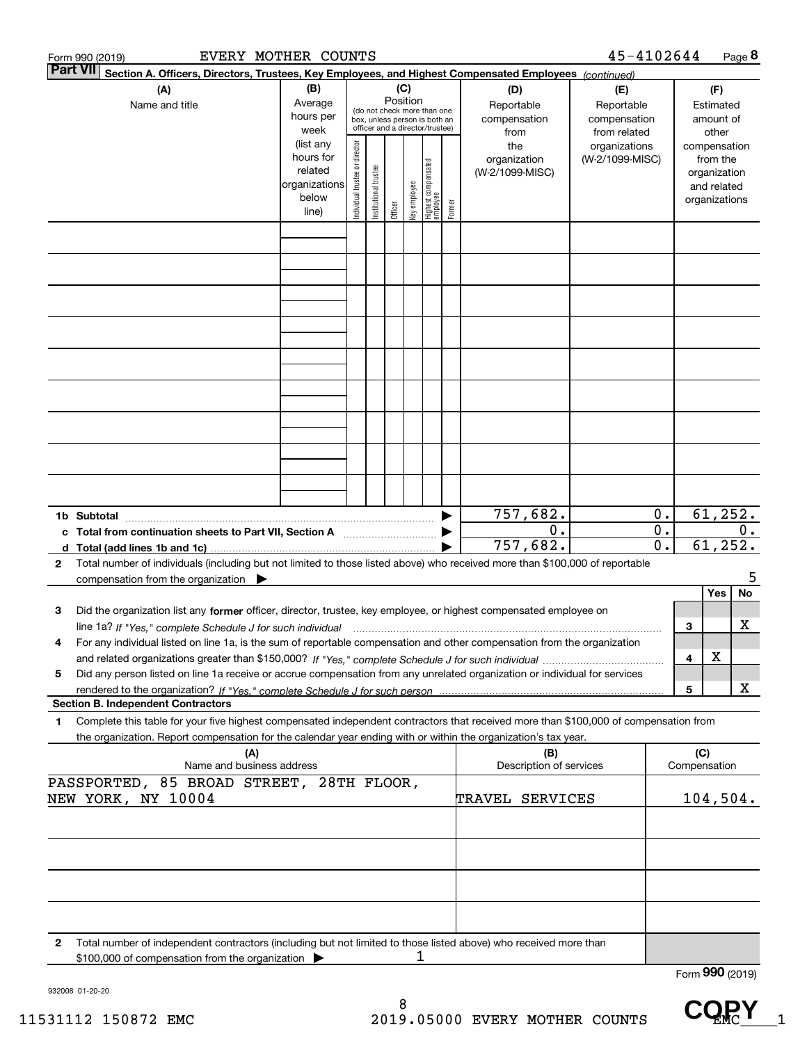Form 990 (2019) EVERY MOTHER COUNTS 45-4102644

**Part VII Section A. Officers, Directors, Trustees, Key Employees, and Highest Compensated Employees** *(continued)*

| (A) Name and title | (B) Average hours per week (list any hours for related organizations below line) | (C) Position (do not check more than one box, unless person is both an officer and a director/trustee): Individual trustee or director | Institutional trustee | Officer | Key employee | Highest compensated employee | Former | (D) Reportable compensation from the organization (W-2/1099-MISC) | (E) Reportable compensation from related organizations (W-2/1099-MISC) | (F) Estimated amount of other compensation from the organization and related organizations |
|---|---|---|---|---|---|---|---|---|---|---|
| | | | | | | | | | | |
| | | | | | | | | | | |
| | | | | | | | | | | |
| | | | | | | | | | | |
| | | | | | | | | | | |
| | | | | | | | | | | |
| | | | | | | | | | | |
| | | | | | | | | | | |
| | | | | | | | | | | |
| **1b Subtotal** | | | | | | | | 757,682. | 0. | 61,252. |
| **c Total from continuation sheets to Part VII, Section A** | | | | | | | | 0. | 0. | 0. |
| **d Total (add lines 1b and 1c)** | | | | | | | | 757,682. | 0. | 61,252. |

**2** Total number of individuals (including but not limited to those listed above) who received more than $100,000 of reportable compensation from the organization ▶ 5

| | | Yes | No |
|---|---|---|---|
| **3** Did the organization list any **former** officer, director, trustee, key employee, or highest compensated employee on line 1a? *If "Yes," complete Schedule J for such individual* | 3 | | X |
| **4** For any individual listed on line 1a, is the sum of reportable compensation and other compensation from the organization and related organizations greater than $150,000? *If "Yes," complete Schedule J for such individual* | 4 | X | |
| **5** Did any person listed on line 1a receive or accrue compensation from any unrelated organization or individual for services rendered to the organization? *If "Yes," complete Schedule J for such person* | 5 | | X |

**Section B. Independent Contractors**

**1** Complete this table for your five highest compensated independent contractors that received more than $100,000 of compensation from the organization. Report compensation for the calendar year ending with or within the organization's tax year.

| (A) Name and business address | (B) Description of services | (C) Compensation |
|---|---|---|
| PASSPORTED, 85 BROAD STREET, 28TH FLOOR, NEW YORK, NY 10004 | TRAVEL SERVICES | 104,504. |
| | | |
| | | |
| | | |
| | | |

**2** Total number of independent contractors (including but not limited to those listed above) who received more than $100,000 of compensation from the organization ▶ 1

Form **990** (2019)

932008 01-20-20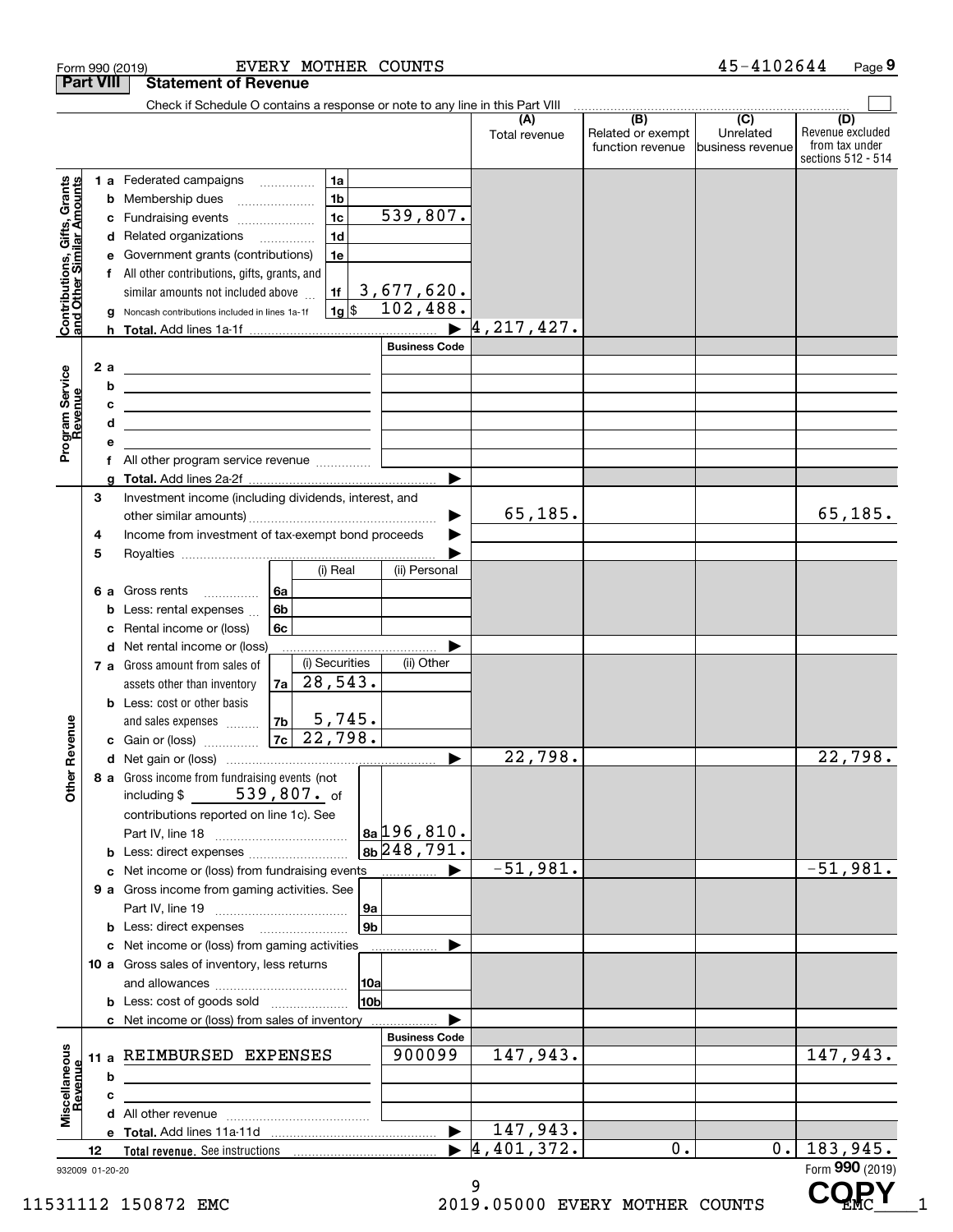Form 990 (2019) EVERY MOTHER COUNTS 45-4102644 Page 9

## Part VIII Statement of Revenue

Check if Schedule O contains a response or note to any line in this Part VIII

| | | | (A) Total revenue | (B) Related or exempt function revenue | (C) Unrelated business revenue | (D) Revenue excluded from tax under sections 512 - 514 |
|---|---|---|---|---|---|---|
| **Contributions, Gifts, Grants and Other Similar Amounts** | 1a Federated campaigns | 1a | | | | |
| | b Membership dues | 1b | | | | |
| | c Fundraising events | 1c 539,807. | | | | |
| | d Related organizations | 1d | | | | |
| | e Government grants (contributions) | 1e | | | | |
| | f All other contributions, gifts, grants, and similar amounts not included above | 1f 3,677,620. | | | | |
| | g Noncash contributions included in lines 1a-1f | 1g $ 102,488. | | | | |
| | h Total. Add lines 1a-1f | | 4,217,427. | | | |
| **Program Service Revenue** | | Business Code | | | | |
| | 2a | | | | | |
| | b | | | | | |
| | c | | | | | |
| | d | | | | | |
| | e | | | | | |
| | f All other program service revenue | | | | | |
| | g Total. Add lines 2a-2f | | | | | |
| **Other Revenue** | 3 Investment income (including dividends, interest, and other similar amounts) | | 65,185. | | | 65,185. |
| | 4 Income from investment of tax-exempt bond proceeds | | | | | |
| | 5 Royalties | | | | | |
| | | (i) Real / (ii) Personal | | | | |
| | 6a Gross rents | 6a | | | | |
| | b Less: rental expenses | 6b | | | | |
| | c Rental income or (loss) | 6c | | | | |
| | d Net rental income or (loss) | | | | | |
| | 7a Gross amount from sales of assets other than inventory | 7a (i) Securities 28,543. / (ii) Other | | | | |
| | b Less: cost or other basis and sales expenses | 7b (i) Securities 5,745. | | | | |
| | c Gain or (loss) | 7c (i) Securities 22,798. | | | | |
| | d Net gain or (loss) | | 22,798. | | | 22,798. |
| | 8a Gross income from fundraising events (not including $ 539,807. of contributions reported on line 1c). See Part IV, line 18 | 8a 196,810. | | | | |
| | b Less: direct expenses | 8b 248,791. | | | | |
| | c Net income or (loss) from fundraising events | | -51,981. | | | -51,981. |
| | 9a Gross income from gaming activities. See Part IV, line 19 | 9a | | | | |
| | b Less: direct expenses | 9b | | | | |
| | c Net income or (loss) from gaming activities | | | | | |
| | 10a Gross sales of inventory, less returns and allowances | 10a | | | | |
| | b Less: cost of goods sold | 10b | | | | |
| | c Net income or (loss) from sales of inventory | | | | | |
| **Miscellaneous Revenue** | | Business Code | | | | |
| | 11a REIMBURSED EXPENSES | 900099 | 147,943. | | | 147,943. |
| | b | | | | | |
| | c | | | | | |
| | d All other revenue | | | | | |
| | e Total. Add lines 11a-11d | | 147,943. | | | |
| | 12 Total revenue. See instructions | | 4,401,372. | 0. | 0. | 183,945. |

932009 01-20-20 Form **990** (2019)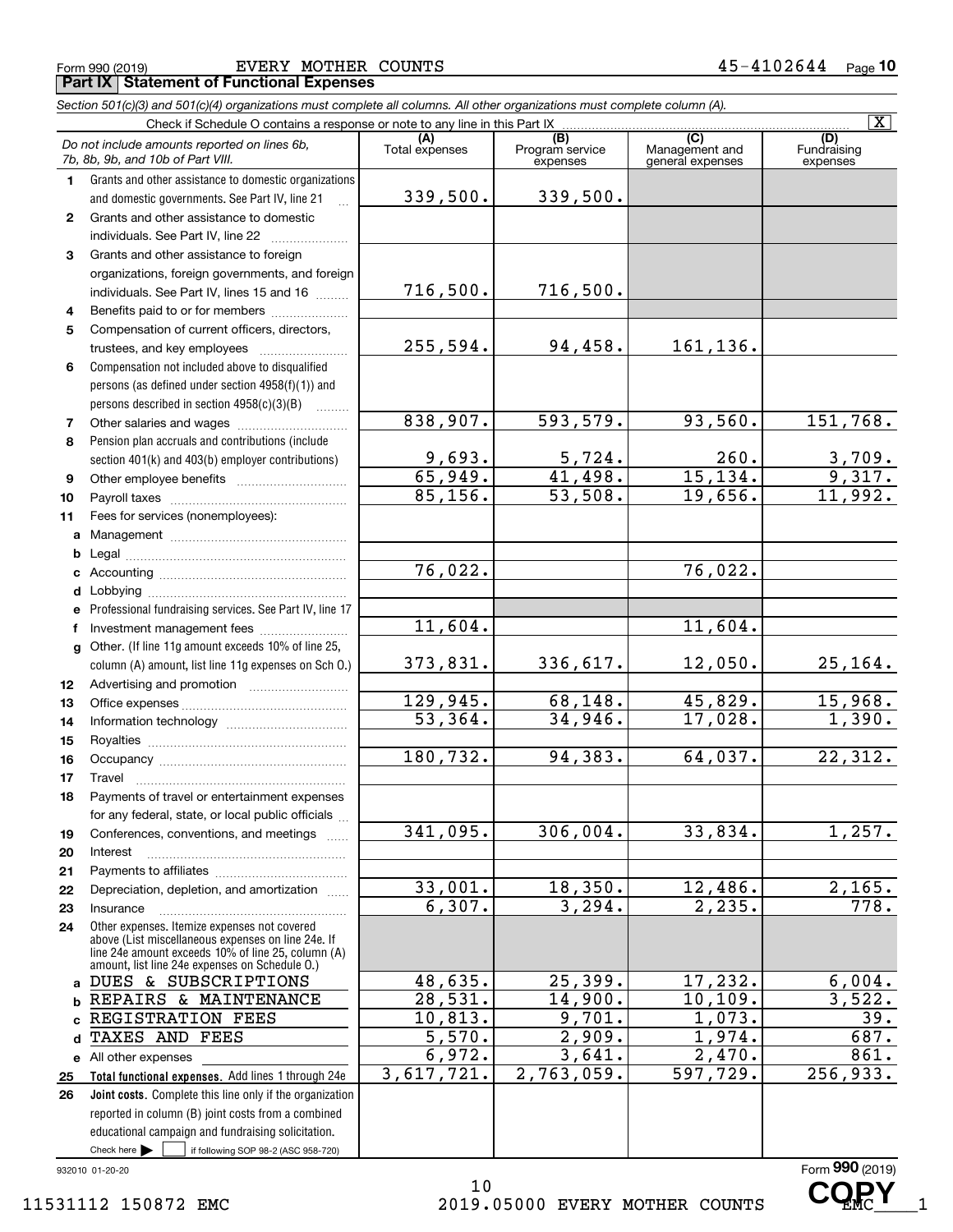Form 990 (2019) EVERY MOTHER COUNTS 45-4102644 Page 10

**Part IX Statement of Functional Expenses**

*Section 501(c)(3) and 501(c)(4) organizations must complete all columns. All other organizations must complete column (A).*

Check if Schedule O contains a response or note to any line in this Part IX [X]

| | *Do not include amounts reported on lines 6b, 7b, 8b, 9b, and 10b of Part VIII.* | (A) Total expenses | (B) Program service expenses | (C) Management and general expenses | (D) Fundraising expenses |
|---|---|---|---|---|---|
| 1 | Grants and other assistance to domestic organizations and domestic governments. See Part IV, line 21 | 339,500. | 339,500. | | |
| 2 | Grants and other assistance to domestic individuals. See Part IV, line 22 | | | | |
| 3 | Grants and other assistance to foreign organizations, foreign governments, and foreign individuals. See Part IV, lines 15 and 16 | 716,500. | 716,500. | | |
| 4 | Benefits paid to or for members | | | | |
| 5 | Compensation of current officers, directors, trustees, and key employees | 255,594. | 94,458. | 161,136. | |
| 6 | Compensation not included above to disqualified persons (as defined under section 4958(f)(1)) and persons described in section 4958(c)(3)(B) | | | | |
| 7 | Other salaries and wages | 838,907. | 593,579. | 93,560. | 151,768. |
| 8 | Pension plan accruals and contributions (include section 401(k) and 403(b) employer contributions) | 9,693. | 5,724. | 260. | 3,709. |
| 9 | Other employee benefits | 65,949. | 41,498. | 15,134. | 9,317. |
| 10 | Payroll taxes | 85,156. | 53,508. | 19,656. | 11,992. |
| 11 | Fees for services (nonemployees): | | | | |
| a | Management | | | | |
| b | Legal | | | | |
| c | Accounting | 76,022. | | 76,022. | |
| d | Lobbying | | | | |
| e | Professional fundraising services. See Part IV, line 17 | | | | |
| f | Investment management fees | 11,604. | | 11,604. | |
| g | Other. (If line 11g amount exceeds 10% of line 25, column (A) amount, list line 11g expenses on Sch O.) | 373,831. | 336,617. | 12,050. | 25,164. |
| 12 | Advertising and promotion | | | | |
| 13 | Office expenses | 129,945. | 68,148. | 45,829. | 15,968. |
| 14 | Information technology | 53,364. | 34,946. | 17,028. | 1,390. |
| 15 | Royalties | | | | |
| 16 | Occupancy | 180,732. | 94,383. | 64,037. | 22,312. |
| 17 | Travel | | | | |
| 18 | Payments of travel or entertainment expenses for any federal, state, or local public officials | | | | |
| 19 | Conferences, conventions, and meetings | 341,095. | 306,004. | 33,834. | 1,257. |
| 20 | Interest | | | | |
| 21 | Payments to affiliates | | | | |
| 22 | Depreciation, depletion, and amortization | 33,001. | 18,350. | 12,486. | 2,165. |
| 23 | Insurance | 6,307. | 3,294. | 2,235. | 778. |
| 24 | Other expenses. Itemize expenses not covered above (List miscellaneous expenses on line 24e. If line 24e amount exceeds 10% of line 25, column (A) amount, list line 24e expenses on Schedule O.) | | | | |
| a | DUES & SUBSCRIPTIONS | 48,635. | 25,399. | 17,232. | 6,004. |
| b | REPAIRS & MAINTENANCE | 28,531. | 14,900. | 10,109. | 3,522. |
| c | REGISTRATION FEES | 10,813. | 9,701. | 1,073. | 39. |
| d | TAXES AND FEES | 5,570. | 2,909. | 1,974. | 687. |
| e | All other expenses | 6,972. | 3,641. | 2,470. | 861. |
| 25 | **Total functional expenses.** Add lines 1 through 24e | 3,617,721. | 2,763,059. | 597,729. | 256,933. |
| 26 | **Joint costs.** Complete this line only if the organization reported in column (B) joint costs from a combined educational campaign and fundraising solicitation. Check here [ ] if following SOP 98-2 (ASC 958-720) | | | | |

932010 01-20-20 Form **990** (2019)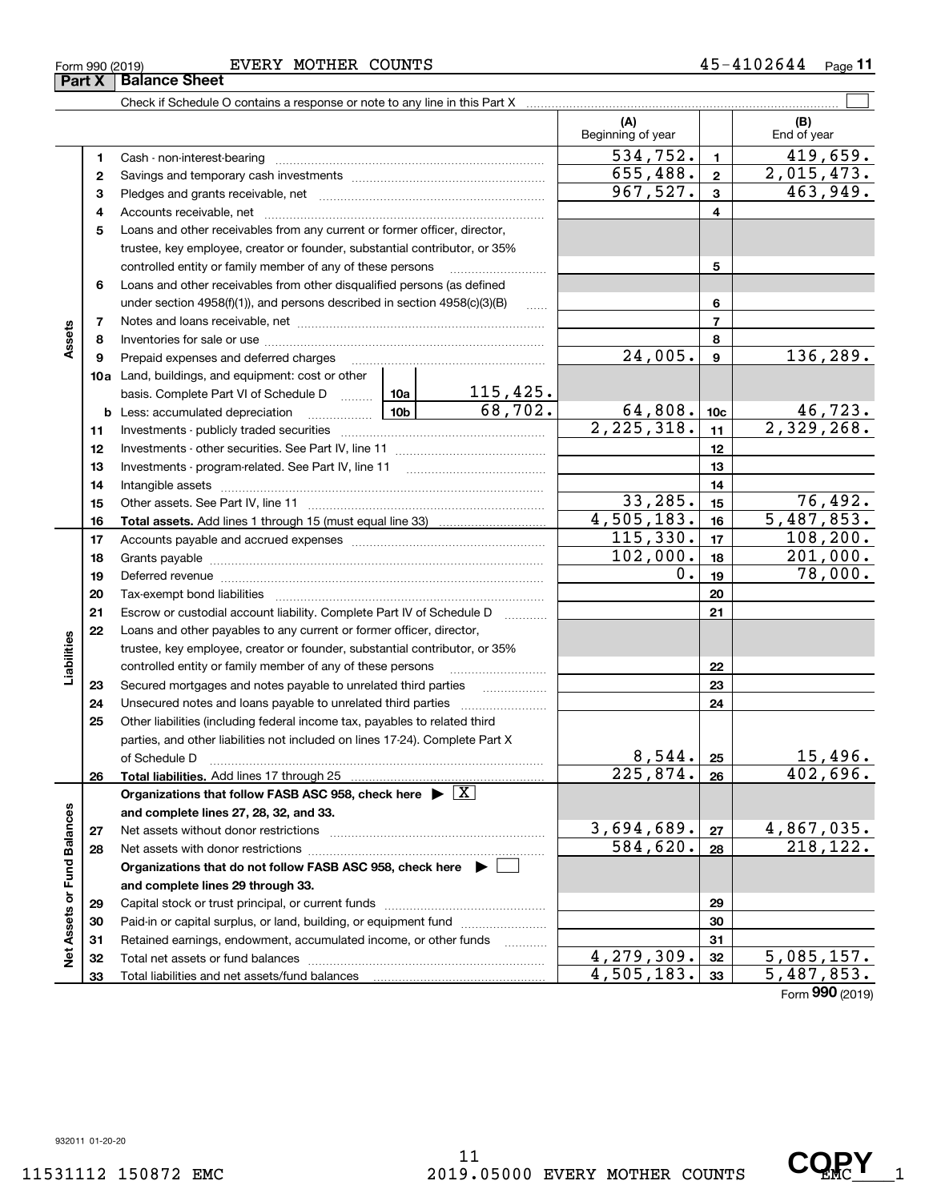Form 990 (2019) EVERY MOTHER COUNTS 45-4102644

## Part X Balance Sheet

Check if Schedule O contains a response or note to any line in this Part X

| | | Description | | | (A) Beginning of year | | (B) End of year |
|---|---|---|---|---|---|---|---|
| Assets | 1 | Cash - non-interest-bearing | | | 534,752. | 1 | 419,659. |
| | 2 | Savings and temporary cash investments | | | 655,488. | 2 | 2,015,473. |
| | 3 | Pledges and grants receivable, net | | | 967,527. | 3 | 463,949. |
| | 4 | Accounts receivable, net | | | | 4 | |
| | 5 | Loans and other receivables from any current or former officer, director, trustee, key employee, creator or founder, substantial contributor, or 35% controlled entity or family member of any of these persons | | | | 5 | |
| | 6 | Loans and other receivables from other disqualified persons (as defined under section 4958(f)(1)), and persons described in section 4958(c)(3)(B) | | | | 6 | |
| | 7 | Notes and loans receivable, net | | | | 7 | |
| | 8 | Inventories for sale or use | | | | 8 | |
| | 9 | Prepaid expenses and deferred charges | | | 24,005. | 9 | 136,289. |
| | 10a | Land, buildings, and equipment: cost or other basis. Complete Part VI of Schedule D | 10a | 115,425. | | | |
| | b | Less: accumulated depreciation | 10b | 68,702. | 64,808. | 10c | 46,723. |
| | 11 | Investments - publicly traded securities | | | 2,225,318. | 11 | 2,329,268. |
| | 12 | Investments - other securities. See Part IV, line 11 | | | | 12 | |
| | 13 | Investments - program-related. See Part IV, line 11 | | | | 13 | |
| | 14 | Intangible assets | | | | 14 | |
| | 15 | Other assets. See Part IV, line 11 | | | 33,285. | 15 | 76,492. |
| | 16 | **Total assets.** Add lines 1 through 15 (must equal line 33) | | | 4,505,183. | 16 | 5,487,853. |
| Liabilities | 17 | Accounts payable and accrued expenses | | | 115,330. | 17 | 108,200. |
| | 18 | Grants payable | | | 102,000. | 18 | 201,000. |
| | 19 | Deferred revenue | | | 0. | 19 | 78,000. |
| | 20 | Tax-exempt bond liabilities | | | | 20 | |
| | 21 | Escrow or custodial account liability. Complete Part IV of Schedule D | | | | 21 | |
| | 22 | Loans and other payables to any current or former officer, director, trustee, key employee, creator or founder, substantial contributor, or 35% controlled entity or family member of any of these persons | | | | 22 | |
| | 23 | Secured mortgages and notes payable to unrelated third parties | | | | 23 | |
| | 24 | Unsecured notes and loans payable to unrelated third parties | | | | 24 | |
| | 25 | Other liabilities (including federal income tax, payables to related third parties, and other liabilities not included on lines 17-24). Complete Part X of Schedule D | | | 8,544. | 25 | 15,496. |
| | 26 | **Total liabilities.** Add lines 17 through 25 | | | 225,874. | 26 | 402,696. |
| Net Assets or Fund Balances | | **Organizations that follow FASB ASC 958, check here ▶ [X] and complete lines 27, 28, 32, and 33.** | | | | | |
| | 27 | Net assets without donor restrictions | | | 3,694,689. | 27 | 4,867,035. |
| | 28 | Net assets with donor restrictions | | | 584,620. | 28 | 218,122. |
| | | **Organizations that do not follow FASB ASC 958, check here ▶ [ ] and complete lines 29 through 33.** | | | | | |
| | 29 | Capital stock or trust principal, or current funds | | | | 29 | |
| | 30 | Paid-in or capital surplus, or land, building, or equipment fund | | | | 30 | |
| | 31 | Retained earnings, endowment, accumulated income, or other funds | | | | 31 | |
| | 32 | Total net assets or fund balances | | | 4,279,309. | 32 | 5,085,157. |
| | 33 | Total liabilities and net assets/fund balances | | | 4,505,183. | 33 | 5,487,853. |

Form **990** (2019)

932011 01-20-20

11531112 150872 EMC 2019.05000 EVERY MOTHER COUNTS EMC___1

COPY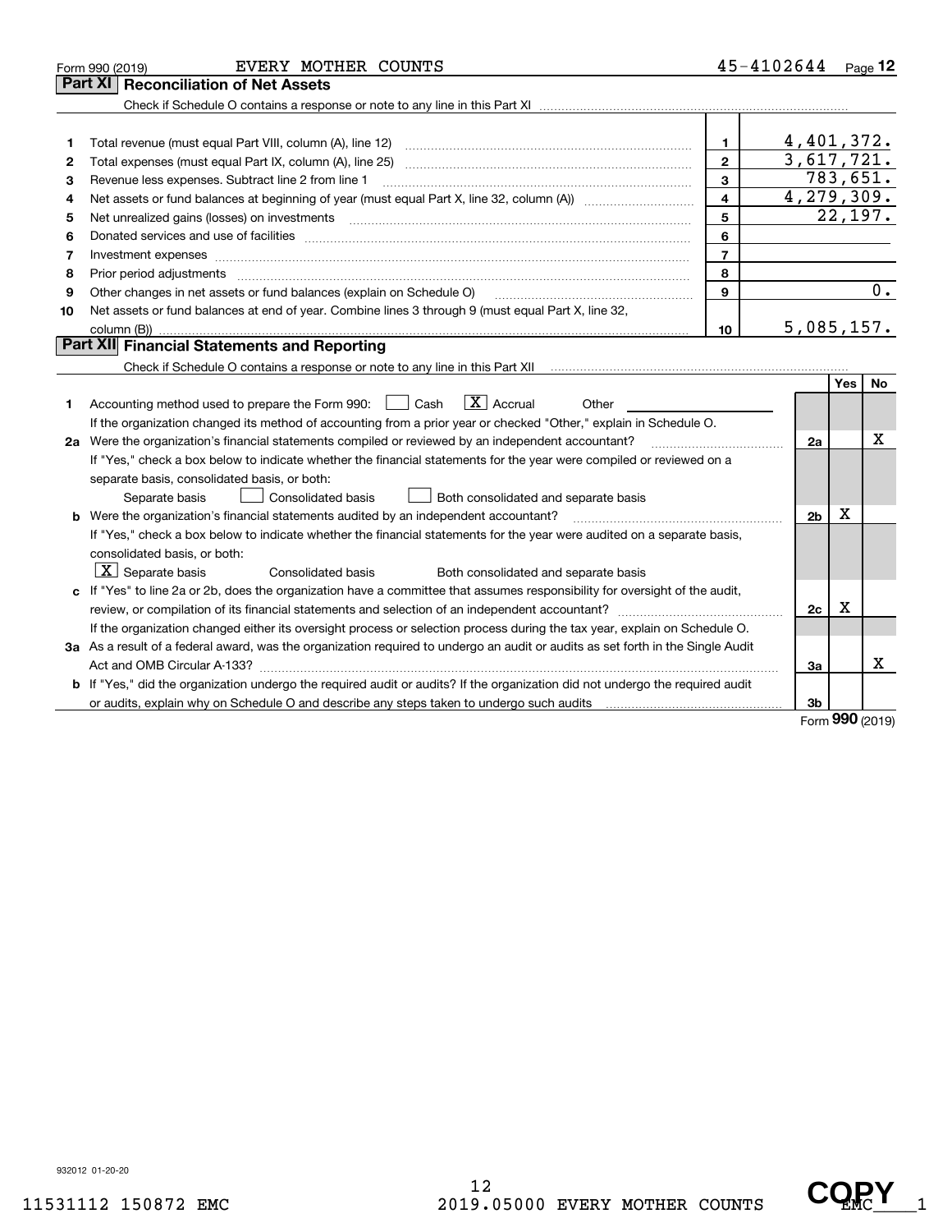Form 990 (2019) EVERY MOTHER COUNTS 45-4102644 Page 12

## Part XI Reconciliation of Net Assets

Check if Schedule O contains a response or note to any line in this Part XI

| | | | |
|---|---|---|---|
| 1 | Total revenue (must equal Part VIII, column (A), line 12) | 1 | 4,401,372. |
| 2 | Total expenses (must equal Part IX, column (A), line 25) | 2 | 3,617,721. |
| 3 | Revenue less expenses. Subtract line 2 from line 1 | 3 | 783,651. |
| 4 | Net assets or fund balances at beginning of year (must equal Part X, line 32, column (A)) | 4 | 4,279,309. |
| 5 | Net unrealized gains (losses) on investments | 5 | 22,197. |
| 6 | Donated services and use of facilities | 6 | |
| 7 | Investment expenses | 7 | |
| 8 | Prior period adjustments | 8 | |
| 9 | Other changes in net assets or fund balances (explain on Schedule O) | 9 | 0. |
| 10 | Net assets or fund balances at end of year. Combine lines 3 through 9 (must equal Part X, line 32, column (B)) | 10 | 5,085,157. |

## Part XII Financial Statements and Reporting

Check if Schedule O contains a response or note to any line in this Part XII

| | | | Yes | No |
|---|---|---|---|---|
| 1 | Accounting method used to prepare the Form 990: ☐ Cash ☒ Accrual ☐ Other | | | |
| | If the organization changed its method of accounting from a prior year or checked "Other," explain in Schedule O. | | | |
| 2a | Were the organization's financial statements compiled or reviewed by an independent accountant? | 2a | | X |
| | If "Yes," check a box below to indicate whether the financial statements for the year were compiled or reviewed on a separate basis, consolidated basis, or both: ☐ Separate basis ☐ Consolidated basis ☐ Both consolidated and separate basis | | | |
| b | Were the organization's financial statements audited by an independent accountant? | 2b | X | |
| | If "Yes," check a box below to indicate whether the financial statements for the year were audited on a separate basis, consolidated basis, or both: ☒ Separate basis ☐ Consolidated basis ☐ Both consolidated and separate basis | | | |
| c | If "Yes" to line 2a or 2b, does the organization have a committee that assumes responsibility for oversight of the audit, review, or compilation of its financial statements and selection of an independent accountant? | 2c | X | |
| | If the organization changed either its oversight process or selection process during the tax year, explain on Schedule O. | | | |
| 3a | As a result of a federal award, was the organization required to undergo an audit or audits as set forth in the Single Audit Act and OMB Circular A-133? | 3a | | X |
| b | If "Yes," did the organization undergo the required audit or audits? If the organization did not undergo the required audit or audits, explain why on Schedule O and describe any steps taken to undergo such audits | 3b | | |

Form 990 (2019)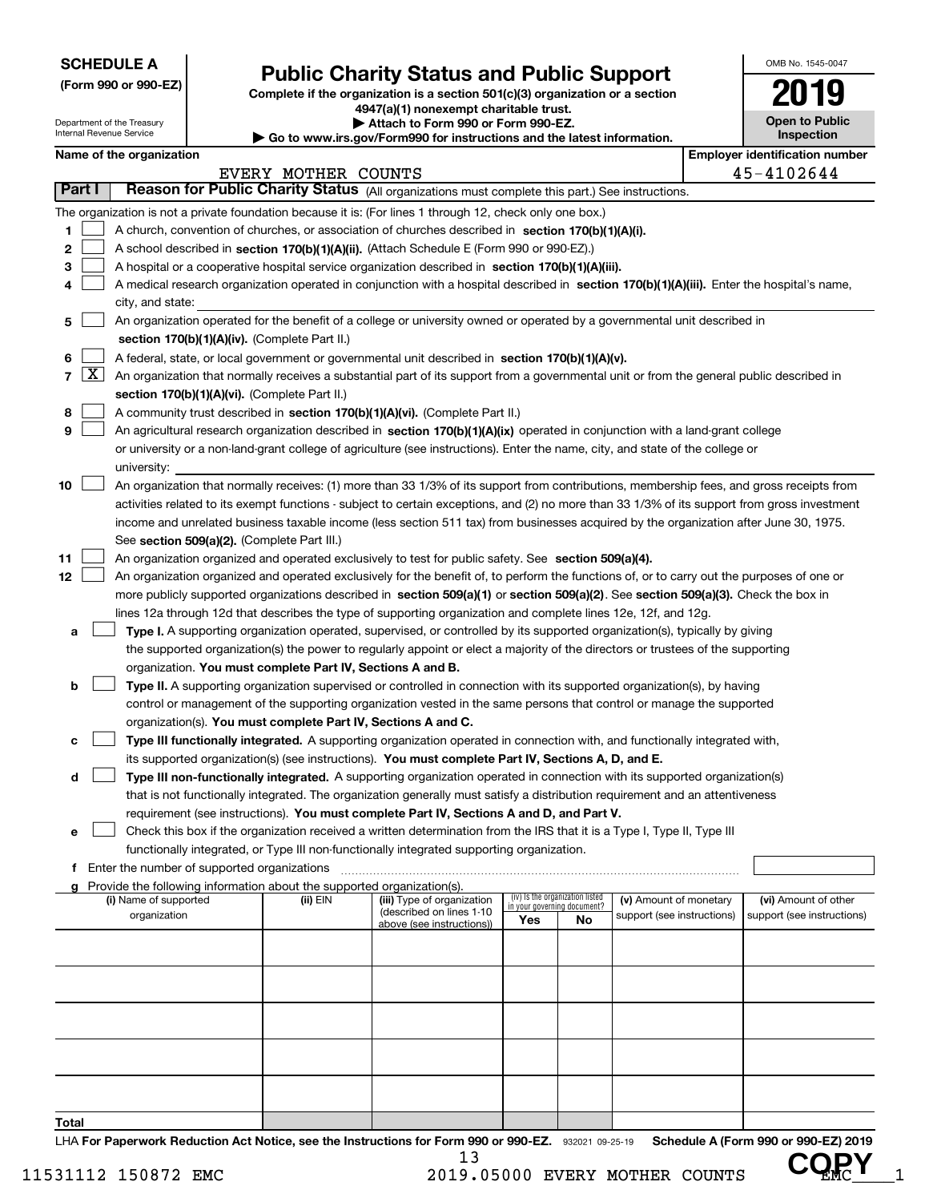**SCHEDULE A**
**(Form 990 or 990-EZ)**

Department of the Treasury
Internal Revenue Service

# Public Charity Status and Public Support

**Complete if the organization is a section 501(c)(3) organization or a section 4947(a)(1) nonexempt charitable trust.**
**▶ Attach to Form 990 or Form 990-EZ.**
**▶ Go to www.irs.gov/Form990 for instructions and the latest information.**

OMB No. 1545-0047
**2019**
**Open to Public Inspection**

**Name of the organization:** EVERY MOTHER COUNTS
**Employer identification number:** 45-4102644

## Part I — Reason for Public Charity Status (All organizations must complete this part.) See instructions.

The organization is not a private foundation because it is: (For lines 1 through 12, check only one box.)

1. [ ] A church, convention of churches, or association of churches described in **section 170(b)(1)(A)(i).**
2. [ ] A school described in **section 170(b)(1)(A)(ii).** (Attach Schedule E (Form 990 or 990-EZ).)
3. [ ] A hospital or a cooperative hospital service organization described in **section 170(b)(1)(A)(iii).**
4. [ ] A medical research organization operated in conjunction with a hospital described in **section 170(b)(1)(A)(iii).** Enter the hospital's name, city, and state:
5. [ ] An organization operated for the benefit of a college or university owned or operated by a governmental unit described in **section 170(b)(1)(A)(iv).** (Complete Part II.)
6. [ ] A federal, state, or local government or governmental unit described in **section 170(b)(1)(A)(v).**
7. [X] An organization that normally receives a substantial part of its support from a governmental unit or from the general public described in **section 170(b)(1)(A)(vi).** (Complete Part II.)
8. [ ] A community trust described in **section 170(b)(1)(A)(vi).** (Complete Part II.)
9. [ ] An agricultural research organization described in **section 170(b)(1)(A)(ix)** operated in conjunction with a land-grant college or university or a non-land-grant college of agriculture (see instructions). Enter the name, city, and state of the college or university:
10. [ ] An organization that normally receives: (1) more than 33 1/3% of its support from contributions, membership fees, and gross receipts from activities related to its exempt functions - subject to certain exceptions, and (2) no more than 33 1/3% of its support from gross investment income and unrelated business taxable income (less section 511 tax) from businesses acquired by the organization after June 30, 1975. See **section 509(a)(2).** (Complete Part III.)
11. [ ] An organization organized and operated exclusively to test for public safety. See **section 509(a)(4).**
12. [ ] An organization organized and operated exclusively for the benefit of, to perform the functions of, or to carry out the purposes of one or more publicly supported organizations described in **section 509(a)(1)** or **section 509(a)(2)**. See **section 509(a)(3).** Check the box in lines 12a through 12d that describes the type of supporting organization and complete lines 12e, 12f, and 12g.
   - **a** [ ] **Type I.** A supporting organization operated, supervised, or controlled by its supported organization(s), typically by giving the supported organization(s) the power to regularly appoint or elect a majority of the directors or trustees of the supporting organization. **You must complete Part IV, Sections A and B.**
   - **b** [ ] **Type II.** A supporting organization supervised or controlled in connection with its supported organization(s), by having control or management of the supporting organization vested in the same persons that control or manage the supported organization(s). **You must complete Part IV, Sections A and C.**
   - **c** [ ] **Type III functionally integrated.** A supporting organization operated in connection with, and functionally integrated with, its supported organization(s) (see instructions). **You must complete Part IV, Sections A, D, and E.**
   - **d** [ ] **Type III non-functionally integrated.** A supporting organization operated in connection with its supported organization(s) that is not functionally integrated. The organization generally must satisfy a distribution requirement and an attentiveness requirement (see instructions). **You must complete Part IV, Sections A and D, and Part V.**
   - **e** [ ] Check this box if the organization received a written determination from the IRS that it is a Type I, Type II, Type III functionally integrated, or Type III non-functionally integrated supporting organization.
   - **f** Enter the number of supported organizations
   - **g** Provide the following information about the supported organization(s).

| (i) Name of supported organization | (ii) EIN | (iii) Type of organization (described on lines 1-10 above (see instructions)) | (iv) Is the organization listed in your governing document? Yes | No | (v) Amount of monetary support (see instructions) | (vi) Amount of other support (see instructions) |
|---|---|---|---|---|---|---|
| | | | | | | |
| | | | | | | |
| | | | | | | |
| | | | | | | |
| | | | | | | |
| **Total** | | | | | | |

LHA **For Paperwork Reduction Act Notice, see the Instructions for Form 990 or 990-EZ.** 932021 09-25-19 **Schedule A (Form 990 or 990-EZ) 2019**

11531112 150872 EMC 2019.05000 EVERY MOTHER COUNTS EMC___1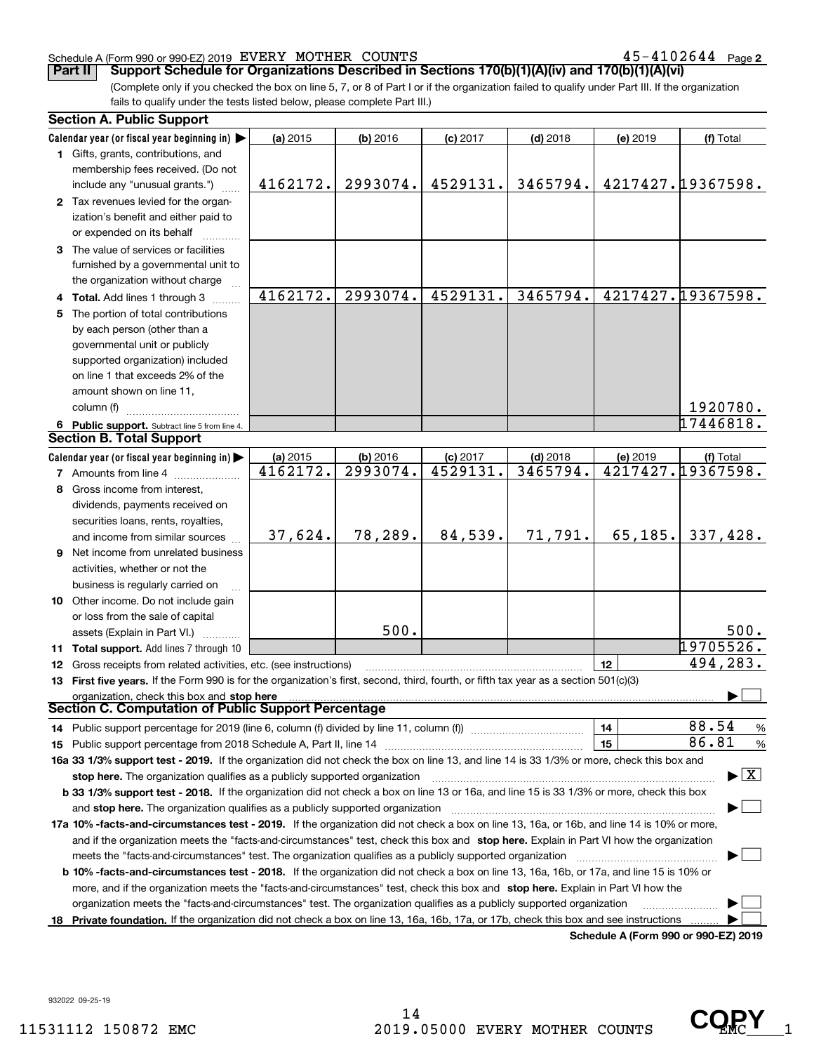Schedule A (Form 990 or 990-EZ) 2019 EVERY MOTHER COUNTS 45-4102644 Page 2

**Part II** **Support Schedule for Organizations Described in Sections 170(b)(1)(A)(iv) and 170(b)(1)(A)(vi)**

(Complete only if you checked the box on line 5, 7, or 8 of Part I or if the organization failed to qualify under Part III. If the organization fails to qualify under the tests listed below, please complete Part III.)

### Section A. Public Support

| Calendar year (or fiscal year beginning in) ▶ | (a) 2015 | (b) 2016 | (c) 2017 | (d) 2018 | (e) 2019 | (f) Total |
|---|---|---|---|---|---|---|
| **1** Gifts, grants, contributions, and membership fees received. (Do not include any "unusual grants.") | 4162172. | 2993074. | 4529131. | 3465794. | 4217427. | 19367598. |
| **2** Tax revenues levied for the organization's benefit and either paid to or expended on its behalf | | | | | | |
| **3** The value of services or facilities furnished by a governmental unit to the organization without charge | | | | | | |
| **4 Total.** Add lines 1 through 3 | 4162172. | 2993074. | 4529131. | 3465794. | 4217427. | 19367598. |
| **5** The portion of total contributions by each person (other than a governmental unit or publicly supported organization) included on line 1 that exceeds 2% of the amount shown on line 11, column (f) | | | | | | 1920780. |
| **6 Public support.** Subtract line 5 from line 4. | | | | | | 17446818. |

### Section B. Total Support

| Calendar year (or fiscal year beginning in) ▶ | (a) 2015 | (b) 2016 | (c) 2017 | (d) 2018 | (e) 2019 | (f) Total |
|---|---|---|---|---|---|---|
| **7** Amounts from line 4 | 4162172. | 2993074. | 4529131. | 3465794. | 4217427. | 19367598. |
| **8** Gross income from interest, dividends, payments received on securities loans, rents, royalties, and income from similar sources | 37,624. | 78,289. | 84,539. | 71,791. | 65,185. | 337,428. |
| **9** Net income from unrelated business activities, whether or not the business is regularly carried on | | | | | | |
| **10** Other income. Do not include gain or loss from the sale of capital assets (Explain in Part VI.) | | 500. | | | | 500. |
| **11 Total support.** Add lines 7 through 10 | | | | | | 19705526. |

**12** Gross receipts from related activities, etc. (see instructions) ..... **12** 494,283.

**13 First five years.** If the Form 990 is for the organization's first, second, third, fourth, or fifth tax year as a section 501(c)(3) organization, check this box and **stop here** ▶ ☐

### Section C. Computation of Public Support Percentage

**14** Public support percentage for 2019 (line 6, column (f) divided by line 11, column (f)) ..... **14** 88.54 %

**15** Public support percentage from 2018 Schedule A, Part II, line 14 ..... **15** 86.81 %

**16a 33 1/3% support test - 2019.** If the organization did not check the box on line 13, and line 14 is 33 1/3% or more, check this box and **stop here.** The organization qualifies as a publicly supported organization ▶ ☒

**b 33 1/3% support test - 2018.** If the organization did not check a box on line 13 or 16a, and line 15 is 33 1/3% or more, check this box and **stop here.** The organization qualifies as a publicly supported organization ▶ ☐

**17a 10% -facts-and-circumstances test - 2019.** If the organization did not check a box on line 13, 16a, or 16b, and line 14 is 10% or more, and if the organization meets the "facts-and-circumstances" test, check this box and **stop here.** Explain in Part VI how the organization meets the "facts-and-circumstances" test. The organization qualifies as a publicly supported organization ▶ ☐

**b 10% -facts-and-circumstances test - 2018.** If the organization did not check a box on line 13, 16a, 16b, or 17a, and line 15 is 10% or more, and if the organization meets the "facts-and-circumstances" test, check this box and **stop here.** Explain in Part VI how the organization meets the "facts-and-circumstances" test. The organization qualifies as a publicly supported organization ▶ ☐

**18 Private foundation.** If the organization did not check a box on line 13, 16a, 16b, 17a, or 17b, check this box and see instructions ▶ ☐

**Schedule A (Form 990 or 990-EZ) 2019**

932022 09-25-19

11531112 150872 EMC 2019.05000 EVERY MOTHER COUNTS EMC___1

COPY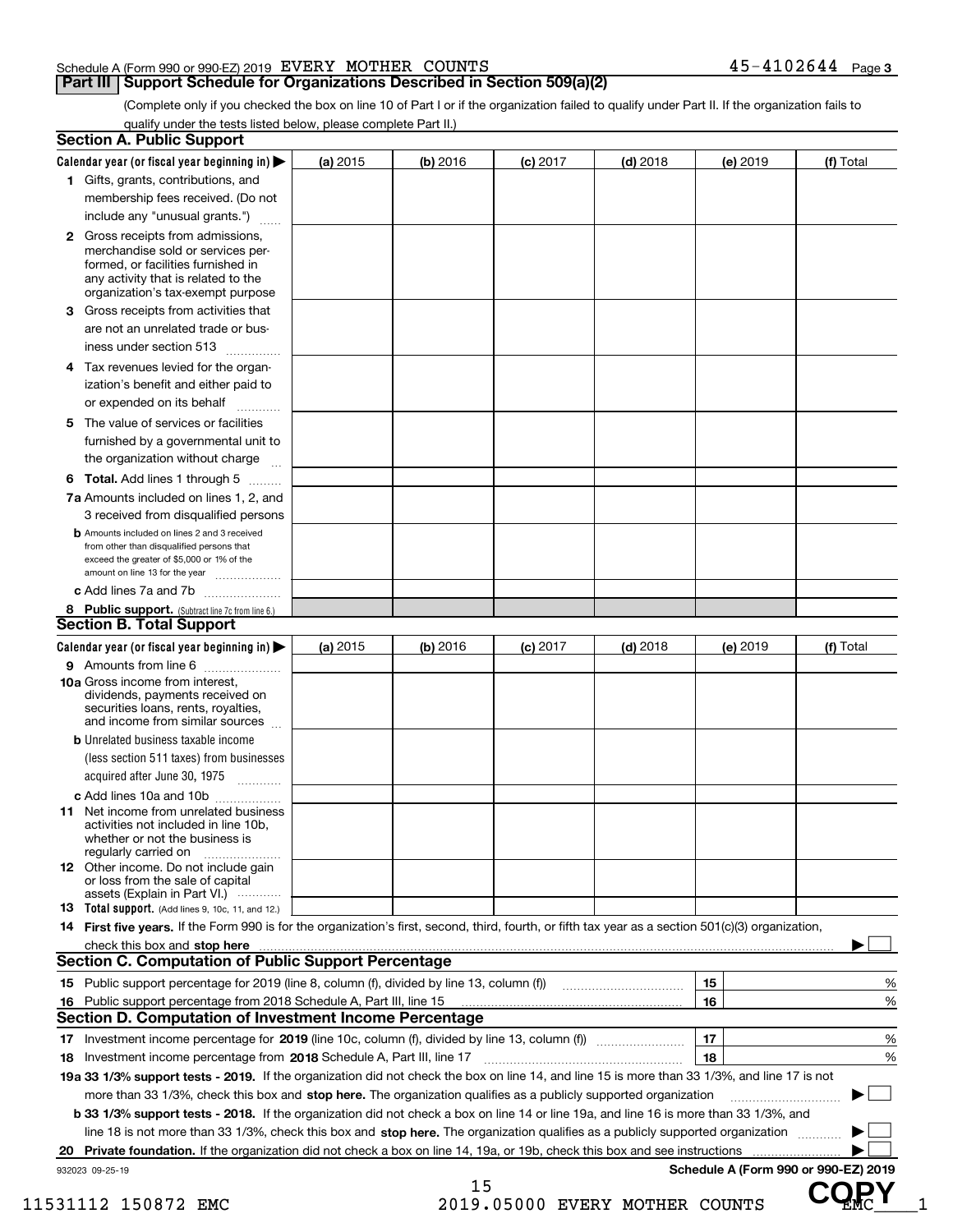Schedule A (Form 990 or 990-EZ) 2019 EVERY MOTHER COUNTS 45-4102644 Page 3

## Part III Support Schedule for Organizations Described in Section 509(a)(2)

(Complete only if you checked the box on line 10 of Part I or if the organization failed to qualify under Part II. If the organization fails to qualify under the tests listed below, please complete Part II.)

### Section A. Public Support

| Calendar year (or fiscal year beginning in) ▶ | (a) 2015 | (b) 2016 | (c) 2017 | (d) 2018 | (e) 2019 | (f) Total |
|---|---|---|---|---|---|---|
| **1** Gifts, grants, contributions, and membership fees received. (Do not include any "unusual grants.") | | | | | | |
| **2** Gross receipts from admissions, merchandise sold or services performed, or facilities furnished in any activity that is related to the organization's tax-exempt purpose | | | | | | |
| **3** Gross receipts from activities that are not an unrelated trade or business under section 513 | | | | | | |
| **4** Tax revenues levied for the organization's benefit and either paid to or expended on its behalf | | | | | | |
| **5** The value of services or facilities furnished by a governmental unit to the organization without charge | | | | | | |
| **6 Total.** Add lines 1 through 5 | | | | | | |
| **7a** Amounts included on lines 1, 2, and 3 received from disqualified persons | | | | | | |
| **b** Amounts included on lines 2 and 3 received from other than disqualified persons that exceed the greater of $5,000 or 1% of the amount on line 13 for the year | | | | | | |
| **c** Add lines 7a and 7b | | | | | | |
| **8 Public support.** (Subtract line 7c from line 6.) | | | | | | |

### Section B. Total Support

| Calendar year (or fiscal year beginning in) ▶ | (a) 2015 | (b) 2016 | (c) 2017 | (d) 2018 | (e) 2019 | (f) Total |
|---|---|---|---|---|---|---|
| **9** Amounts from line 6 | | | | | | |
| **10a** Gross income from interest, dividends, payments received on securities loans, rents, royalties, and income from similar sources | | | | | | |
| **b** Unrelated business taxable income (less section 511 taxes) from businesses acquired after June 30, 1975 | | | | | | |
| **c** Add lines 10a and 10b | | | | | | |
| **11** Net income from unrelated business activities not included in line 10b, whether or not the business is regularly carried on | | | | | | |
| **12** Other income. Do not include gain or loss from the sale of capital assets (Explain in Part VI.) | | | | | | |
| **13 Total support.** (Add lines 9, 10c, 11, and 12.) | | | | | | |

**14 First five years.** If the Form 990 is for the organization's first, second, third, fourth, or fifth tax year as a section 501(c)(3) organization, check this box and **stop here** ▶ ☐

### Section C. Computation of Public Support Percentage

| | | | |
|---|---|---|---|
| **15** | Public support percentage for 2019 (line 8, column (f), divided by line 13, column (f)) | 15 | % |
| **16** | Public support percentage from 2018 Schedule A, Part III, line 15 | 16 | % |

### Section D. Computation of Investment Income Percentage

| | | | |
|---|---|---|---|
| **17** | Investment income percentage for **2019** (line 10c, column (f), divided by line 13, column (f)) | 17 | % |
| **18** | Investment income percentage from **2018** Schedule A, Part III, line 17 | 18 | % |

**19a 33 1/3% support tests - 2019.** If the organization did not check the box on line 14, and line 15 is more than 33 1/3%, and line 17 is not more than 33 1/3%, check this box and **stop here.** The organization qualifies as a publicly supported organization ▶ ☐

**b 33 1/3% support tests - 2018.** If the organization did not check a box on line 14 or line 19a, and line 16 is more than 33 1/3%, and line 18 is not more than 33 1/3%, check this box and **stop here.** The organization qualifies as a publicly supported organization ▶ ☐

**20 Private foundation.** If the organization did not check a box on line 14, 19a, or 19b, check this box and see instructions ▶ ☐

932023 09-25-19 **Schedule A (Form 990 or 990-EZ) 2019**

11531112 150872 EMC 2019.05000 EVERY MOTHER COUNTS EMC___1

COPY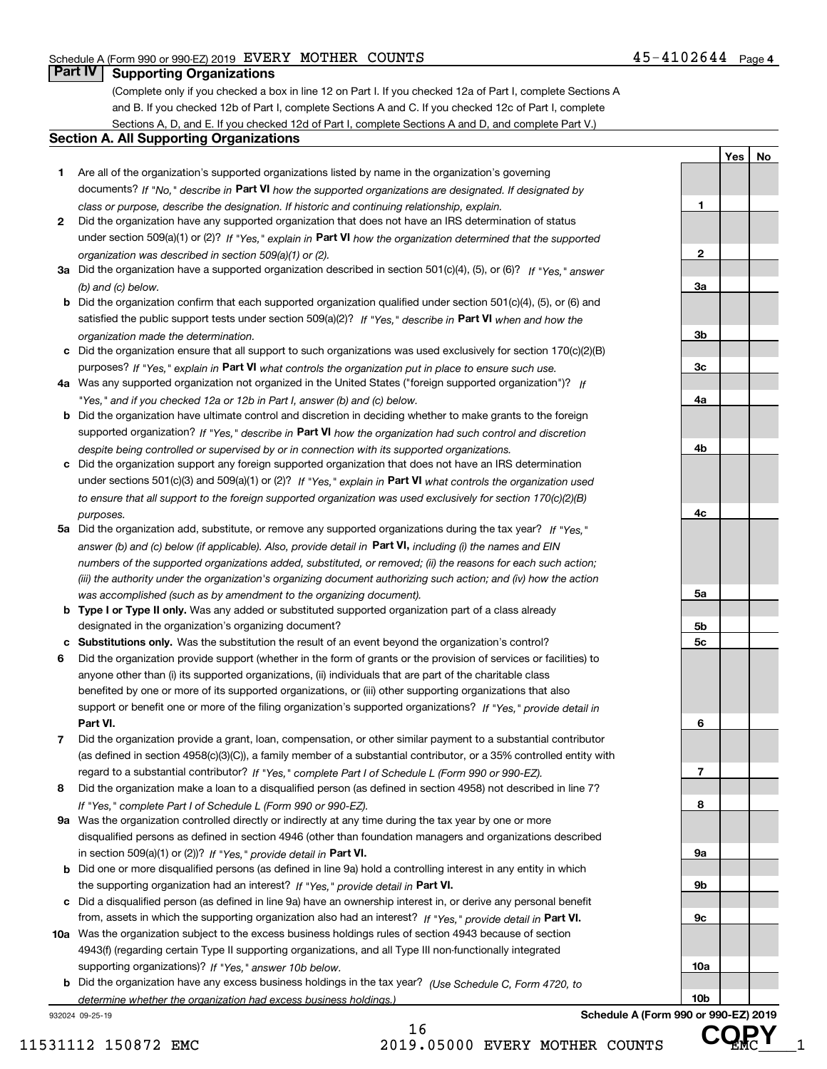Schedule A (Form 990 or 990-EZ) 2019 EVERY MOTHER COUNTS 45-4102644 Page 4

## Part IV Supporting Organizations

(Complete only if you checked a box in line 12 on Part I. If you checked 12a of Part I, complete Sections A and B. If you checked 12b of Part I, complete Sections A and C. If you checked 12c of Part I, complete Sections A, D, and E. If you checked 12d of Part I, complete Sections A and D, and complete Part V.)

### Section A. All Supporting Organizations

| | | | Yes | No |
|---|---|---|---|---|
| 1 | Are all of the organization's supported organizations listed by name in the organization's governing documents? *If "No," describe in* **Part VI** *how the supported organizations are designated. If designated by class or purpose, describe the designation. If historic and continuing relationship, explain.* | 1 | | |
| 2 | Did the organization have any supported organization that does not have an IRS determination of status under section 509(a)(1) or (2)? *If "Yes," explain in* **Part VI** *how the organization determined that the supported organization was described in section 509(a)(1) or (2).* | 2 | | |
| 3a | Did the organization have a supported organization described in section 501(c)(4), (5), or (6)? *If "Yes," answer (b) and (c) below.* | 3a | | |
| b | Did the organization confirm that each supported organization qualified under section 501(c)(4), (5), or (6) and satisfied the public support tests under section 509(a)(2)? *If "Yes," describe in* **Part VI** *when and how the organization made the determination.* | 3b | | |
| c | Did the organization ensure that all support to such organizations was used exclusively for section 170(c)(2)(B) purposes? *If "Yes," explain in* **Part VI** *what controls the organization put in place to ensure such use.* | 3c | | |
| 4a | Was any supported organization not organized in the United States ("foreign supported organization")? *If "Yes," and if you checked 12a or 12b in Part I, answer (b) and (c) below.* | 4a | | |
| b | Did the organization have ultimate control and discretion in deciding whether to make grants to the foreign supported organization? *If "Yes," describe in* **Part VI** *how the organization had such control and discretion despite being controlled or supervised by or in connection with its supported organizations.* | 4b | | |
| c | Did the organization support any foreign supported organization that does not have an IRS determination under sections 501(c)(3) and 509(a)(1) or (2)? *If "Yes," explain in* **Part VI** *what controls the organization used to ensure that all support to the foreign supported organization was used exclusively for section 170(c)(2)(B) purposes.* | 4c | | |
| 5a | Did the organization add, substitute, or remove any supported organizations during the tax year? *If "Yes," answer (b) and (c) below (if applicable). Also, provide detail in* **Part VI,** *including (i) the names and EIN numbers of the supported organizations added, substituted, or removed; (ii) the reasons for each such action; (iii) the authority under the organization's organizing document authorizing such action; and (iv) how the action was accomplished (such as by amendment to the organizing document).* | 5a | | |
| b | **Type I or Type II only.** Was any added or substituted supported organization part of a class already designated in the organization's organizing document? | 5b | | |
| c | **Substitutions only.** Was the substitution the result of an event beyond the organization's control? | 5c | | |
| 6 | Did the organization provide support (whether in the form of grants or the provision of services or facilities) to anyone other than (i) its supported organizations, (ii) individuals that are part of the charitable class benefited by one or more of its supported organizations, or (iii) other supporting organizations that also support or benefit one or more of the filing organization's supported organizations? *If "Yes," provide detail in* **Part VI.** | 6 | | |
| 7 | Did the organization provide a grant, loan, compensation, or other similar payment to a substantial contributor (as defined in section 4958(c)(3)(C)), a family member of a substantial contributor, or a 35% controlled entity with regard to a substantial contributor? *If "Yes," complete Part I of Schedule L (Form 990 or 990-EZ).* | 7 | | |
| 8 | Did the organization make a loan to a disqualified person (as defined in section 4958) not described in line 7? *If "Yes," complete Part I of Schedule L (Form 990 or 990-EZ).* | 8 | | |
| 9a | Was the organization controlled directly or indirectly at any time during the tax year by one or more disqualified persons as defined in section 4946 (other than foundation managers and organizations described in section 509(a)(1) or (2))? *If "Yes," provide detail in* **Part VI.** | 9a | | |
| b | Did one or more disqualified persons (as defined in line 9a) hold a controlling interest in any entity in which the supporting organization had an interest? *If "Yes," provide detail in* **Part VI.** | 9b | | |
| c | Did a disqualified person (as defined in line 9a) have an ownership interest in, or derive any personal benefit from, assets in which the supporting organization also had an interest? *If "Yes," provide detail in* **Part VI.** | 9c | | |
| 10a | Was the organization subject to the excess business holdings rules of section 4943 because of section 4943(f) (regarding certain Type II supporting organizations, and all Type III non-functionally integrated supporting organizations)? *If "Yes," answer 10b below.* | 10a | | |
| b | Did the organization have any excess business holdings in the tax year? *(Use Schedule C, Form 4720, to determine whether the organization had excess business holdings.)* | 10b | | |

932024 09-25-19 **Schedule A (Form 990 or 990-EZ) 2019**

11531112 150872 EMC 2019.05000 EVERY MOTHER COUNTS EMC___1

COPY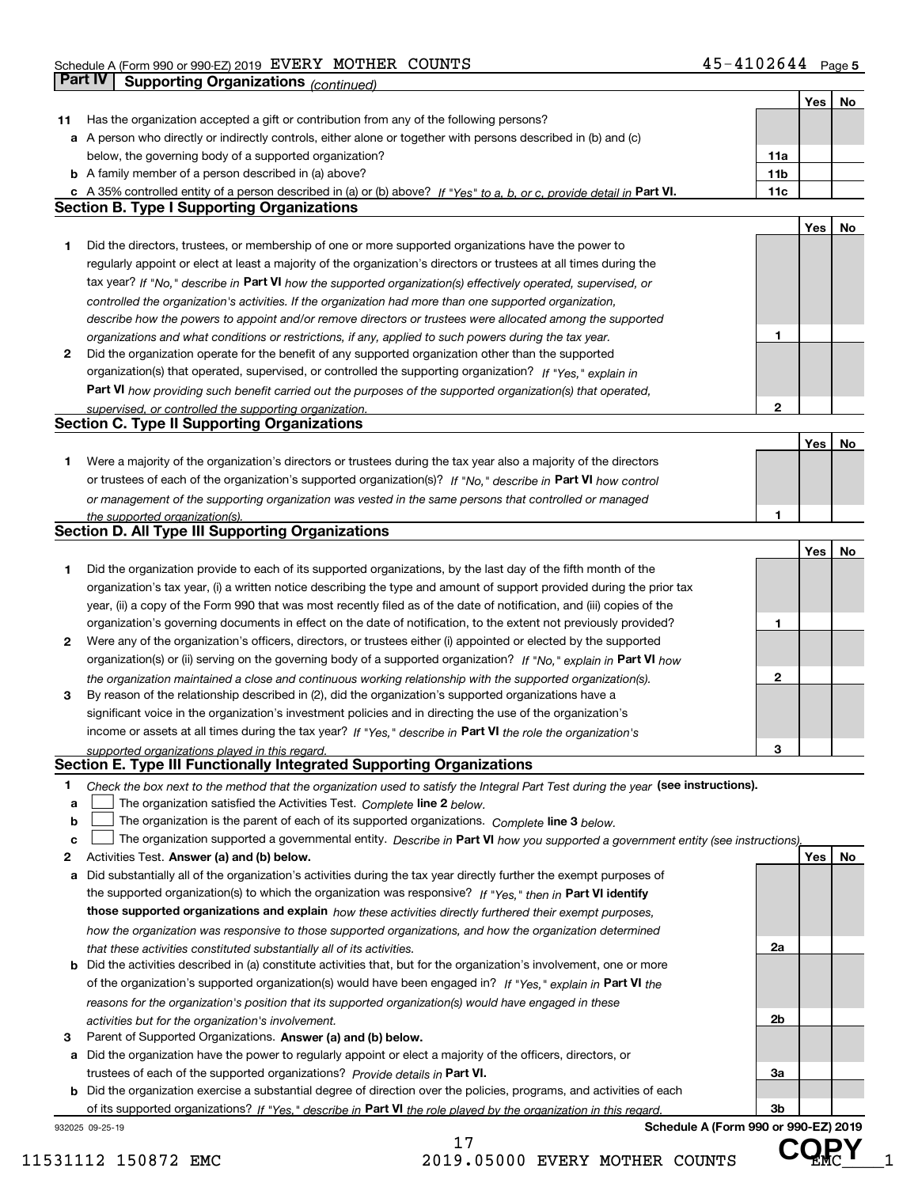Schedule A (Form 990 or 990-EZ) 2019 EVERY MOTHER COUNTS 45-4102644 Page 5

## Part IV | Supporting Organizations *(continued)*

| | | | Yes | No |
|---|---|---|---|---|
| **11** | Has the organization accepted a gift or contribution from any of the following persons? | | | |
| **a** | A person who directly or indirectly controls, either alone or together with persons described in (b) and (c) below, the governing body of a supported organization? | 11a | | |
| **b** | A family member of a person described in (a) above? | 11b | | |
| **c** | A 35% controlled entity of a person described in (a) or (b) above? *If "Yes" to a, b, or c, provide detail in* **Part VI.** | 11c | | |

### Section B. Type I Supporting Organizations

| | | | Yes | No |
|---|---|---|---|---|
| **1** | Did the directors, trustees, or membership of one or more supported organizations have the power to regularly appoint or elect at least a majority of the organization's directors or trustees at all times during the tax year? *If "No," describe in* **Part VI** *how the supported organization(s) effectively operated, supervised, or controlled the organization's activities. If the organization had more than one supported organization, describe how the powers to appoint and/or remove directors or trustees were allocated among the supported organizations and what conditions or restrictions, if any, applied to such powers during the tax year.* | 1 | | |
| **2** | Did the organization operate for the benefit of any supported organization other than the supported organization(s) that operated, supervised, or controlled the supporting organization? *If "Yes," explain in* **Part VI** *how providing such benefit carried out the purposes of the supported organization(s) that operated, supervised, or controlled the supporting organization.* | 2 | | |

### Section C. Type II Supporting Organizations

| | | | Yes | No |
|---|---|---|---|---|
| **1** | Were a majority of the organization's directors or trustees during the tax year also a majority of the directors or trustees of each of the organization's supported organization(s)? *If "No," describe in* **Part VI** *how control or management of the supporting organization was vested in the same persons that controlled or managed the supported organization(s).* | 1 | | |

### Section D. All Type III Supporting Organizations

| | | | Yes | No |
|---|---|---|---|---|
| **1** | Did the organization provide to each of its supported organizations, by the last day of the fifth month of the organization's tax year, (i) a written notice describing the type and amount of support provided during the prior tax year, (ii) a copy of the Form 990 that was most recently filed as of the date of notification, and (iii) copies of the organization's governing documents in effect on the date of notification, to the extent not previously provided? | 1 | | |
| **2** | Were any of the organization's officers, directors, or trustees either (i) appointed or elected by the supported organization(s) or (ii) serving on the governing body of a supported organization? *If "No," explain in* **Part VI** *how the organization maintained a close and continuous working relationship with the supported organization(s).* | 2 | | |
| **3** | By reason of the relationship described in (2), did the organization's supported organizations have a significant voice in the organization's investment policies and in directing the use of the organization's income or assets at all times during the tax year? *If "Yes," describe in* **Part VI** *the role the organization's supported organizations played in this regard.* | 3 | | |

### Section E. Type III Functionally Integrated Supporting Organizations

**1** *Check the box next to the method that the organization used to satisfy the Integral Part Test during the year* **(see instructions).**

- **a** ☐ The organization satisfied the Activities Test. *Complete* **line 2** *below.*
- **b** ☐ The organization is the parent of each of its supported organizations. *Complete* **line 3** *below.*
- **c** ☐ The organization supported a governmental entity. *Describe in* **Part VI** *how you supported a government entity (see instructions).*

| | | | Yes | No |
|---|---|---|---|---|
| **2** | Activities Test. **Answer (a) and (b) below.** | | | |
| **a** | Did substantially all of the organization's activities during the tax year directly further the exempt purposes of the supported organization(s) to which the organization was responsive? *If "Yes," then in* **Part VI identify those supported organizations and explain** *how these activities directly furthered their exempt purposes, how the organization was responsive to those supported organizations, and how the organization determined that these activities constituted substantially all of its activities.* | 2a | | |
| **b** | Did the activities described in (a) constitute activities that, but for the organization's involvement, one or more of the organization's supported organization(s) would have been engaged in? *If "Yes," explain in* **Part VI** *the reasons for the organization's position that its supported organization(s) would have engaged in these activities but for the organization's involvement.* | 2b | | |
| **3** | Parent of Supported Organizations. **Answer (a) and (b) below.** | | | |
| **a** | Did the organization have the power to regularly appoint or elect a majority of the officers, directors, or trustees of each of the supported organizations? *Provide details in* **Part VI.** | 3a | | |
| **b** | Did the organization exercise a substantial degree of direction over the policies, programs, and activities of each of its supported organizations? *If "Yes," describe in* **Part VI** *the role played by the organization in this regard.* | 3b | | |

932025 09-25-19 **Schedule A (Form 990 or 990-EZ) 2019**

11531112 150872 EMC 2019.05000 EVERY MOTHER COUNTS EMC___1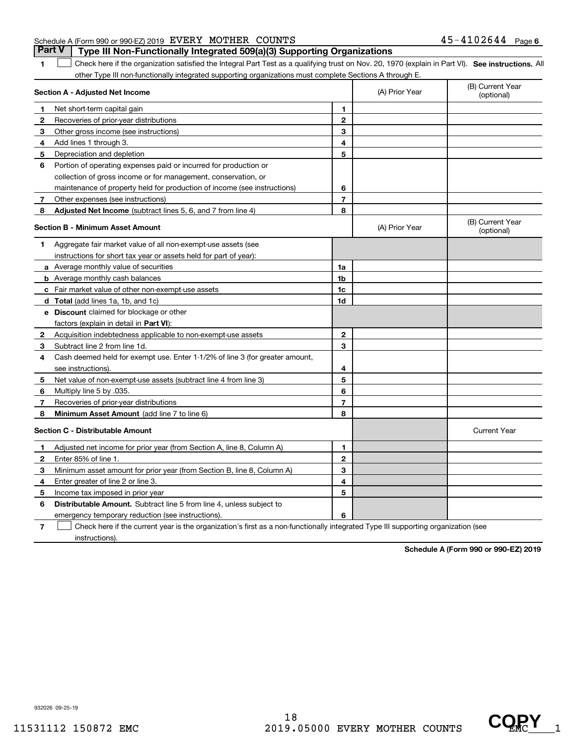Schedule A (Form 990 or 990-EZ) 2019 EVERY MOTHER COUNTS 45-4102644 Page 6

## Part V Type III Non-Functionally Integrated 509(a)(3) Supporting Organizations

**1** ☐ Check here if the organization satisfied the Integral Part Test as a qualifying trust on Nov. 20, 1970 (explain in Part VI). **See instructions.** All other Type III non-functionally integrated supporting organizations must complete Sections A through E.

| Section A - Adjusted Net Income | | | (A) Prior Year | (B) Current Year (optional) |
|---|---|---|---|---|
| 1 | Net short-term capital gain | 1 | | |
| 2 | Recoveries of prior-year distributions | 2 | | |
| 3 | Other gross income (see instructions) | 3 | | |
| 4 | Add lines 1 through 3. | 4 | | |
| 5 | Depreciation and depletion | 5 | | |
| 6 | Portion of operating expenses paid or incurred for production or collection of gross income or for management, conservation, or maintenance of property held for production of income (see instructions) | 6 | | |
| 7 | Other expenses (see instructions) | 7 | | |
| 8 | **Adjusted Net Income** (subtract lines 5, 6, and 7 from line 4) | 8 | | |

| Section B - Minimum Asset Amount | | | (A) Prior Year | (B) Current Year (optional) |
|---|---|---|---|---|
| 1 | Aggregate fair market value of all non-exempt-use assets (see instructions for short tax year or assets held for part of year): | | | |
| a | Average monthly value of securities | 1a | | |
| b | Average monthly cash balances | 1b | | |
| c | Fair market value of other non-exempt-use assets | 1c | | |
| d | **Total** (add lines 1a, 1b, and 1c) | 1d | | |
| e | **Discount** claimed for blockage or other factors (explain in detail in **Part VI**): | | | |
| 2 | Acquisition indebtedness applicable to non-exempt-use assets | 2 | | |
| 3 | Subtract line 2 from line 1d. | 3 | | |
| 4 | Cash deemed held for exempt use. Enter 1-1/2% of line 3 (for greater amount, see instructions). | 4 | | |
| 5 | Net value of non-exempt-use assets (subtract line 4 from line 3) | 5 | | |
| 6 | Multiply line 5 by .035. | 6 | | |
| 7 | Recoveries of prior-year distributions | 7 | | |
| 8 | **Minimum Asset Amount** (add line 7 to line 6) | 8 | | |

| Section C - Distributable Amount | | | | Current Year |
|---|---|---|---|---|
| 1 | Adjusted net income for prior year (from Section A, line 8, Column A) | 1 | | |
| 2 | Enter 85% of line 1. | 2 | | |
| 3 | Minimum asset amount for prior year (from Section B, line 8, Column A) | 3 | | |
| 4 | Enter greater of line 2 or line 3. | 4 | | |
| 5 | Income tax imposed in prior year | 5 | | |
| 6 | **Distributable Amount.** Subtract line 5 from line 4, unless subject to emergency temporary reduction (see instructions). | 6 | | |

**7** ☐ Check here if the current year is the organization's first as a non-functionally integrated Type III supporting organization (see instructions).

**Schedule A (Form 990 or 990-EZ) 2019**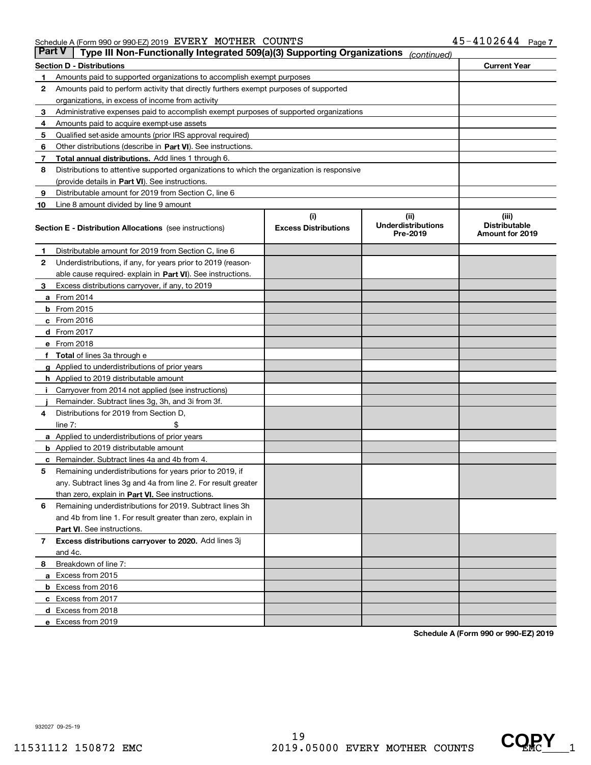Schedule A (Form 990 or 990-EZ) 2019 EVERY MOTHER COUNTS 45-4102644

## Part V Type III Non-Functionally Integrated 509(a)(3) Supporting Organizations *(continued)*

| Section D - Distributions | | Current Year |
|---|---|---|
| 1 | Amounts paid to supported organizations to accomplish exempt purposes | |
| 2 | Amounts paid to perform activity that directly furthers exempt purposes of supported organizations, in excess of income from activity | |
| 3 | Administrative expenses paid to accomplish exempt purposes of supported organizations | |
| 4 | Amounts paid to acquire exempt-use assets | |
| 5 | Qualified set-aside amounts (prior IRS approval required) | |
| 6 | Other distributions (describe in **Part VI**). See instructions. | |
| 7 | **Total annual distributions.** Add lines 1 through 6. | |
| 8 | Distributions to attentive supported organizations to which the organization is responsive (provide details in **Part VI**). See instructions. | |
| 9 | Distributable amount for 2019 from Section C, line 6 | |
| 10 | Line 8 amount divided by line 9 amount | |

| Section E - Distribution Allocations (see instructions) | (i) Excess Distributions | (ii) Underdistributions Pre-2019 | (iii) Distributable Amount for 2019 |
|---|---|---|---|
| **1** Distributable amount for 2019 from Section C, line 6 | | | |
| **2** Underdistributions, if any, for years prior to 2019 (reasonable cause required- explain in **Part VI**). See instructions. | | | |
| **3** Excess distributions carryover, if any, to 2019 | | | |
| **a** From 2014 | | | |
| **b** From 2015 | | | |
| **c** From 2016 | | | |
| **d** From 2017 | | | |
| **e** From 2018 | | | |
| **f** **Total** of lines 3a through e | | | |
| **g** Applied to underdistributions of prior years | | | |
| **h** Applied to 2019 distributable amount | | | |
| **i** Carryover from 2014 not applied (see instructions) | | | |
| **j** Remainder. Subtract lines 3g, 3h, and 3i from 3f. | | | |
| **4** Distributions for 2019 from Section D, line 7: $ | | | |
| **a** Applied to underdistributions of prior years | | | |
| **b** Applied to 2019 distributable amount | | | |
| **c** Remainder. Subtract lines 4a and 4b from 4. | | | |
| **5** Remaining underdistributions for years prior to 2019, if any. Subtract lines 3g and 4a from line 2. For result greater than zero, explain in **Part VI.** See instructions. | | | |
| **6** Remaining underdistributions for 2019. Subtract lines 3h and 4b from line 1. For result greater than zero, explain in **Part VI**. See instructions. | | | |
| **7** **Excess distributions carryover to 2020.** Add lines 3j and 4c. | | | |
| **8** Breakdown of line 7: | | | |
| **a** Excess from 2015 | | | |
| **b** Excess from 2016 | | | |
| **c** Excess from 2017 | | | |
| **d** Excess from 2018 | | | |
| **e** Excess from 2019 | | | |

**Schedule A (Form 990 or 990-EZ) 2019**

932027 09-25-19

11531112 150872 EMC 2019.05000 EVERY MOTHER COUNTS EMC____1

COPY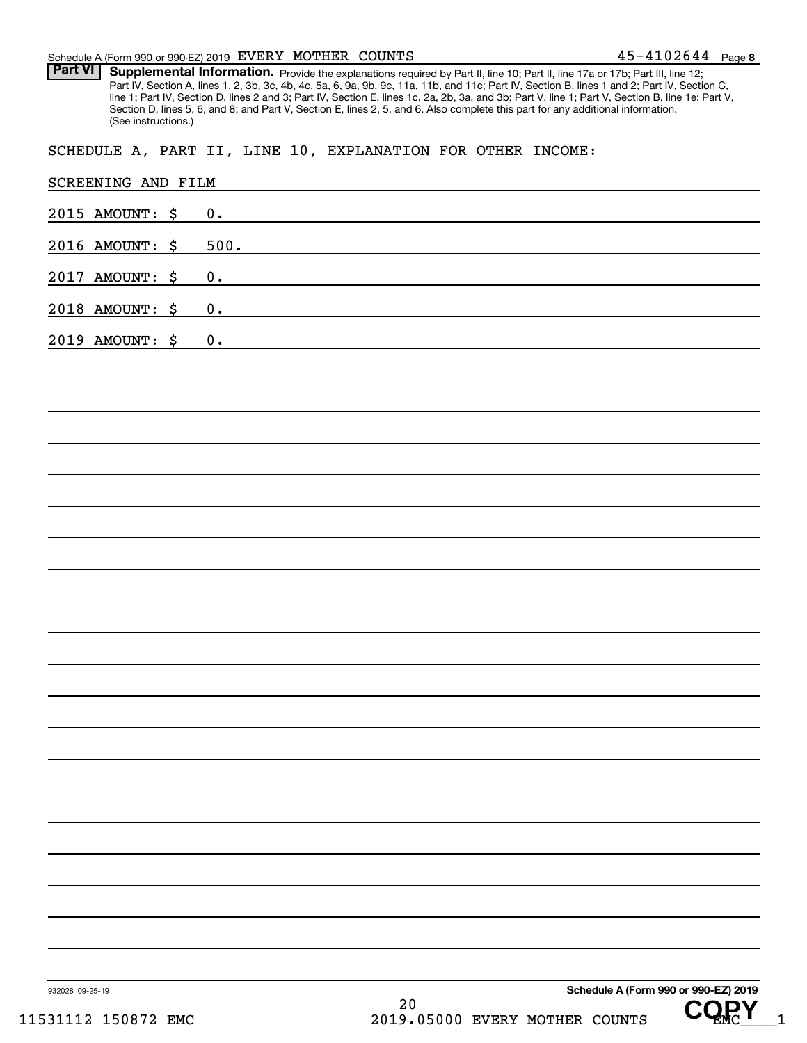Schedule A (Form 990 or 990-EZ) 2019 EVERY MOTHER COUNTS 45-4102644 Page 8

**Part VI** **Supplemental Information.** Provide the explanations required by Part II, line 10; Part II, line 17a or 17b; Part III, line 12; Part IV, Section A, lines 1, 2, 3b, 3c, 4b, 4c, 5a, 6, 9a, 9b, 9c, 11a, 11b, and 11c; Part IV, Section B, lines 1 and 2; Part IV, Section C, line 1; Part IV, Section D, lines 2 and 3; Part IV, Section E, lines 1c, 2a, 2b, 3a, and 3b; Part V, line 1; Part V, Section B, line 1e; Part V, Section D, lines 5, 6, and 8; and Part V, Section E, lines 2, 5, and 6. Also complete this part for any additional information. (See instructions.)

SCHEDULE A, PART II, LINE 10, EXPLANATION FOR OTHER INCOME:

SCREENING AND FILM

2015 AMOUNT: $ 0.

2016 AMOUNT: $ 500.

2017 AMOUNT: $ 0.

2018 AMOUNT: $ 0.

2019 AMOUNT: $ 0.

932028 09-25-19 **Schedule A (Form 990 or 990-EZ) 2019**

11531112 150872 EMC 2019.05000 EVERY MOTHER COUNTS EMC____1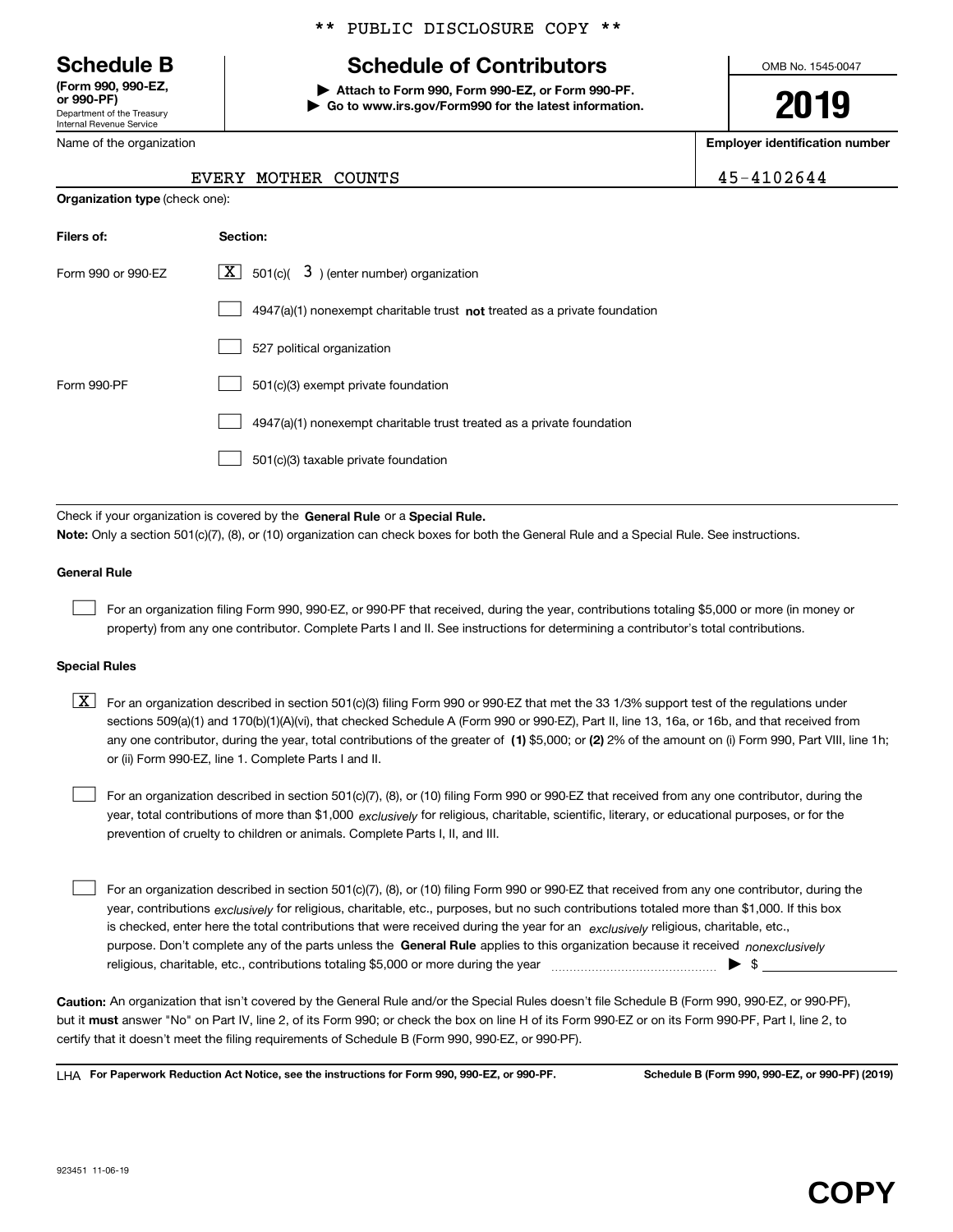\*\* PUBLIC DISCLOSURE COPY \*\*

# Schedule B

**(Form 990, 990-EZ, or 990-PF)**
Department of the Treasury
Internal Revenue Service

## Schedule of Contributors

▶ **Attach to Form 990, Form 990-EZ, or Form 990-PF.**
▶ **Go to www.irs.gov/Form990 for the latest information.**

OMB No. 1545-0047

**2019**

| Name of the organization | Employer identification number |
| --- | --- |
| EVERY MOTHER COUNTS | 45-4102644 |

**Organization type** (check one):

| Filers of: | Section: |
| --- | --- |
| Form 990 or 990-EZ | [X] 501(c)( 3 ) (enter number) organization |
| | [ ] 4947(a)(1) nonexempt charitable trust **not** treated as a private foundation |
| | [ ] 527 political organization |
| Form 990-PF | [ ] 501(c)(3) exempt private foundation |
| | [ ] 4947(a)(1) nonexempt charitable trust treated as a private foundation |
| | [ ] 501(c)(3) taxable private foundation |

Check if your organization is covered by the **General Rule** or a **Special Rule.**

**Note:** Only a section 501(c)(7), (8), or (10) organization can check boxes for both the General Rule and a Special Rule. See instructions.

**General Rule**

[ ] For an organization filing Form 990, 990-EZ, or 990-PF that received, during the year, contributions totaling $5,000 or more (in money or property) from any one contributor. Complete Parts I and II. See instructions for determining a contributor's total contributions.

**Special Rules**

[X] For an organization described in section 501(c)(3) filing Form 990 or 990-EZ that met the 33 1/3% support test of the regulations under sections 509(a)(1) and 170(b)(1)(A)(vi), that checked Schedule A (Form 990 or 990-EZ), Part II, line 13, 16a, or 16b, and that received from any one contributor, during the year, total contributions of the greater of **(1)** $5,000; or **(2)** 2% of the amount on (i) Form 990, Part VIII, line 1h; or (ii) Form 990-EZ, line 1. Complete Parts I and II.

[ ] For an organization described in section 501(c)(7), (8), or (10) filing Form 990 or 990-EZ that received from any one contributor, during the year, total contributions of more than $1,000 *exclusively* for religious, charitable, scientific, literary, or educational purposes, or for the prevention of cruelty to children or animals. Complete Parts I, II, and III.

[ ] For an organization described in section 501(c)(7), (8), or (10) filing Form 990 or 990-EZ that received from any one contributor, during the year, contributions *exclusively* for religious, charitable, etc., purposes, but no such contributions totaled more than $1,000. If this box is checked, enter here the total contributions that were received during the year for an *exclusively* religious, charitable, etc., purpose. Don't complete any of the parts unless the **General Rule** applies to this organization because it received *nonexclusively* religious, charitable, etc., contributions totaling $5,000 or more during the year ▶ $

**Caution:** An organization that isn't covered by the General Rule and/or the Special Rules doesn't file Schedule B (Form 990, 990-EZ, or 990-PF), but it **must** answer "No" on Part IV, line 2, of its Form 990; or check the box on line H of its Form 990-EZ or on its Form 990-PF, Part I, line 2, to certify that it doesn't meet the filing requirements of Schedule B (Form 990, 990-EZ, or 990-PF).

LHA **For Paperwork Reduction Act Notice, see the instructions for Form 990, 990-EZ, or 990-PF.** **Schedule B (Form 990, 990-EZ, or 990-PF) (2019)**

923451 11-06-19

**COPY**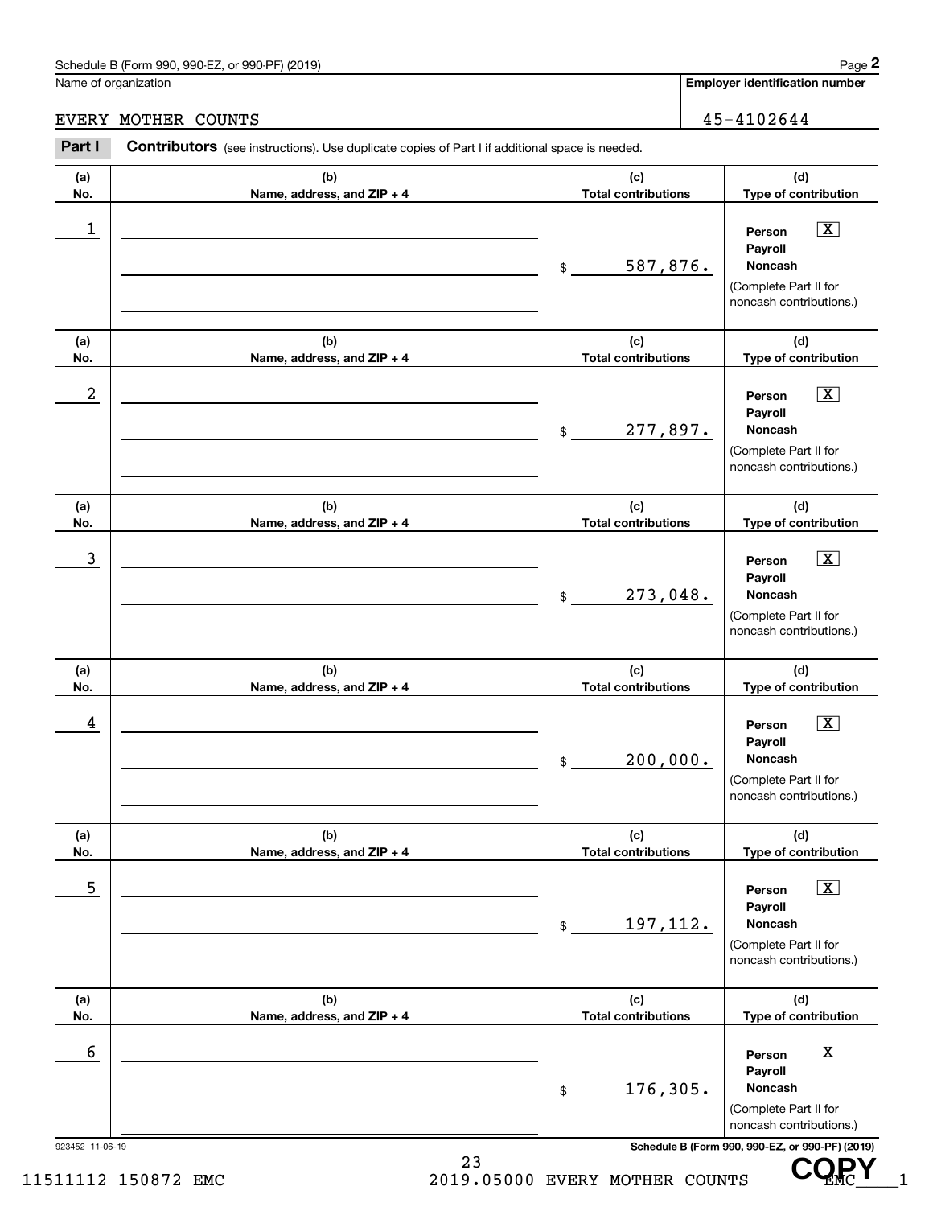Schedule B (Form 990, 990-EZ, or 990-PF) (2019)

Name of organization: EVERY MOTHER COUNTS

Employer identification number: 45-4102644

**Part I** **Contributors** (see instructions). Use duplicate copies of Part I if additional space is needed.

| (a) No. | (b) Name, address, and ZIP + 4 | (c) Total contributions | (d) Type of contribution |
|---|---|---|---|
| 1 | | $ 587,876. | Person [X] Payroll [ ] Noncash [ ] (Complete Part II for noncash contributions.) |
| 2 | | $ 277,897. | Person [X] Payroll [ ] Noncash [ ] (Complete Part II for noncash contributions.) |
| 3 | | $ 273,048. | Person [X] Payroll [ ] Noncash [ ] (Complete Part II for noncash contributions.) |
| 4 | | $ 200,000. | Person [X] Payroll [ ] Noncash [ ] (Complete Part II for noncash contributions.) |
| 5 | | $ 197,112. | Person [X] Payroll [ ] Noncash [ ] (Complete Part II for noncash contributions.) |
| 6 | | $ 176,305. | Person X Payroll Noncash (Complete Part II for noncash contributions.) |

923452 11-06-19

Schedule B (Form 990, 990-EZ, or 990-PF) (2019)

11511112 150872 EMC 2019.05000 EVERY MOTHER COUNTS EMC____1

COPY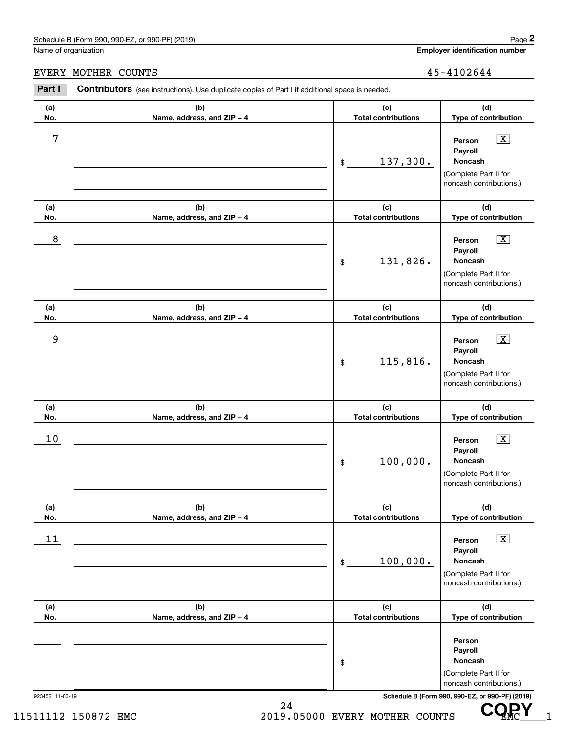Schedule B (Form 990, 990-EZ, or 990-PF) (2019)

Name of organization: EVERY MOTHER COUNTS

Employer identification number: 45-4102644

## Part I Contributors (see instructions). Use duplicate copies of Part I if additional space is needed.

| (a) No. | (b) Name, address, and ZIP + 4 | (c) Total contributions | (d) Type of contribution |
|---|---|---|---|
| 7 | | $ 137,300. | Person [X] Payroll [ ] Noncash [ ] (Complete Part II for noncash contributions.) |
| 8 | | $ 131,826. | Person [X] Payroll [ ] Noncash [ ] (Complete Part II for noncash contributions.) |
| 9 | | $ 115,816. | Person [X] Payroll [ ] Noncash [ ] (Complete Part II for noncash contributions.) |
| 10 | | $ 100,000. | Person [X] Payroll [ ] Noncash [ ] (Complete Part II for noncash contributions.) |
| 11 | | $ 100,000. | Person [X] Payroll [ ] Noncash [ ] (Complete Part II for noncash contributions.) |
| | | $ | Person [ ] Payroll [ ] Noncash [ ] (Complete Part II for noncash contributions.) |

923452 11-06-19

Schedule B (Form 990, 990-EZ, or 990-PF) (2019)

11511112 150872 EMC 2019.05000 EVERY MOTHER COUNTS EMC\_\_\_\_1

COPY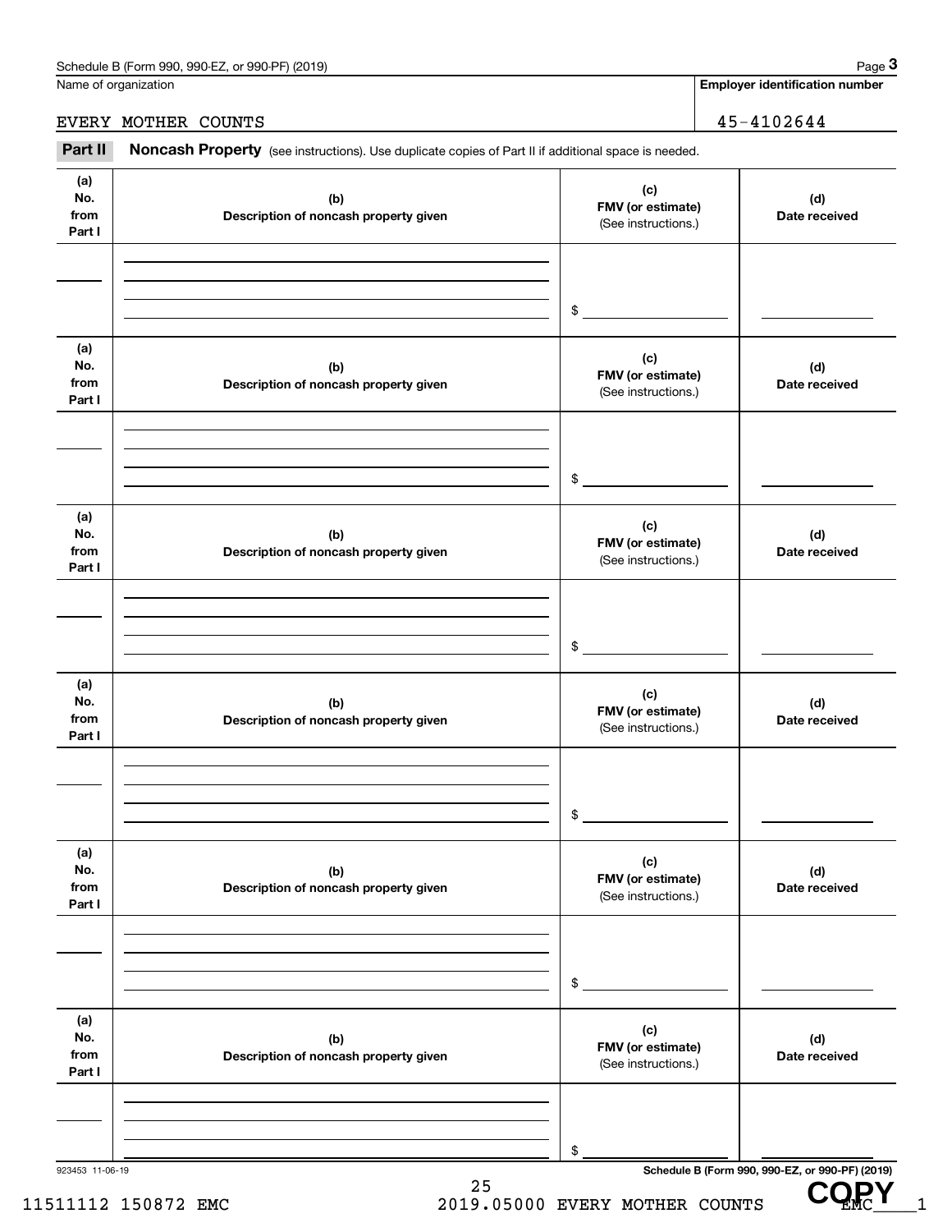Name of organization

EVERY MOTHER COUNTS

**Employer identification number**

45-4102644

## Part II **Noncash Property** (see instructions). Use duplicate copies of Part II if additional space is needed.

| (a) No. from Part I | (b) Description of noncash property given | (c) FMV (or estimate) (See instructions.) | (d) Date received |
|---|---|---|---|
| | | $ | |

| (a) No. from Part I | (b) Description of noncash property given | (c) FMV (or estimate) (See instructions.) | (d) Date received |
|---|---|---|---|
| | | $ | |

| (a) No. from Part I | (b) Description of noncash property given | (c) FMV (or estimate) (See instructions.) | (d) Date received |
|---|---|---|---|
| | | $ | |

| (a) No. from Part I | (b) Description of noncash property given | (c) FMV (or estimate) (See instructions.) | (d) Date received |
|---|---|---|---|
| | | $ | |

| (a) No. from Part I | (b) Description of noncash property given | (c) FMV (or estimate) (See instructions.) | (d) Date received |
|---|---|---|---|
| | | $ | |

| (a) No. from Part I | (b) Description of noncash property given | (c) FMV (or estimate) (See instructions.) | (d) Date received |
|---|---|---|---|
| | | $ | |

923453 11-06-19

11511112 150872 EMC 2019.05000 EVERY MOTHER COUNTS EMC____1

COPY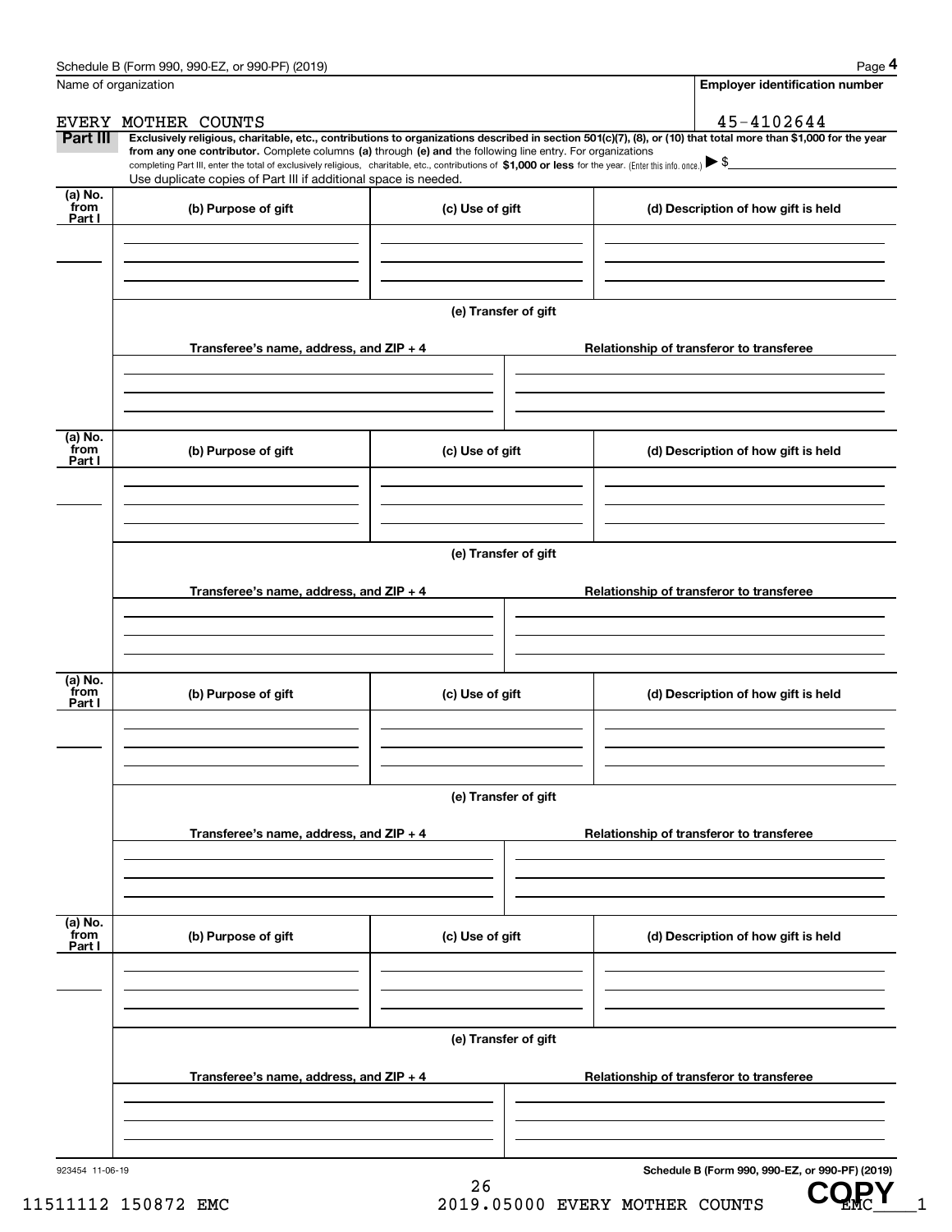Name of organization

EVERY MOTHER COUNTS

**Employer identification number**

45-4102644

**Part III** **Exclusively religious, charitable, etc., contributions to organizations described in section 501(c)(7), (8), or (10) that total more than $1,000 for the year from any one contributor.** Complete columns **(a)** through **(e) and** the following line entry. For organizations completing Part III, enter the total of exclusively religious, charitable, etc., contributions of **$1,000 or less** for the year. (Enter this info. once.) ▶ $

Use duplicate copies of Part III if additional space is needed.

| (a) No. from Part I | (b) Purpose of gift | (c) Use of gift | (d) Description of how gift is held |
|---|---|---|---|
| | | | |

**(e) Transfer of gift**

| Transferee's name, address, and ZIP + 4 | Relationship of transferor to transferee |
|---|---|
| | |

| (a) No. from Part I | (b) Purpose of gift | (c) Use of gift | (d) Description of how gift is held |
|---|---|---|---|
| | | | |

**(e) Transfer of gift**

| Transferee's name, address, and ZIP + 4 | Relationship of transferor to transferee |
|---|---|
| | |

| (a) No. from Part I | (b) Purpose of gift | (c) Use of gift | (d) Description of how gift is held |
|---|---|---|---|
| | | | |

**(e) Transfer of gift**

| Transferee's name, address, and ZIP + 4 | Relationship of transferor to transferee |
|---|---|
| | |

| (a) No. from Part I | (b) Purpose of gift | (c) Use of gift | (d) Description of how gift is held |
|---|---|---|---|
| | | | |

**(e) Transfer of gift**

| Transferee's name, address, and ZIP + 4 | Relationship of transferor to transferee |
|---|---|
| | |

923454 11-06-19

**Schedule B (Form 990, 990-EZ, or 990-PF) (2019)**

11511112 150872 EMC 2019.05000 EVERY MOTHER COUNTS EMC____1

COPY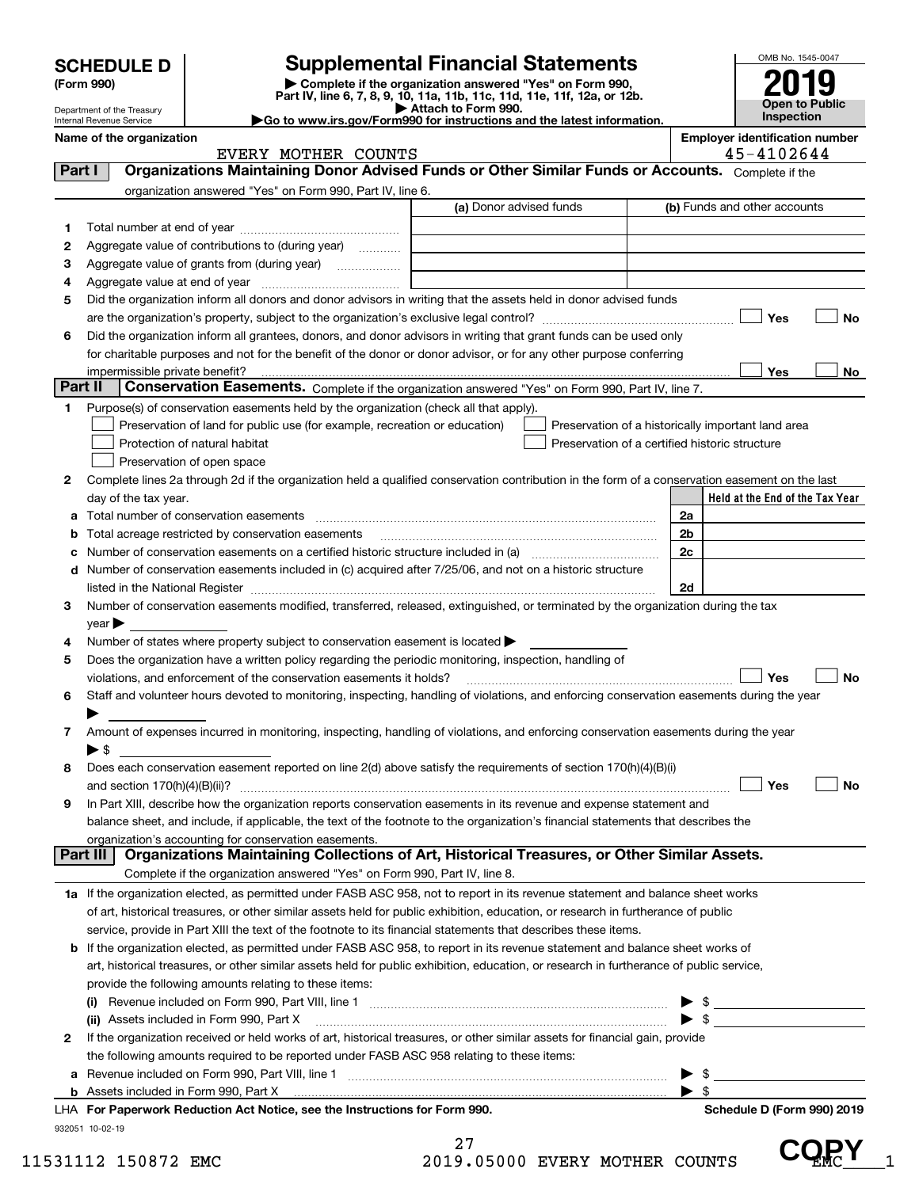# SCHEDULE D (Form 990)

Department of the Treasury
Internal Revenue Service

## Supplemental Financial Statements

▶ Complete if the organization answered "Yes" on Form 990, Part IV, line 6, 7, 8, 9, 10, 11a, 11b, 11c, 11d, 11e, 11f, 12a, or 12b.
▶ Attach to Form 990.
▶Go to www.irs.gov/Form990 for instructions and the latest information.

OMB No. 1545-0047
**2019**
**Open to Public Inspection**

**Name of the organization**: EVERY MOTHER COUNTS
**Employer identification number**: 45-4102644

## Part I Organizations Maintaining Donor Advised Funds or Other Similar Funds or Accounts.

Complete if the organization answered "Yes" on Form 990, Part IV, line 6.

| | | (a) Donor advised funds | (b) Funds and other accounts |
|---|---|---|---|
| 1 | Total number at end of year | | |
| 2 | Aggregate value of contributions to (during year) | | |
| 3 | Aggregate value of grants from (during year) | | |
| 4 | Aggregate value at end of year | | |

5 Did the organization inform all donors and donor advisors in writing that the assets held in donor advised funds are the organization's property, subject to the organization's exclusive legal control? ☐ Yes ☐ No

6 Did the organization inform all grantees, donors, and donor advisors in writing that grant funds can be used only for charitable purposes and not for the benefit of the donor or donor advisor, or for any other purpose conferring impermissible private benefit? ☐ Yes ☐ No

## Part II Conservation Easements.

Complete if the organization answered "Yes" on Form 990, Part IV, line 7.

1 Purpose(s) of conservation easements held by the organization (check all that apply).

- ☐ Preservation of land for public use (for example, recreation or education)
- ☐ Preservation of a historically important land area
- ☐ Protection of natural habitat
- ☐ Preservation of a certified historic structure
- ☐ Preservation of open space

2 Complete lines 2a through 2d if the organization held a qualified conservation contribution in the form of a conservation easement on the last day of the tax year.

| | | | Held at the End of the Tax Year |
|---|---|---|---|
| a | Total number of conservation easements | 2a | |
| b | Total acreage restricted by conservation easements | 2b | |
| c | Number of conservation easements on a certified historic structure included in (a) | 2c | |
| d | Number of conservation easements included in (c) acquired after 7/25/06, and not on a historic structure listed in the National Register | 2d | |

3 Number of conservation easements modified, transferred, released, extinguished, or terminated by the organization during the tax year ▶

4 Number of states where property subject to conservation easement is located ▶

5 Does the organization have a written policy regarding the periodic monitoring, inspection, handling of violations, and enforcement of the conservation easements it holds? ☐ Yes ☐ No

6 Staff and volunteer hours devoted to monitoring, inspecting, handling of violations, and enforcing conservation easements during the year ▶

7 Amount of expenses incurred in monitoring, inspecting, handling of violations, and enforcing conservation easements during the year ▶ $

8 Does each conservation easement reported on line 2(d) above satisfy the requirements of section 170(h)(4)(B)(i) and section 170(h)(4)(B)(ii)? ☐ Yes ☐ No

9 In Part XIII, describe how the organization reports conservation easements in its revenue and expense statement and balance sheet, and include, if applicable, the text of the footnote to the organization's financial statements that describes the organization's accounting for conservation easements.

## Part III Organizations Maintaining Collections of Art, Historical Treasures, or Other Similar Assets.

Complete if the organization answered "Yes" on Form 990, Part IV, line 8.

1a If the organization elected, as permitted under FASB ASC 958, not to report in its revenue statement and balance sheet works of art, historical treasures, or other similar assets held for public exhibition, education, or research in furtherance of public service, provide in Part XIII the text of the footnote to its financial statements that describes these items.

b If the organization elected, as permitted under FASB ASC 958, to report in its revenue statement and balance sheet works of art, historical treasures, or other similar assets held for public exhibition, education, or research in furtherance of public service, provide the following amounts relating to these items:

(i) Revenue included on Form 990, Part VIII, line 1 ▶ $

(ii) Assets included in Form 990, Part X ▶ $

2 If the organization received or held works of art, historical treasures, or other similar assets for financial gain, provide the following amounts required to be reported under FASB ASC 958 relating to these items:

a Revenue included on Form 990, Part VIII, line 1 ▶ $

b Assets included in Form 990, Part X ▶ $

LHA **For Paperwork Reduction Act Notice, see the Instructions for Form 990.** **Schedule D (Form 990) 2019**

932051 10-02-19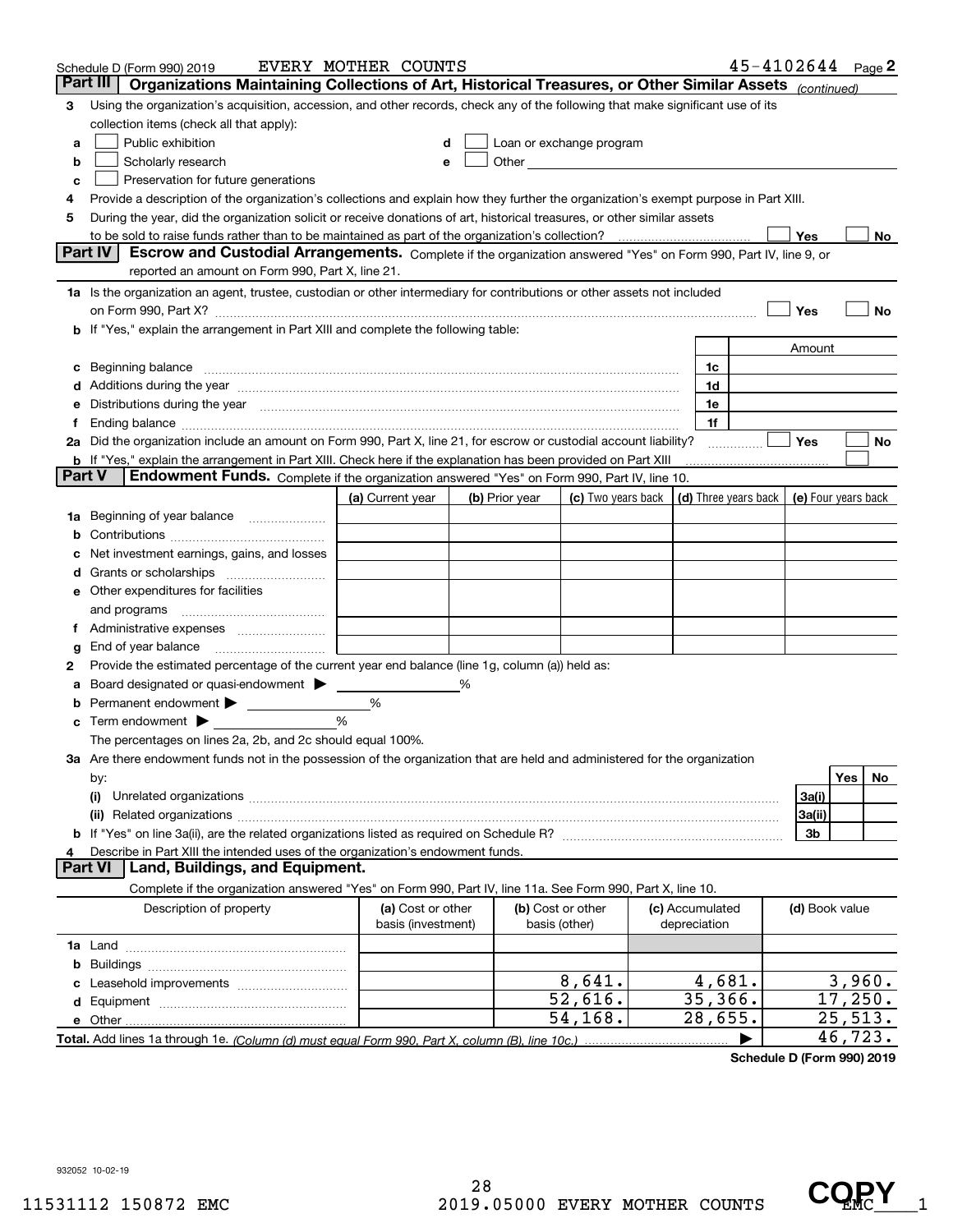Schedule D (Form 990) 2019 EVERY MOTHER COUNTS 45-4102644 Page 2

## Part III Organizations Maintaining Collections of Art, Historical Treasures, or Other Similar Assets *(continued)*

3 Using the organization's acquisition, accession, and other records, check any of the following that make significant use of its collection items (check all that apply):

a ☐ Public exhibition
b ☐ Scholarly research
c ☐ Preservation for future generations
d ☐ Loan or exchange program
e ☐ Other

4 Provide a description of the organization's collections and explain how they further the organization's exempt purpose in Part XIII.

5 During the year, did the organization solicit or receive donations of art, historical treasures, or other similar assets to be sold to raise funds rather than to be maintained as part of the organization's collection? ☐ Yes ☐ No

## Part IV Escrow and Custodial Arrangements.

Complete if the organization answered "Yes" on Form 990, Part IV, line 9, or reported an amount on Form 990, Part X, line 21.

1a Is the organization an agent, trustee, custodian or other intermediary for contributions or other assets not included on Form 990, Part X? ☐ Yes ☐ No

b If "Yes," explain the arrangement in Part XIII and complete the following table:

| | | Amount |
|---|---|---|
| c Beginning balance | 1c | |
| d Additions during the year | 1d | |
| e Distributions during the year | 1e | |
| f Ending balance | 1f | |

2a Did the organization include an amount on Form 990, Part X, line 21, for escrow or custodial account liability? ☐ Yes ☐ No

b If "Yes," explain the arrangement in Part XIII. Check here if the explanation has been provided on Part XIII ☐

## Part V Endowment Funds.

Complete if the organization answered "Yes" on Form 990, Part IV, line 10.

| | (a) Current year | (b) Prior year | (c) Two years back | (d) Three years back | (e) Four years back |
|---|---|---|---|---|---|
| 1a Beginning of year balance | | | | | |
| b Contributions | | | | | |
| c Net investment earnings, gains, and losses | | | | | |
| d Grants or scholarships | | | | | |
| e Other expenditures for facilities and programs | | | | | |
| f Administrative expenses | | | | | |
| g End of year balance | | | | | |

2 Provide the estimated percentage of the current year end balance (line 1g, column (a)) held as:

a Board designated or quasi-endowment ▶ ____ %
b Permanent endowment ▶ ____ %
c Term endowment ▶ ____ %

The percentages on lines 2a, 2b, and 2c should equal 100%.

3a Are there endowment funds not in the possession of the organization that are held and administered for the organization by:

| | | Yes | No |
|---|---|---|---|
| (i) Unrelated organizations | 3a(i) | | |
| (ii) Related organizations | 3a(ii) | | |
| b If "Yes" on line 3a(ii), are the related organizations listed as required on Schedule R? | 3b | | |

4 Describe in Part XIII the intended uses of the organization's endowment funds.

## Part VI Land, Buildings, and Equipment.

Complete if the organization answered "Yes" on Form 990, Part IV, line 11a. See Form 990, Part X, line 10.

| Description of property | (a) Cost or other basis (investment) | (b) Cost or other basis (other) | (c) Accumulated depreciation | (d) Book value |
|---|---|---|---|---|
| 1a Land | | | | |
| b Buildings | | | | |
| c Leasehold improvements | | 8,641. | 4,681. | 3,960. |
| d Equipment | | 52,616. | 35,366. | 17,250. |
| e Other | | 54,168. | 28,655. | 25,513. |
| **Total.** Add lines 1a through 1e. *(Column (d) must equal Form 990, Part X, column (B), line 10c.)* | | | ▶ | 46,723. |

**Schedule D (Form 990) 2019**

932052 10-02-19

11531112 150872 EMC 2019.05000 EVERY MOTHER COUNTS EMC___1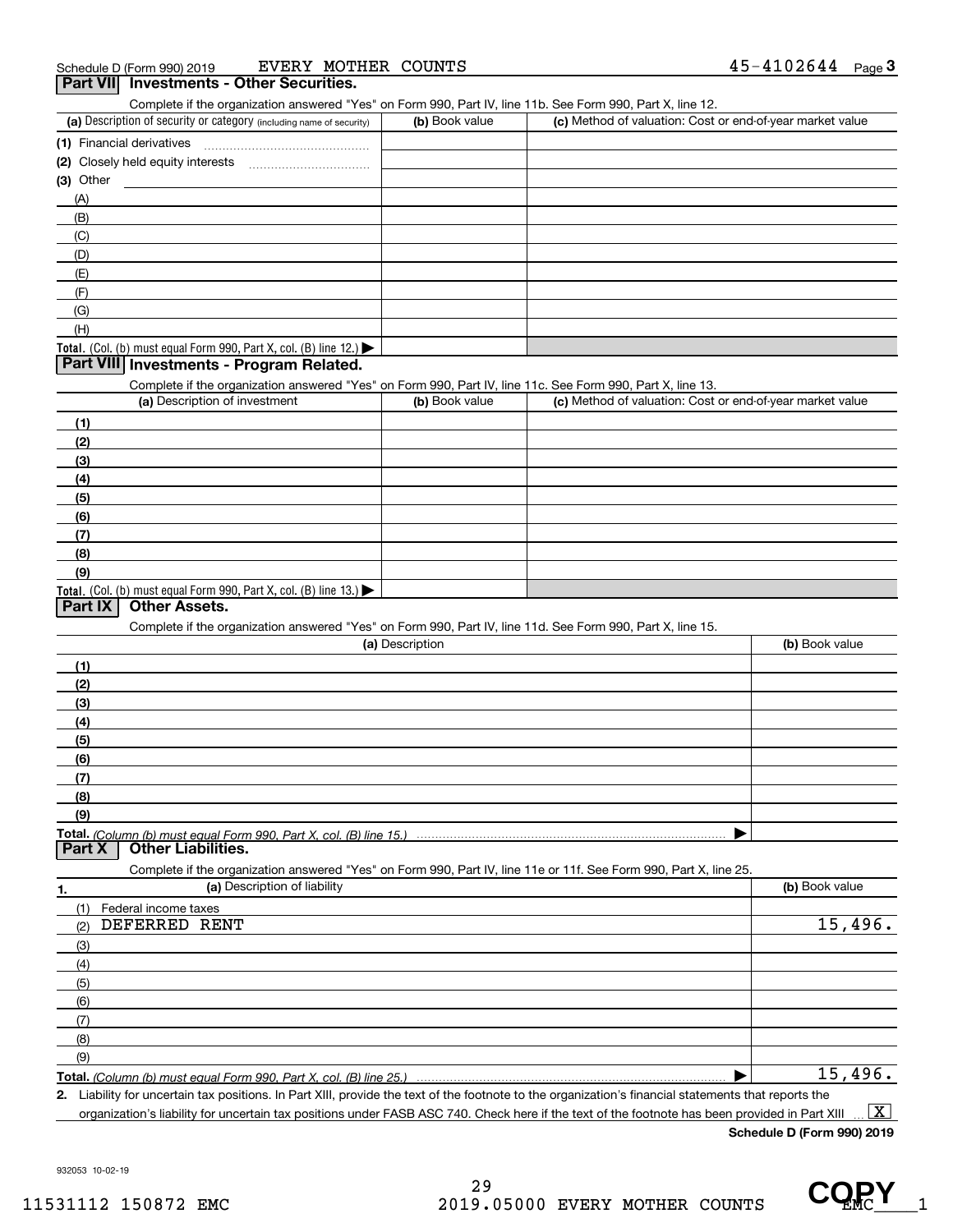Schedule D (Form 990) 2019 EVERY MOTHER COUNTS 45-4102644 Page 3

## Part VII Investments - Other Securities.

Complete if the organization answered "Yes" on Form 990, Part IV, line 11b. See Form 990, Part X, line 12.

| (a) Description of security or category (including name of security) | (b) Book value | (c) Method of valuation: Cost or end-of-year market value |
|---|---|---|
| (1) Financial derivatives | | |
| (2) Closely held equity interests | | |
| (3) Other | | |
| (A) | | |
| (B) | | |
| (C) | | |
| (D) | | |
| (E) | | |
| (F) | | |
| (G) | | |
| (H) | | |
| **Total.** (Col. (b) must equal Form 990, Part X, col. (B) line 12.) ▶ | | |

## Part VIII Investments - Program Related.

Complete if the organization answered "Yes" on Form 990, Part IV, line 11c. See Form 990, Part X, line 13.

| (a) Description of investment | (b) Book value | (c) Method of valuation: Cost or end-of-year market value |
|---|---|---|
| (1) | | |
| (2) | | |
| (3) | | |
| (4) | | |
| (5) | | |
| (6) | | |
| (7) | | |
| (8) | | |
| (9) | | |
| **Total.** (Col. (b) must equal Form 990, Part X, col. (B) line 13.) ▶ | | |

## Part IX Other Assets.

Complete if the organization answered "Yes" on Form 990, Part IV, line 11d. See Form 990, Part X, line 15.

| (a) Description | (b) Book value |
|---|---|
| (1) | |
| (2) | |
| (3) | |
| (4) | |
| (5) | |
| (6) | |
| (7) | |
| (8) | |
| (9) | |
| **Total.** *(Column (b) must equal Form 990, Part X, col. (B) line 15.)* ▶ | |

## Part X Other Liabilities.

Complete if the organization answered "Yes" on Form 990, Part IV, line 11e or 11f. See Form 990, Part X, line 25.

| 1. (a) Description of liability | (b) Book value |
|---|---|
| (1) Federal income taxes | |
| (2) DEFERRED RENT | 15,496. |
| (3) | |
| (4) | |
| (5) | |
| (6) | |
| (7) | |
| (8) | |
| (9) | |
| **Total.** *(Column (b) must equal Form 990, Part X, col. (B) line 25.)* ▶ | 15,496. |

2. Liability for uncertain tax positions. In Part XIII, provide the text of the footnote to the organization's financial statements that reports the organization's liability for uncertain tax positions under FASB ASC 740. Check here if the text of the footnote has been provided in Part XIII ... [X]

**Schedule D (Form 990) 2019**

932053 10-02-19

11531112 150872 EMC 2019.05000 EVERY MOTHER COUNTS EMC___1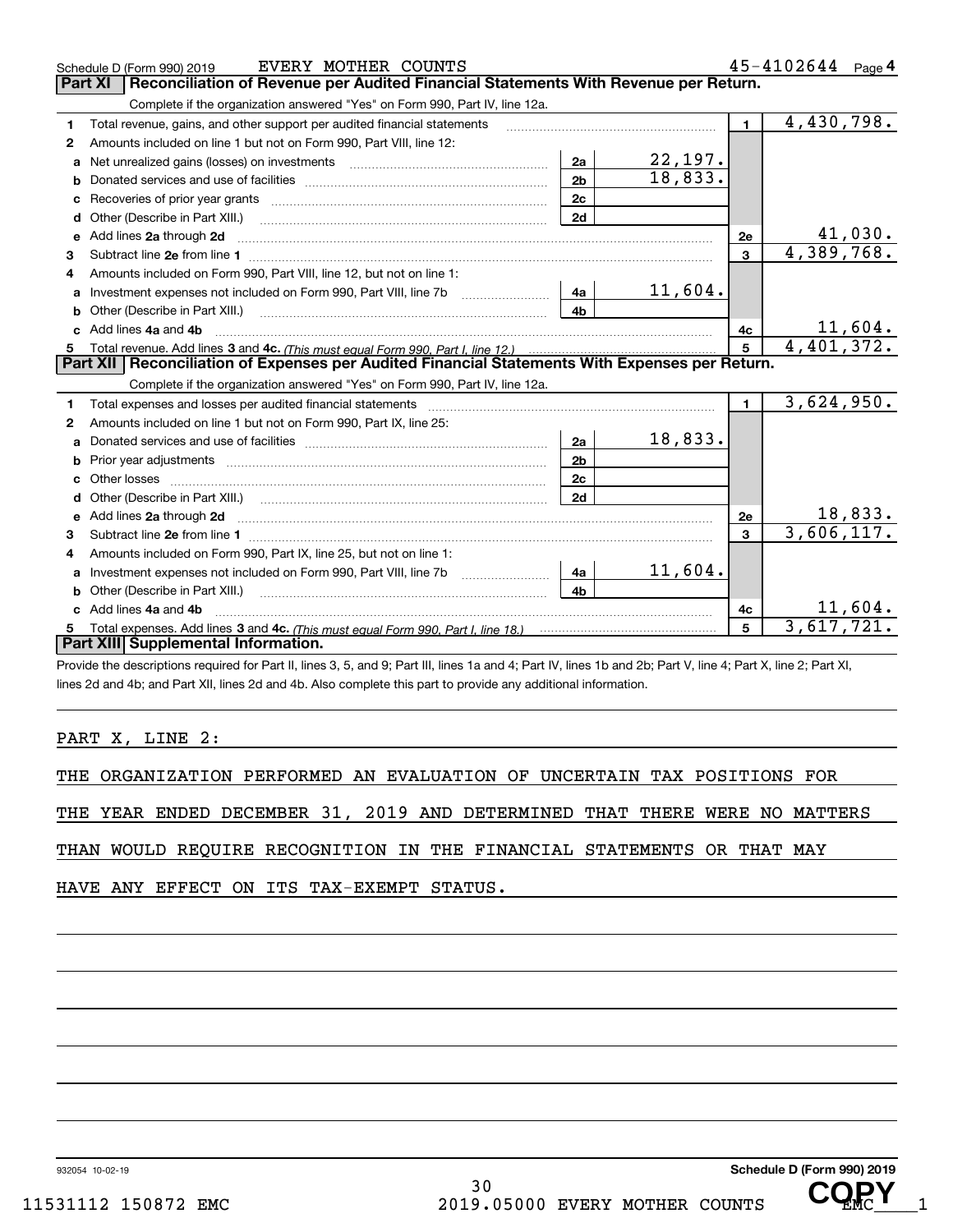Schedule D (Form 990) 2019 EVERY MOTHER COUNTS 45-4102644 Page 4

## Part XI Reconciliation of Revenue per Audited Financial Statements With Revenue per Return.

Complete if the organization answered "Yes" on Form 990, Part IV, line 12a.

| | | | | | |
|---|---|---|---|---|---|
| 1 | Total revenue, gains, and other support per audited financial statements | | | 1 | 4,430,798. |
| 2 | Amounts included on line 1 but not on Form 990, Part VIII, line 12: | | | | |
| a | Net unrealized gains (losses) on investments | 2a | 22,197. | | |
| b | Donated services and use of facilities | 2b | 18,833. | | |
| c | Recoveries of prior year grants | 2c | | | |
| d | Other (Describe in Part XIII.) | 2d | | | |
| e | Add lines 2a through 2d | | | 2e | 41,030. |
| 3 | Subtract line 2e from line 1 | | | 3 | 4,389,768. |
| 4 | Amounts included on Form 990, Part VIII, line 12, but not on line 1: | | | | |
| a | Investment expenses not included on Form 990, Part VIII, line 7b | 4a | 11,604. | | |
| b | Other (Describe in Part XIII.) | 4b | | | |
| c | Add lines 4a and 4b | | | 4c | 11,604. |
| 5 | Total revenue. Add lines 3 and 4c. *(This must equal Form 990, Part I, line 12.)* | | | 5 | 4,401,372. |

## Part XII Reconciliation of Expenses per Audited Financial Statements With Expenses per Return.

Complete if the organization answered "Yes" on Form 990, Part IV, line 12a.

| | | | | | |
|---|---|---|---|---|---|
| 1 | Total expenses and losses per audited financial statements | | | 1 | 3,624,950. |
| 2 | Amounts included on line 1 but not on Form 990, Part IX, line 25: | | | | |
| a | Donated services and use of facilities | 2a | 18,833. | | |
| b | Prior year adjustments | 2b | | | |
| c | Other losses | 2c | | | |
| d | Other (Describe in Part XIII.) | 2d | | | |
| e | Add lines 2a through 2d | | | 2e | 18,833. |
| 3 | Subtract line 2e from line 1 | | | 3 | 3,606,117. |
| 4 | Amounts included on Form 990, Part IX, line 25, but not on line 1: | | | | |
| a | Investment expenses not included on Form 990, Part VIII, line 7b | 4a | 11,604. | | |
| b | Other (Describe in Part XIII.) | 4b | | | |
| c | Add lines 4a and 4b | | | 4c | 11,604. |
| 5 | Total expenses. Add lines 3 and 4c. *(This must equal Form 990, Part I, line 18.)* | | | 5 | 3,617,721. |

## Part XIII Supplemental Information.

Provide the descriptions required for Part II, lines 3, 5, and 9; Part III, lines 1a and 4; Part IV, lines 1b and 2b; Part V, line 4; Part X, line 2; Part XI, lines 2d and 4b; and Part XII, lines 2d and 4b. Also complete this part to provide any additional information.

PART X, LINE 2:

THE ORGANIZATION PERFORMED AN EVALUATION OF UNCERTAIN TAX POSITIONS FOR THE YEAR ENDED DECEMBER 31, 2019 AND DETERMINED THAT THERE WERE NO MATTERS THAN WOULD REQUIRE RECOGNITION IN THE FINANCIAL STATEMENTS OR THAT MAY HAVE ANY EFFECT ON ITS TAX-EXEMPT STATUS.

932054 10-02-19 Schedule D (Form 990) 2019

11531112 150872 EMC 2019.05000 EVERY MOTHER COUNTS EMC___1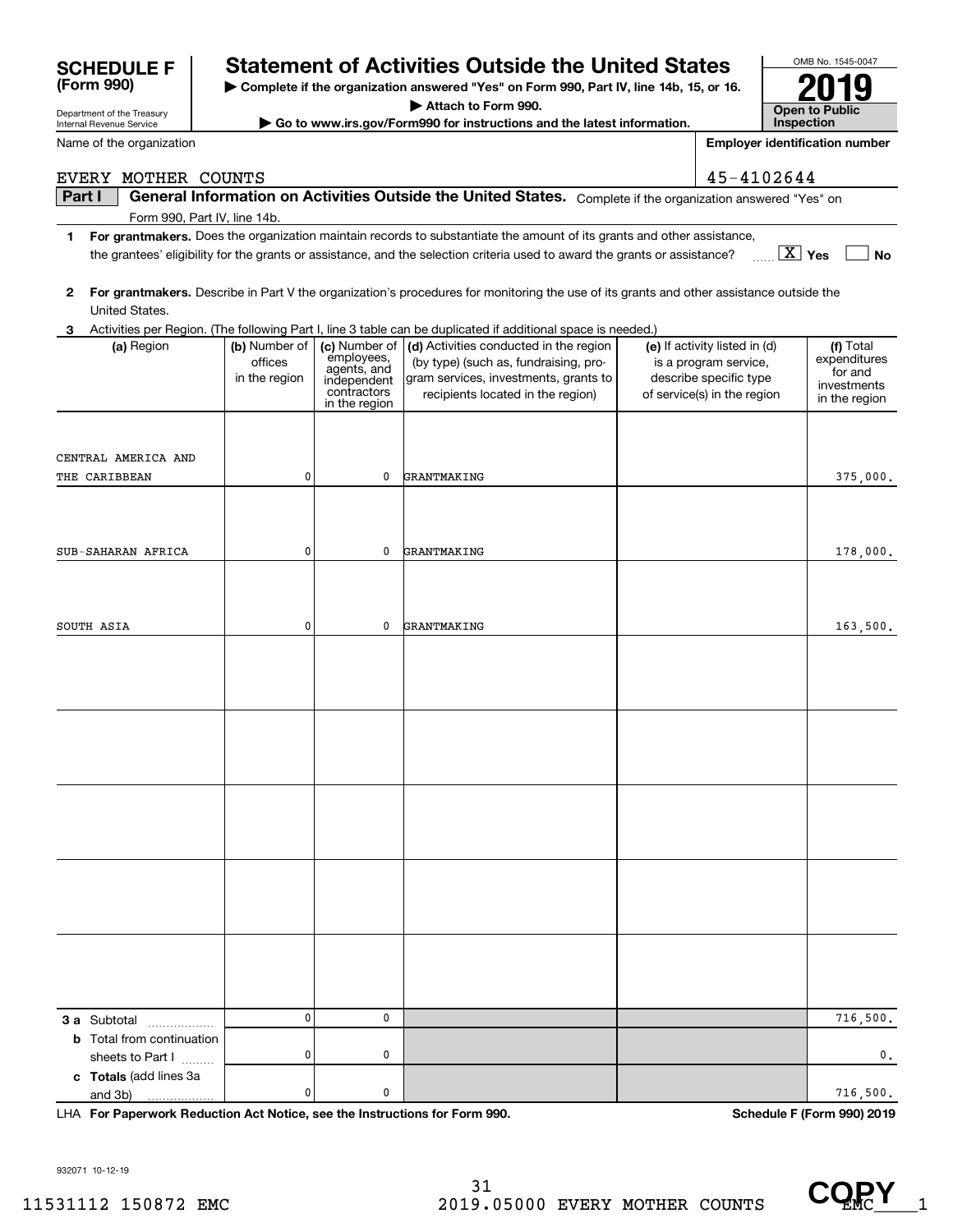**SCHEDULE F (Form 990)**

Department of the Treasury
Internal Revenue Service

# Statement of Activities Outside the United States

▶ Complete if the organization answered "Yes" on Form 990, Part IV, line 14b, 15, or 16.
▶ Attach to Form 990.
▶ Go to www.irs.gov/Form990 for instructions and the latest information.

OMB No. 1545-0047

**2019**

**Open to Public Inspection**

Name of the organization: EVERY MOTHER COUNTS

Employer identification number: 45-4102644

**Part I — General Information on Activities Outside the United States.** Complete if the organization answered "Yes" on Form 990, Part IV, line 14b.

1 **For grantmakers.** Does the organization maintain records to substantiate the amount of its grants and other assistance, the grantees' eligibility for the grants or assistance, and the selection criteria used to award the grants or assistance? [X] Yes [ ] No

2 **For grantmakers.** Describe in Part V the organization's procedures for monitoring the use of its grants and other assistance outside the United States.

3 Activities per Region. (The following Part I, line 3 table can be duplicated if additional space is needed.)

| (a) Region | (b) Number of offices in the region | (c) Number of employees, agents, and independent contractors in the region | (d) Activities conducted in the region (by type) (such as, fundraising, program services, investments, grants to recipients located in the region) | (e) If activity listed in (d) is a program service, describe specific type of service(s) in the region | (f) Total expenditures for and investments in the region |
|---|---|---|---|---|---|
| CENTRAL AMERICA AND THE CARIBBEAN | 0 | 0 | GRANTMAKING | | 375,000. |
| SUB-SAHARAN AFRICA | 0 | 0 | GRANTMAKING | | 178,000. |
| SOUTH ASIA | 0 | 0 | GRANTMAKING | | 163,500. |
| | | | | | |
| | | | | | |
| | | | | | |
| | | | | | |
| | | | | | |
| **3 a** Subtotal | 0 | 0 | | | 716,500. |
| **b** Total from continuation sheets to Part I | 0 | 0 | | | 0. |
| **c Totals** (add lines 3a and 3b) | 0 | 0 | | | 716,500. |

LHA **For Paperwork Reduction Act Notice, see the Instructions for Form 990.** **Schedule F (Form 990) 2019**

932071 10-12-19

11531112 150872 EMC 2019.05000 EVERY MOTHER COUNTS EMC___1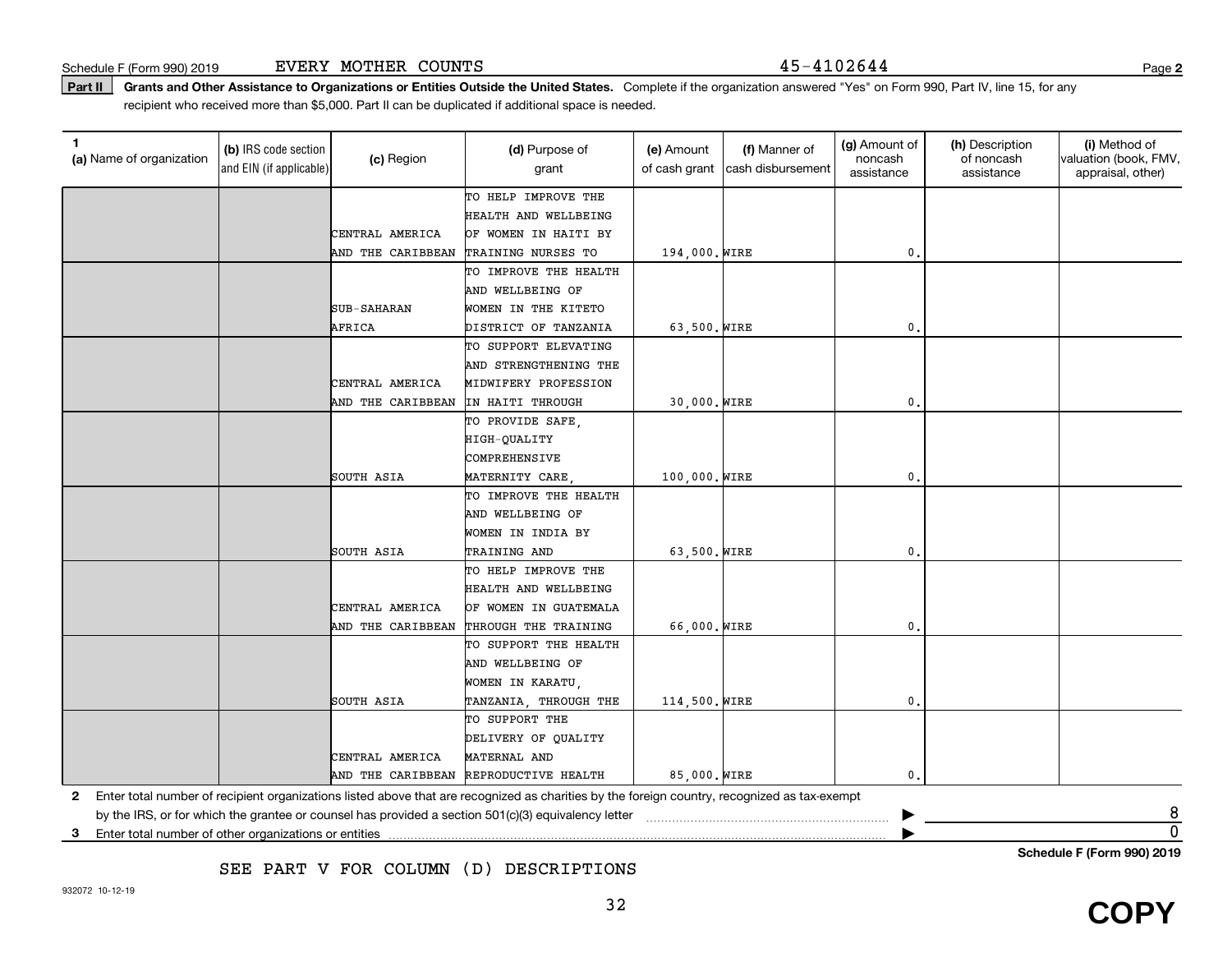Schedule F (Form 990) 2019 EVERY MOTHER COUNTS 45-4102644

**Part II** **Grants and Other Assistance to Organizations or Entities Outside the United States.** Complete if the organization answered "Yes" on Form 990, Part IV, line 15, for any recipient who received more than $5,000. Part II can be duplicated if additional space is needed.

| 1 (a) Name of organization | (b) IRS code section and EIN (if applicable) | (c) Region | (d) Purpose of grant | (e) Amount of cash grant | (f) Manner of cash disbursement | (g) Amount of noncash assistance | (h) Description of noncash assistance | (i) Method of valuation (book, FMV, appraisal, other) |
|---|---|---|---|---|---|---|---|---|
| | | CENTRAL AMERICA AND THE CARIBBEAN | TO HELP IMPROVE THE HEALTH AND WELLBEING OF WOMEN IN HAITI BY TRAINING NURSES TO | 194,000. | WIRE | 0. | | |
| | | SUB-SAHARAN AFRICA | TO IMPROVE THE HEALTH AND WELLBEING OF WOMEN IN THE KITETO DISTRICT OF TANZANIA | 63,500. | WIRE | 0. | | |
| | | CENTRAL AMERICA AND THE CARIBBEAN | TO SUPPORT ELEVATING AND STRENGTHENING THE MIDWIFERY PROFESSION IN HAITI THROUGH | 30,000. | WIRE | 0. | | |
| | | SOUTH ASIA | TO PROVIDE SAFE, HIGH-QUALITY COMPREHENSIVE MATERNITY CARE, | 100,000. | WIRE | 0. | | |
| | | SOUTH ASIA | TO IMPROVE THE HEALTH AND WELLBEING OF WOMEN IN INDIA BY TRAINING AND | 63,500. | WIRE | 0. | | |
| | | CENTRAL AMERICA AND THE CARIBBEAN | TO HELP IMPROVE THE HEALTH AND WELLBEING OF WOMEN IN GUATEMALA THROUGH THE TRAINING | 66,000. | WIRE | 0. | | |
| | | SOUTH ASIA | TO SUPPORT THE HEALTH AND WELLBEING OF WOMEN IN KARATU, TANZANIA, THROUGH THE | 114,500. | WIRE | 0. | | |
| | | CENTRAL AMERICA AND THE CARIBBEAN | TO SUPPORT THE DELIVERY OF QUALITY MATERNAL AND REPRODUCTIVE HEALTH | 85,000. | WIRE | 0. | | |

**2** Enter total number of recipient organizations listed above that are recognized as charities by the foreign country, recognized as tax-exempt by the IRS, or for which the grantee or counsel has provided a section 501(c)(3) equivalency letter ▶ 8

**3** Enter total number of other organizations or entities ▶ 0

SEE PART V FOR COLUMN (D) DESCRIPTIONS

**Schedule F (Form 990) 2019**

932072 10-12-19

COPY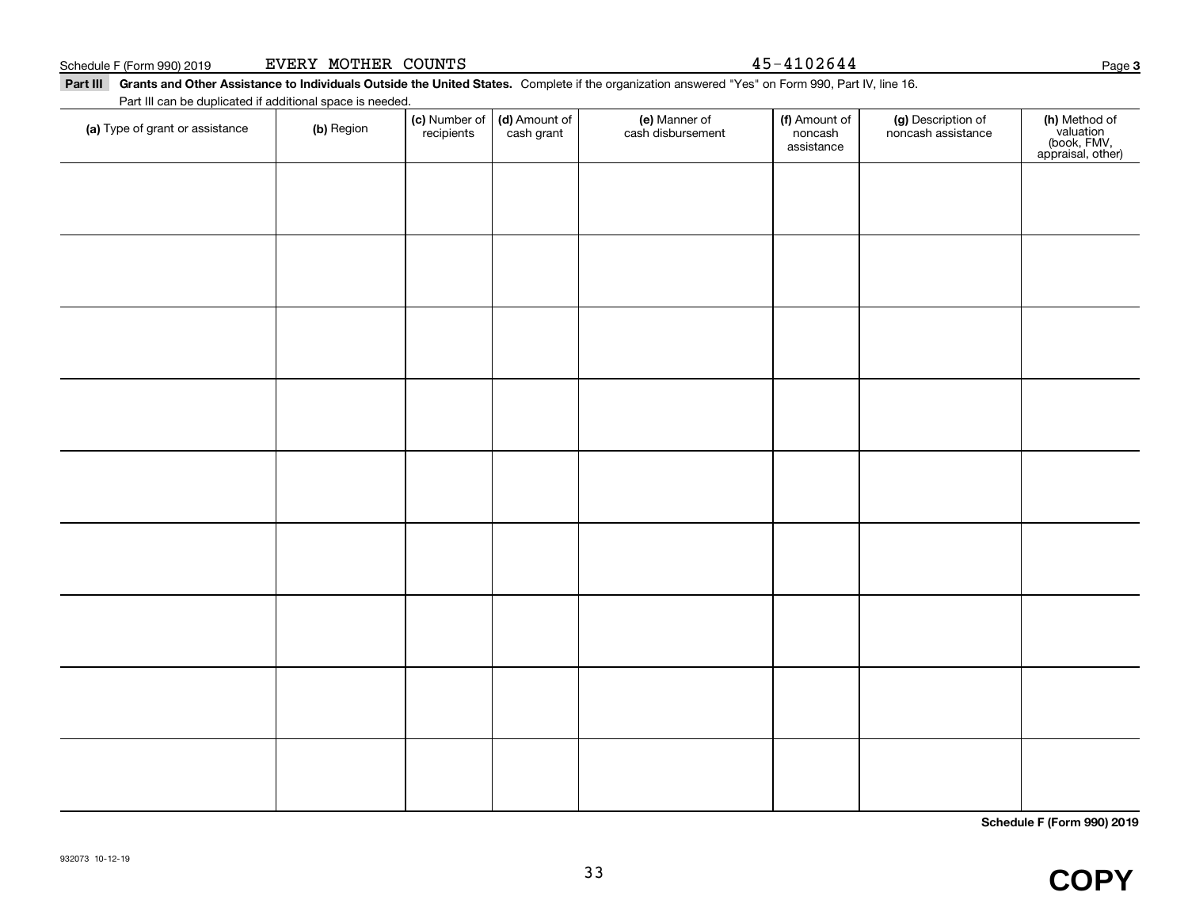Schedule F (Form 990) 2019 EVERY MOTHER COUNTS 45-4102644

**Part III** **Grants and Other Assistance to Individuals Outside the United States.** Complete if the organization answered "Yes" on Form 990, Part IV, line 16.

Part III can be duplicated if additional space is needed.

| (a) Type of grant or assistance | (b) Region | (c) Number of recipients | (d) Amount of cash grant | (e) Manner of cash disbursement | (f) Amount of noncash assistance | (g) Description of noncash assistance | (h) Method of valuation (book, FMV, appraisal, other) |
|---|---|---|---|---|---|---|---|
| | | | | | | | |
| | | | | | | | |
| | | | | | | | |
| | | | | | | | |
| | | | | | | | |
| | | | | | | | |
| | | | | | | | |
| | | | | | | | |
| | | | | | | | |

**Schedule F (Form 990) 2019**

932073 10-12-19

**COPY**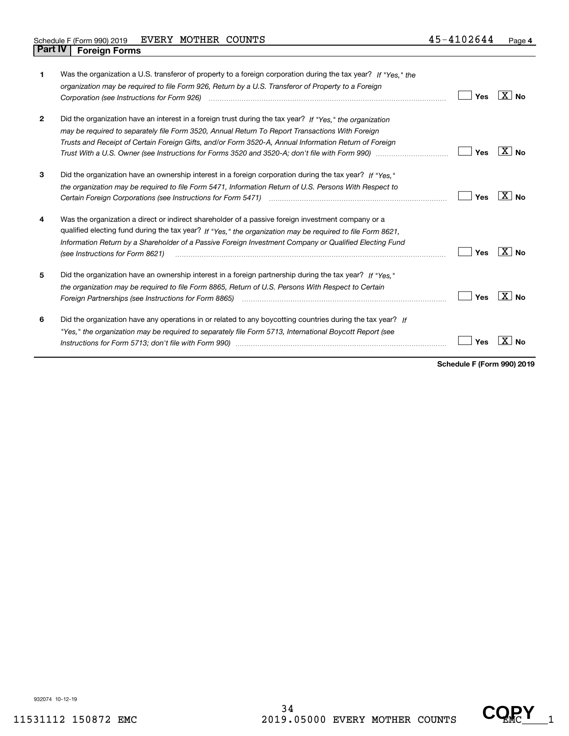Schedule F (Form 990) 2019 EVERY MOTHER COUNTS 45-4102644

## Part IV Foreign Forms

| | | | |
|---|---|---|---|
| **1** | Was the organization a U.S. transferor of property to a foreign corporation during the tax year? *If "Yes," the organization may be required to file Form 926, Return by a U.S. Transferor of Property to a Foreign Corporation (see Instructions for Form 926)* | Yes | [X] No |
| **2** | Did the organization have an interest in a foreign trust during the tax year? *If "Yes," the organization may be required to separately file Form 3520, Annual Return To Report Transactions With Foreign Trusts and Receipt of Certain Foreign Gifts, and/or Form 3520-A, Annual Information Return of Foreign Trust With a U.S. Owner (see Instructions for Forms 3520 and 3520-A; don't file with Form 990)* | Yes | [X] No |
| **3** | Did the organization have an ownership interest in a foreign corporation during the tax year? *If "Yes," the organization may be required to file Form 5471, Information Return of U.S. Persons With Respect to Certain Foreign Corporations (see Instructions for Form 5471)* | Yes | [X] No |
| **4** | Was the organization a direct or indirect shareholder of a passive foreign investment company or a qualified electing fund during the tax year? *If "Yes," the organization may be required to file Form 8621, Information Return by a Shareholder of a Passive Foreign Investment Company or Qualified Electing Fund (see Instructions for Form 8621)* | Yes | [X] No |
| **5** | Did the organization have an ownership interest in a foreign partnership during the tax year? *If "Yes," the organization may be required to file Form 8865, Return of U.S. Persons With Respect to Certain Foreign Partnerships (see Instructions for Form 8865)* | Yes | [X] No |
| **6** | Did the organization have any operations in or related to any boycotting countries during the tax year? *If "Yes," the organization may be required to separately file Form 5713, International Boycott Report (see Instructions for Form 5713; don't file with Form 990)* | Yes | [X] No |

**Schedule F (Form 990) 2019**

932074 10-12-19

11531112 150872 EMC 2019.05000 EVERY MOTHER COUNTS EMC____1

COPY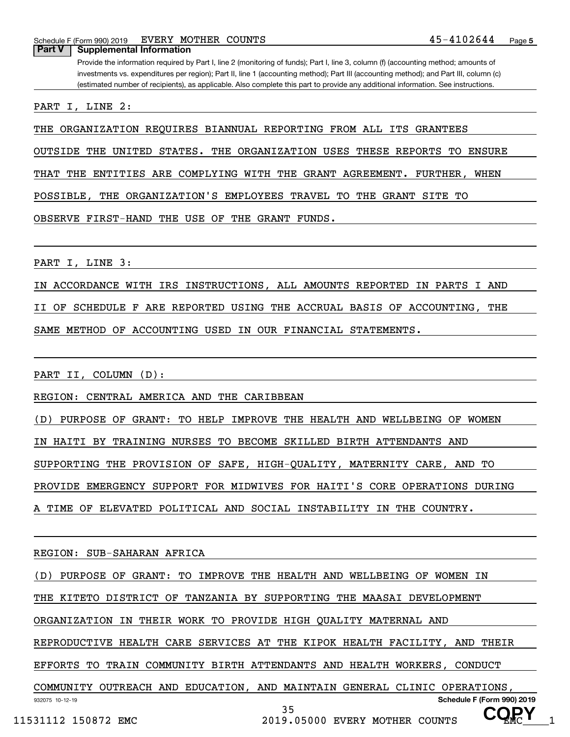## Part V Supplemental Information

Provide the information required by Part I, line 2 (monitoring of funds); Part I, line 3, column (f) (accounting method; amounts of investments vs. expenditures per region); Part II, line 1 (accounting method); Part III (accounting method); and Part III, column (c) (estimated number of recipients), as applicable. Also complete this part to provide any additional information. See instructions.

PART I, LINE 2:

THE ORGANIZATION REQUIRES BIANNUAL REPORTING FROM ALL ITS GRANTEES OUTSIDE THE UNITED STATES. THE ORGANIZATION USES THESE REPORTS TO ENSURE THAT THE ENTITIES ARE COMPLYING WITH THE GRANT AGREEMENT. FURTHER, WHEN POSSIBLE, THE ORGANIZATION'S EMPLOYEES TRAVEL TO THE GRANT SITE TO OBSERVE FIRST-HAND THE USE OF THE GRANT FUNDS.

PART I, LINE 3:

IN ACCORDANCE WITH IRS INSTRUCTIONS, ALL AMOUNTS REPORTED IN PARTS I AND II OF SCHEDULE F ARE REPORTED USING THE ACCRUAL BASIS OF ACCOUNTING, THE SAME METHOD OF ACCOUNTING USED IN OUR FINANCIAL STATEMENTS.

PART II, COLUMN (D):

REGION: CENTRAL AMERICA AND THE CARIBBEAN

(D) PURPOSE OF GRANT: TO HELP IMPROVE THE HEALTH AND WELLBEING OF WOMEN IN HAITI BY TRAINING NURSES TO BECOME SKILLED BIRTH ATTENDANTS AND SUPPORTING THE PROVISION OF SAFE, HIGH-QUALITY, MATERNITY CARE, AND TO PROVIDE EMERGENCY SUPPORT FOR MIDWIVES FOR HAITI'S CORE OPERATIONS DURING A TIME OF ELEVATED POLITICAL AND SOCIAL INSTABILITY IN THE COUNTRY.

REGION: SUB-SAHARAN AFRICA

(D) PURPOSE OF GRANT: TO IMPROVE THE HEALTH AND WELLBEING OF WOMEN IN THE KITETO DISTRICT OF TANZANIA BY SUPPORTING THE MAASAI DEVELOPMENT ORGANIZATION IN THEIR WORK TO PROVIDE HIGH QUALITY MATERNAL AND REPRODUCTIVE HEALTH CARE SERVICES AT THE KIPOK HEALTH FACILITY, AND THEIR EFFORTS TO TRAIN COMMUNITY BIRTH ATTENDANTS AND HEALTH WORKERS, CONDUCT COMMUNITY OUTREACH AND EDUCATION, AND MAINTAIN GENERAL CLINIC OPERATIONS,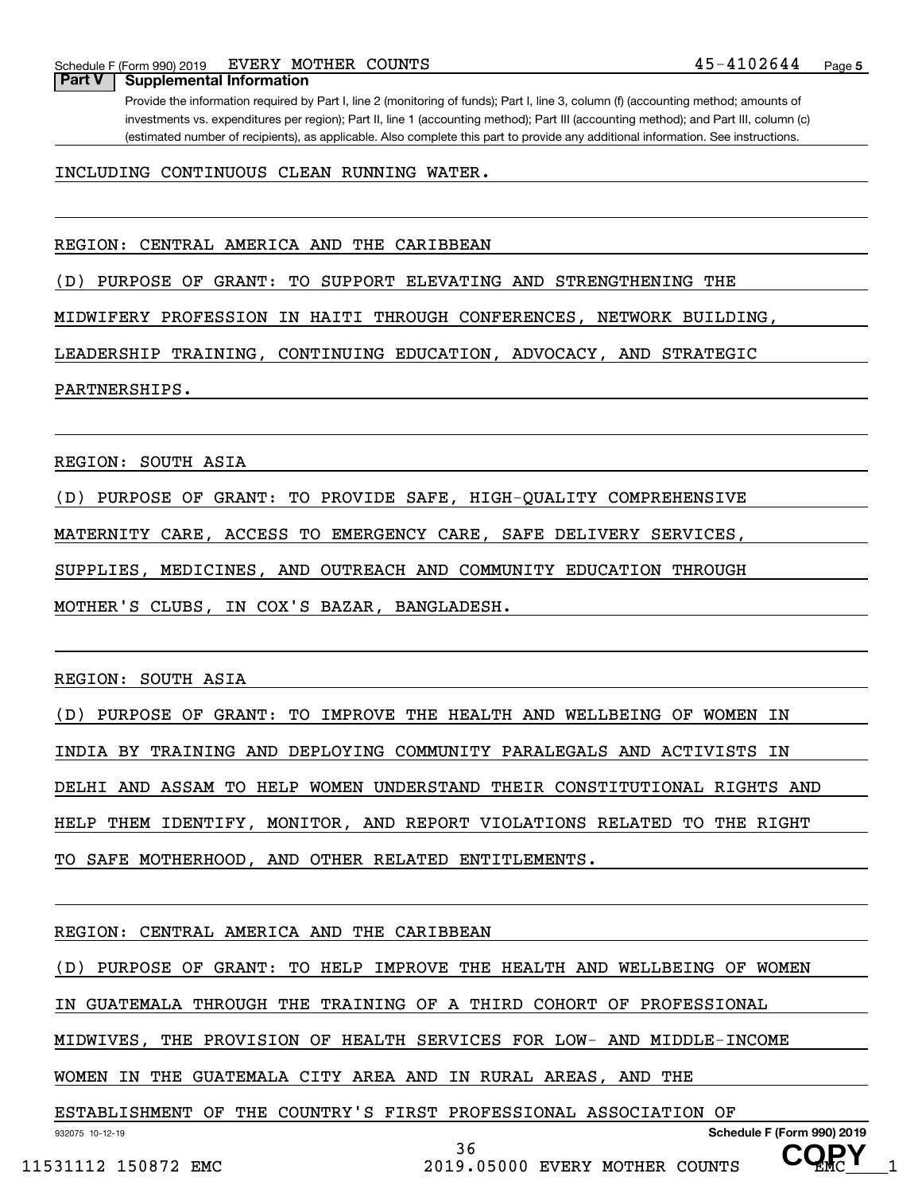## Part V Supplemental Information

Provide the information required by Part I, line 2 (monitoring of funds); Part I, line 3, column (f) (accounting method; amounts of investments vs. expenditures per region); Part II, line 1 (accounting method); Part III (accounting method); and Part III, column (c) (estimated number of recipients), as applicable. Also complete this part to provide any additional information. See instructions.

INCLUDING CONTINUOUS CLEAN RUNNING WATER.

REGION: CENTRAL AMERICA AND THE CARIBBEAN

(D) PURPOSE OF GRANT: TO SUPPORT ELEVATING AND STRENGTHENING THE MIDWIFERY PROFESSION IN HAITI THROUGH CONFERENCES, NETWORK BUILDING, LEADERSHIP TRAINING, CONTINUING EDUCATION, ADVOCACY, AND STRATEGIC PARTNERSHIPS.

REGION: SOUTH ASIA

(D) PURPOSE OF GRANT: TO PROVIDE SAFE, HIGH-QUALITY COMPREHENSIVE MATERNITY CARE, ACCESS TO EMERGENCY CARE, SAFE DELIVERY SERVICES, SUPPLIES, MEDICINES, AND OUTREACH AND COMMUNITY EDUCATION THROUGH MOTHER'S CLUBS, IN COX'S BAZAR, BANGLADESH.

REGION: SOUTH ASIA

(D) PURPOSE OF GRANT: TO IMPROVE THE HEALTH AND WELLBEING OF WOMEN IN INDIA BY TRAINING AND DEPLOYING COMMUNITY PARALEGALS AND ACTIVISTS IN DELHI AND ASSAM TO HELP WOMEN UNDERSTAND THEIR CONSTITUTIONAL RIGHTS AND HELP THEM IDENTIFY, MONITOR, AND REPORT VIOLATIONS RELATED TO THE RIGHT TO SAFE MOTHERHOOD, AND OTHER RELATED ENTITLEMENTS.

REGION: CENTRAL AMERICA AND THE CARIBBEAN

(D) PURPOSE OF GRANT: TO HELP IMPROVE THE HEALTH AND WELLBEING OF WOMEN IN GUATEMALA THROUGH THE TRAINING OF A THIRD COHORT OF PROFESSIONAL MIDWIVES, THE PROVISION OF HEALTH SERVICES FOR LOW- AND MIDDLE-INCOME WOMEN IN THE GUATEMALA CITY AREA AND IN RURAL AREAS, AND THE ESTABLISHMENT OF THE COUNTRY'S FIRST PROFESSIONAL ASSOCIATION OF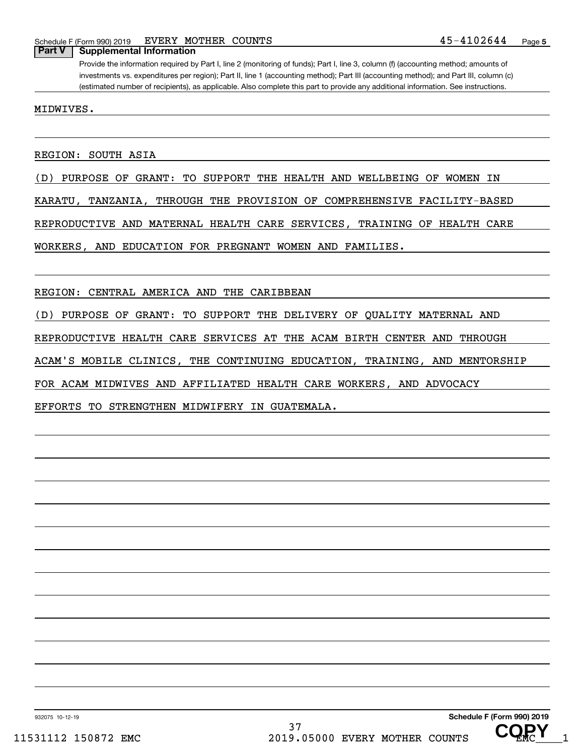## Part V Supplemental Information

Provide the information required by Part I, line 2 (monitoring of funds); Part I, line 3, column (f) (accounting method; amounts of investments vs. expenditures per region); Part II, line 1 (accounting method); Part III (accounting method); and Part III, column (c) (estimated number of recipients), as applicable. Also complete this part to provide any additional information. See instructions.

MIDWIVES.

REGION: SOUTH ASIA

(D) PURPOSE OF GRANT: TO SUPPORT THE HEALTH AND WELLBEING OF WOMEN IN KARATU, TANZANIA, THROUGH THE PROVISION OF COMPREHENSIVE FACILITY-BASED REPRODUCTIVE AND MATERNAL HEALTH CARE SERVICES, TRAINING OF HEALTH CARE WORKERS, AND EDUCATION FOR PREGNANT WOMEN AND FAMILIES.

REGION: CENTRAL AMERICA AND THE CARIBBEAN

(D) PURPOSE OF GRANT: TO SUPPORT THE DELIVERY OF QUALITY MATERNAL AND REPRODUCTIVE HEALTH CARE SERVICES AT THE ACAM BIRTH CENTER AND THROUGH ACAM'S MOBILE CLINICS, THE CONTINUING EDUCATION, TRAINING, AND MENTORSHIP FOR ACAM MIDWIVES AND AFFILIATED HEALTH CARE WORKERS, AND ADVOCACY EFFORTS TO STRENGTHEN MIDWIFERY IN GUATEMALA.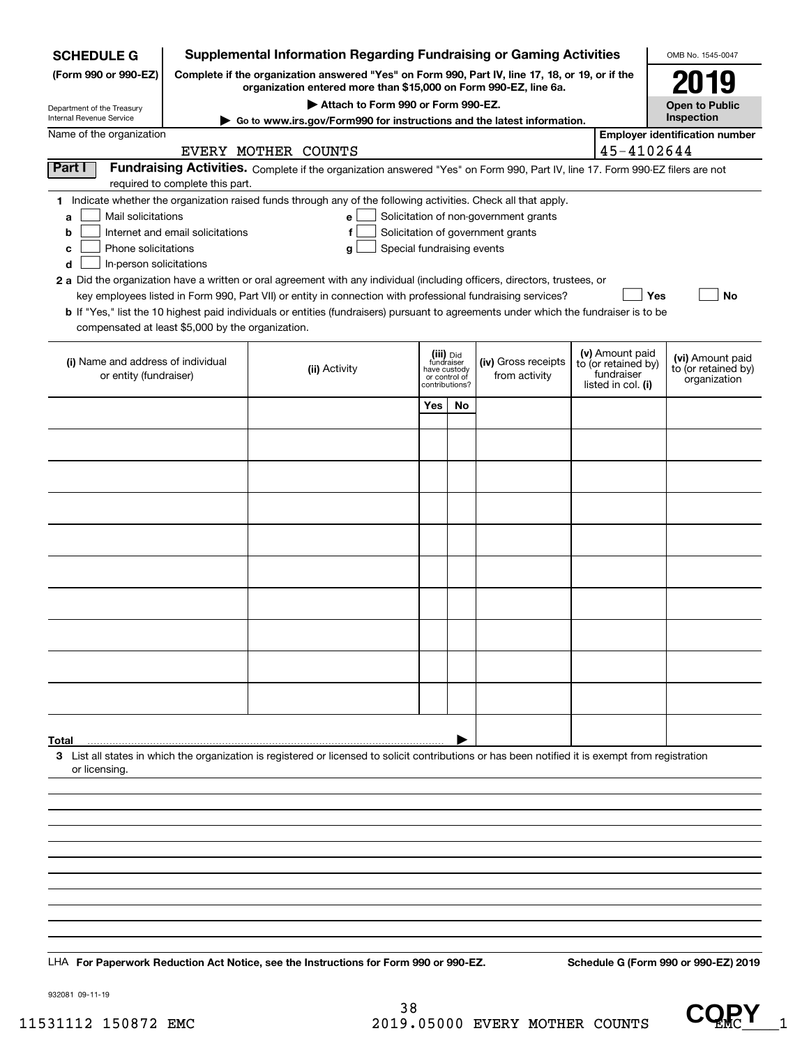**SCHEDULE G**
**(Form 990 or 990-EZ)**

Department of the Treasury
Internal Revenue Service

# Supplemental Information Regarding Fundraising or Gaming Activities

**Complete if the organization answered "Yes" on Form 990, Part IV, line 17, 18, or 19, or if the organization entered more than $15,000 on Form 990-EZ, line 6a.**

▶ **Attach to Form 990 or Form 990-EZ.**

▶ **Go to www.irs.gov/Form990 for instructions and the latest information.**

OMB No. 1545-0047

**2019**

**Open to Public Inspection**

Name of the organization: EVERY MOTHER COUNTS

**Employer identification number**: 45-4102644

**Part I** **Fundraising Activities.** Complete if the organization answered "Yes" on Form 990, Part IV, line 17. Form 990-EZ filers are not required to complete this part.

**1** Indicate whether the organization raised funds through any of the following activities. Check all that apply.

- **a** ☐ Mail solicitations
- **b** ☐ Internet and email solicitations
- **c** ☐ Phone solicitations
- **d** ☐ In-person solicitations
- **e** ☐ Solicitation of non-government grants
- **f** ☐ Solicitation of government grants
- **g** ☐ Special fundraising events

**2 a** Did the organization have a written or oral agreement with any individual (including officers, directors, trustees, or key employees listed in Form 990, Part VII) or entity in connection with professional fundraising services? ☐ **Yes** ☐ **No**

**b** If "Yes," list the 10 highest paid individuals or entities (fundraisers) pursuant to agreements under which the fundraiser is to be compensated at least $5,000 by the organization.

| (i) Name and address of individual or entity (fundraiser) | (ii) Activity | (iii) Did fundraiser have custody or control of contributions? | | (iv) Gross receipts from activity | (v) Amount paid to (or retained by) fundraiser listed in col. (i) | (vi) Amount paid to (or retained by) organization |
|---|---|---|---|---|---|---|
| | | Yes | No | | | |
| | | | | | | |
| | | | | | | |
| | | | | | | |
| | | | | | | |
| | | | | | | |
| | | | | | | |
| | | | | | | |
| | | | | | | |
| | | | | | | |
| | | | | | | |
| **Total** ▶ | | | | | | |

**3** List all states in which the organization is registered or licensed to solicit contributions or has been notified it is exempt from registration or licensing.

LHA **For Paperwork Reduction Act Notice, see the Instructions for Form 990 or 990-EZ.** **Schedule G (Form 990 or 990-EZ) 2019**

932081 09-11-19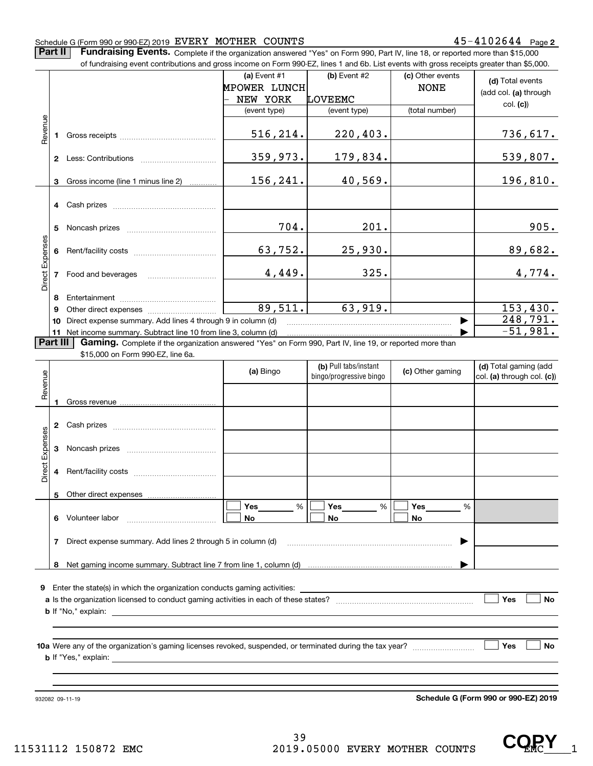Schedule G (Form 990 or 990-EZ) 2019 EVERY MOTHER COUNTS 45-4102644 Page **2**

**Part II** **Fundraising Events.** Complete if the organization answered "Yes" on Form 990, Part IV, line 18, or reported more than $15,000 of fundraising event contributions and gross income on Form 990-EZ, lines 1 and 6b. List events with gross receipts greater than $5,000.

| | | (a) Event #1 MPOWER LUNCH - NEW YORK (event type) | (b) Event #2 LOVEEMC (event type) | (c) Other events NONE (total number) | (d) Total events (add col. (a) through col. (c)) |
|---|---|---|---|---|---|
| Revenue | 1 Gross receipts | 516,214. | 220,403. | | 736,617. |
| | 2 Less: Contributions | 359,973. | 179,834. | | 539,807. |
| | 3 Gross income (line 1 minus line 2) | 156,241. | 40,569. | | 196,810. |
| Direct Expenses | 4 Cash prizes | | | | |
| | 5 Noncash prizes | 704. | 201. | | 905. |
| | 6 Rent/facility costs | 63,752. | 25,930. | | 89,682. |
| | 7 Food and beverages | 4,449. | 325. | | 4,774. |
| | 8 Entertainment | | | | |
| | 9 Other direct expenses | 89,511. | 63,919. | | 153,430. |
| | 10 Direct expense summary. Add lines 4 through 9 in column (d) | | | ▶ | 248,791. |
| | 11 Net income summary. Subtract line 10 from line 3, column (d) | | | ▶ | -51,981. |

**Part III** **Gaming.** Complete if the organization answered "Yes" on Form 990, Part IV, line 19, or reported more than $15,000 on Form 990-EZ, line 6a.

| | | (a) Bingo | (b) Pull tabs/instant bingo/progressive bingo | (c) Other gaming | (d) Total gaming (add col. (a) through col. (c)) |
|---|---|---|---|---|---|
| Revenue | 1 Gross revenue | | | | |
| Direct Expenses | 2 Cash prizes | | | | |
| | 3 Noncash prizes | | | | |
| | 4 Rent/facility costs | | | | |
| | 5 Other direct expenses | | | | |
| | 6 Volunteer labor | ☐ Yes ____ % ☐ No | ☐ Yes ____ % ☐ No | ☐ Yes ____ % ☐ No | |
| | 7 Direct expense summary. Add lines 2 through 5 in column (d) | | | ▶ | |
| | 8 Net gaming income summary. Subtract line 7 from line 1, column (d) | | | ▶ | |

**9** Enter the state(s) in which the organization conducts gaming activities: ____________

**a** Is the organization licensed to conduct gaming activities in each of these states? ☐ Yes ☐ No

**b** If "No," explain: ____________

**10a** Were any of the organization's gaming licenses revoked, suspended, or terminated during the tax year? ☐ Yes ☐ No

**b** If "Yes," explain: ____________

932082 09-11-19 **Schedule G (Form 990 or 990-EZ) 2019**

11531112 150872 EMC 2019.05000 EVERY MOTHER COUNTS EMC____1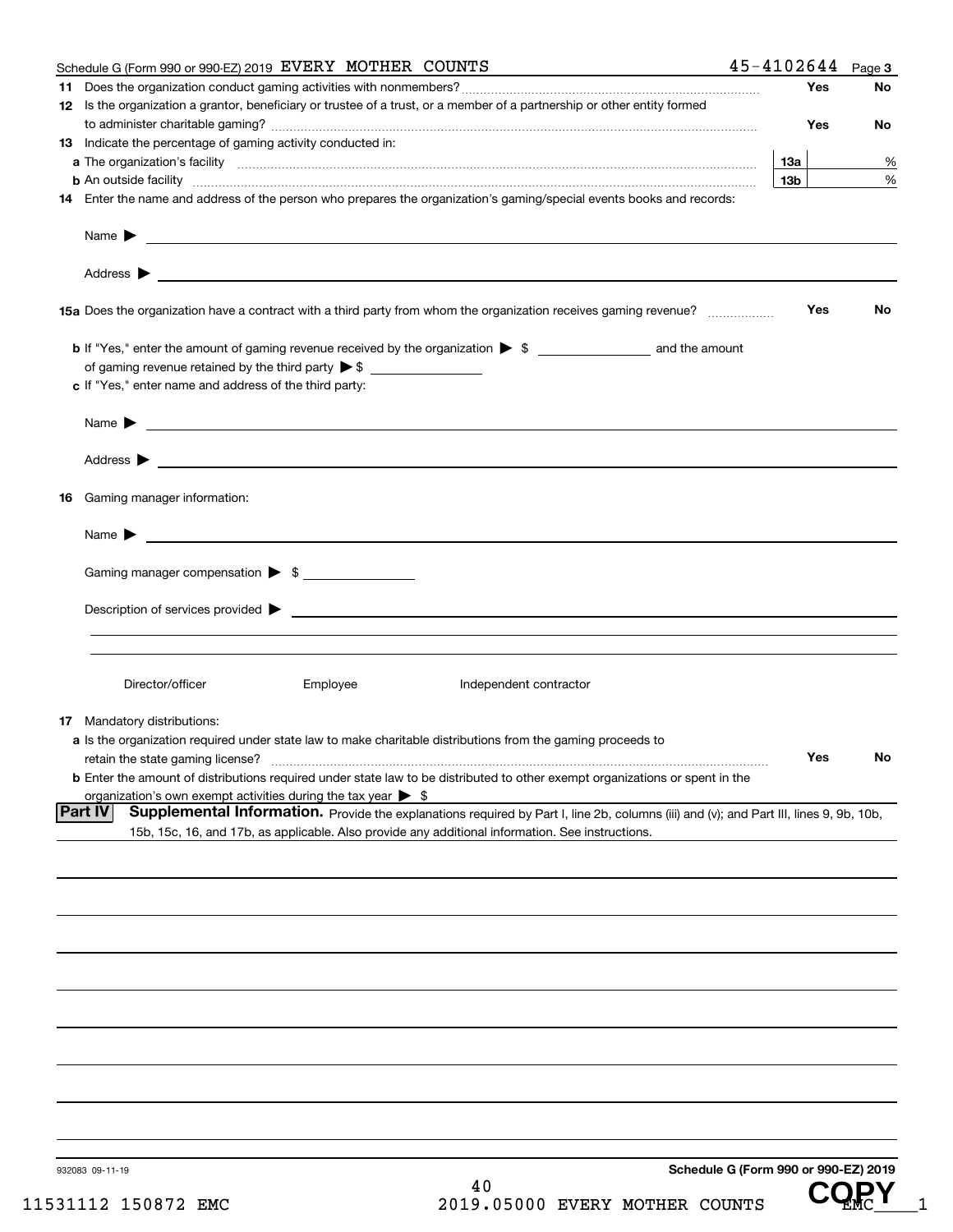Schedule G (Form 990 or 990-EZ) 2019 EVERY MOTHER COUNTS 45-4102644 Page 3

**11** Does the organization conduct gaming activities with nonmembers? .......... Yes No

**12** Is the organization a grantor, beneficiary or trustee of a trust, or a member of a partnership or other entity formed to administer charitable gaming? .......... Yes No

**13** Indicate the percentage of gaming activity conducted in:

**a** The organization's facility .......... **13a** %

**b** An outside facility .......... **13b** %

**14** Enter the name and address of the person who prepares the organization's gaming/special events books and records:

Name ▶

Address ▶

**15a** Does the organization have a contract with a third party from whom the organization receives gaming revenue? .......... Yes No

**b** If "Yes," enter the amount of gaming revenue received by the organization ▶ $ __________ and the amount of gaming revenue retained by the third party ▶ $ __________

**c** If "Yes," enter name and address of the third party:

Name ▶

Address ▶

**16** Gaming manager information:

Name ▶

Gaming manager compensation ▶ $ __________

Description of services provided ▶

Director/officer    Employee    Independent contractor

**17** Mandatory distributions:

**a** Is the organization required under state law to make charitable distributions from the gaming proceeds to retain the state gaming license? .......... Yes No

**b** Enter the amount of distributions required under state law to be distributed to other exempt organizations or spent in the organization's own exempt activities during the tax year ▶ $

## Part IV Supplemental Information.

Provide the explanations required by Part I, line 2b, columns (iii) and (v); and Part III, lines 9, 9b, 10b, 15b, 15c, 16, and 17b, as applicable. Also provide any additional information. See instructions.

932083 09-11-19 **Schedule G (Form 990 or 990-EZ) 2019**

11531112 150872 EMC 2019.05000 EVERY MOTHER COUNTS EMC____1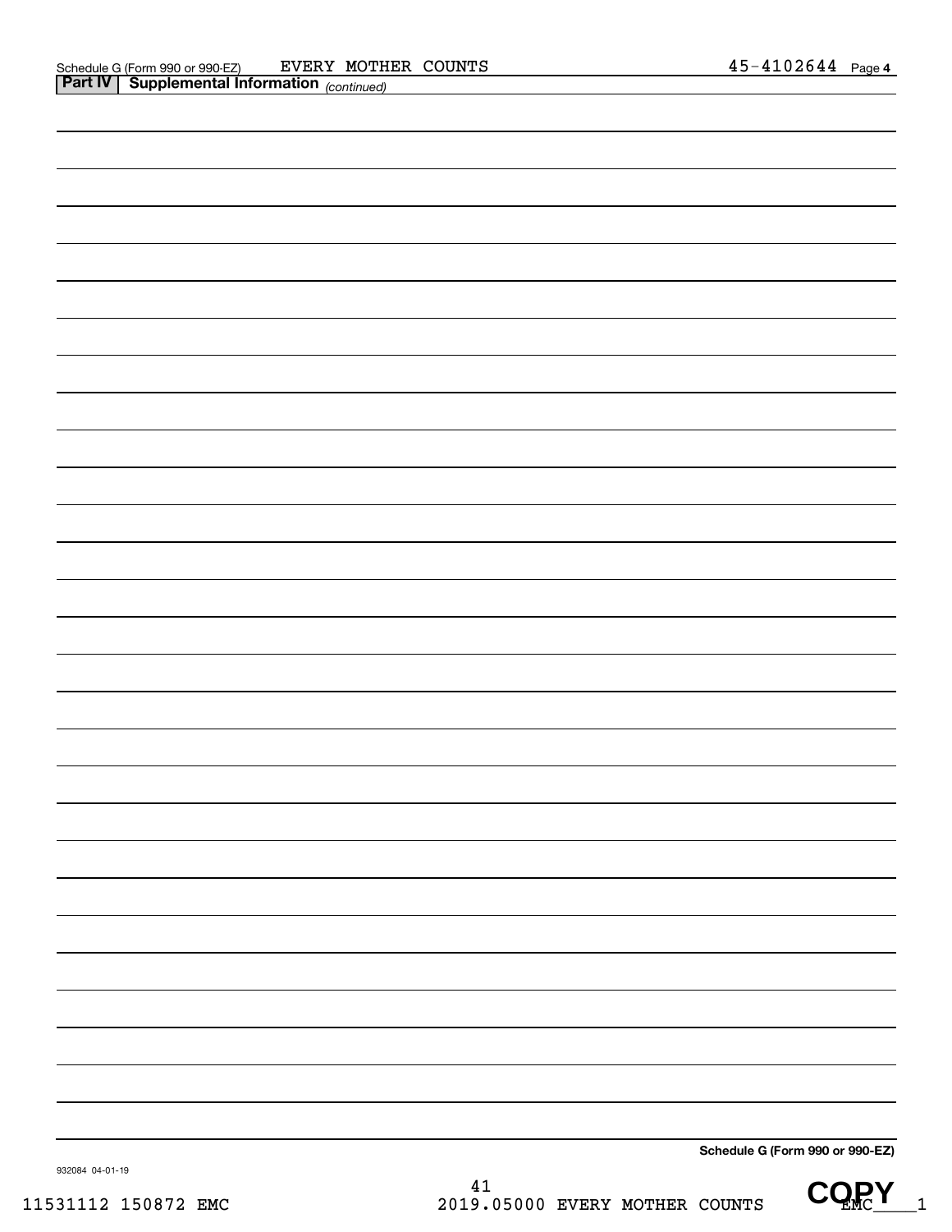Schedule G (Form 990 or 990-EZ) EVERY MOTHER COUNTS 45-4102644 Page 4

**Part IV | Supplemental Information** *(continued)*

**Schedule G (Form 990 or 990-EZ)**

932084 04-01-19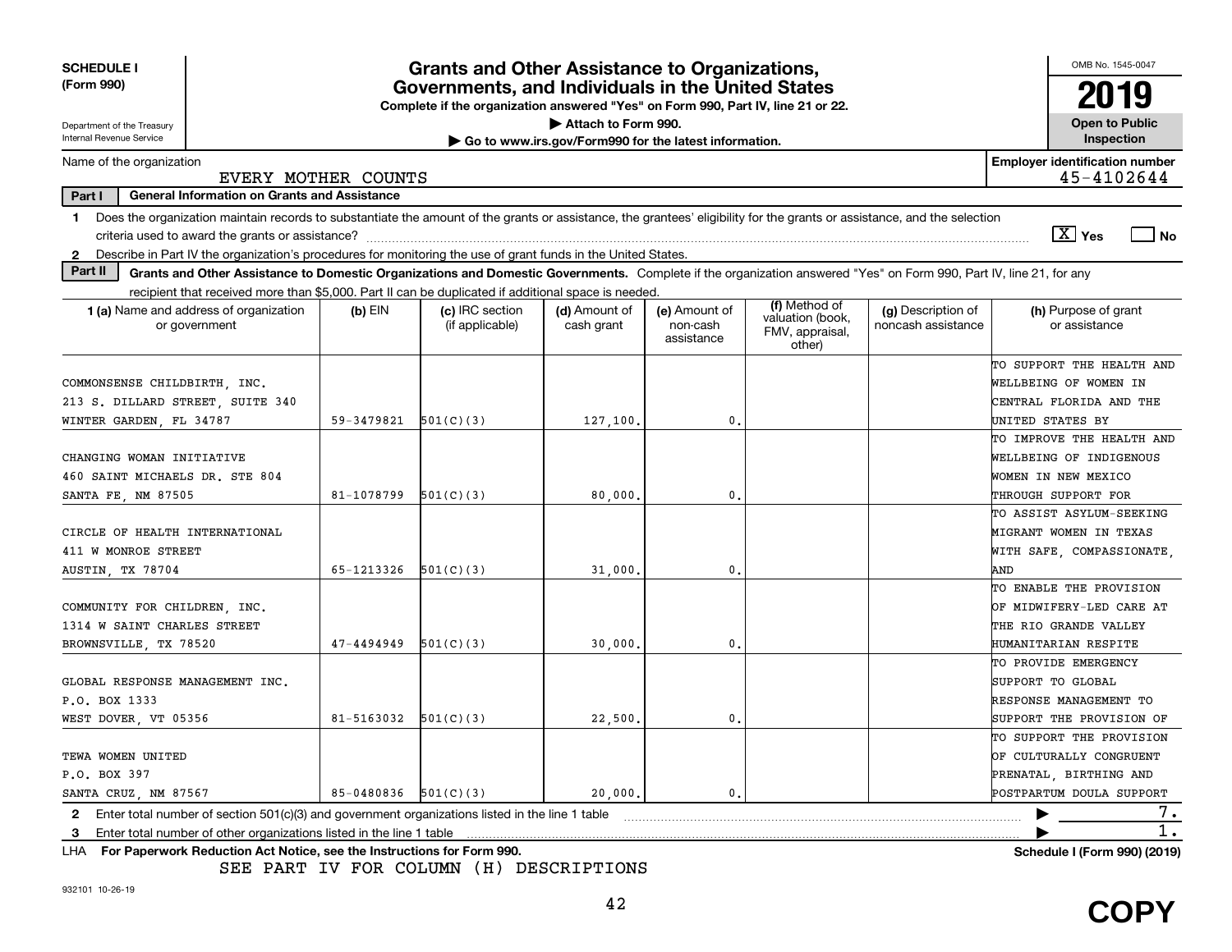**SCHEDULE I (Form 990)**

Department of the Treasury
Internal Revenue Service

# Grants and Other Assistance to Organizations, Governments, and Individuals in the United States

**Complete if the organization answered "Yes" on Form 990, Part IV, line 21 or 22.**

▶ **Attach to Form 990.**

▶ **Go to www.irs.gov/Form990 for the latest information.**

OMB No. 1545-0047

**2019**

**Open to Public Inspection**

Name of the organization: EVERY MOTHER COUNTS

**Employer identification number:** 45-4102644

**Part I — General Information on Grants and Assistance**

1 Does the organization maintain records to substantiate the amount of the grants or assistance, the grantees' eligibility for the grants or assistance, and the selection criteria used to award the grants or assistance? [X] Yes [ ] No

2 Describe in Part IV the organization's procedures for monitoring the use of grant funds in the United States.

**Part II — Grants and Other Assistance to Domestic Organizations and Domestic Governments.** Complete if the organization answered "Yes" on Form 990, Part IV, line 21, for any recipient that received more than $5,000. Part II can be duplicated if additional space is needed.

| 1 (a) Name and address of organization or government | (b) EIN | (c) IRC section (if applicable) | (d) Amount of cash grant | (e) Amount of non-cash assistance | (f) Method of valuation (book, FMV, appraisal, other) | (g) Description of noncash assistance | (h) Purpose of grant or assistance |
|---|---|---|---|---|---|---|---|
| COMMONSENSE CHILDBIRTH, INC.<br>213 S. DILLARD STREET, SUITE 340<br>WINTER GARDEN, FL 34787 | 59-3479821 | 501(C)(3) | 127,100. | 0. | | | TO SUPPORT THE HEALTH AND WELLBEING OF WOMEN IN CENTRAL FLORIDA AND THE UNITED STATES BY |
| CHANGING WOMAN INITIATIVE<br>460 SAINT MICHAELS DR. STE 804<br>SANTA FE, NM 87505 | 81-1078799 | 501(C)(3) | 80,000. | 0. | | | TO IMPROVE THE HEALTH AND WELLBEING OF INDIGENOUS WOMEN IN NEW MEXICO THROUGH SUPPORT FOR |
| CIRCLE OF HEALTH INTERNATIONAL<br>411 W MONROE STREET<br>AUSTIN, TX 78704 | 65-1213326 | 501(C)(3) | 31,000. | 0. | | | TO ASSIST ASYLUM-SEEKING MIGRANT WOMEN IN TEXAS WITH SAFE, COMPASSIONATE, AND |
| COMMUNITY FOR CHILDREN, INC.<br>1314 W SAINT CHARLES STREET<br>BROWNSVILLE, TX 78520 | 47-4494949 | 501(C)(3) | 30,000. | 0. | | | TO ENABLE THE PROVISION OF MIDWIFERY-LED CARE AT THE RIO GRANDE VALLEY HUMANITARIAN RESPITE |
| GLOBAL RESPONSE MANAGEMENT INC.<br>P.O. BOX 1333<br>WEST DOVER, VT 05356 | 81-5163032 | 501(C)(3) | 22,500. | 0. | | | TO PROVIDE EMERGENCY SUPPORT TO GLOBAL RESPONSE MANAGEMENT TO SUPPORT THE PROVISION OF |
| TEWA WOMEN UNITED<br>P.O. BOX 397<br>SANTA CRUZ, NM 87567 | 85-0480836 | 501(C)(3) | 20,000. | 0. | | | TO SUPPORT THE PROVISION OF CULTURALLY CONGRUENT PRENATAL, BIRTHING AND POSTPARTUM DOULA SUPPORT |

2 Enter total number of section 501(c)(3) and government organizations listed in the line 1 table ▶ 7.

3 Enter total number of other organizations listed in the line 1 table ▶ 1.

LHA **For Paperwork Reduction Act Notice, see the Instructions for Form 990.** **Schedule I (Form 990) (2019)**

SEE PART IV FOR COLUMN (H) DESCRIPTIONS

932101 10-26-19

COPY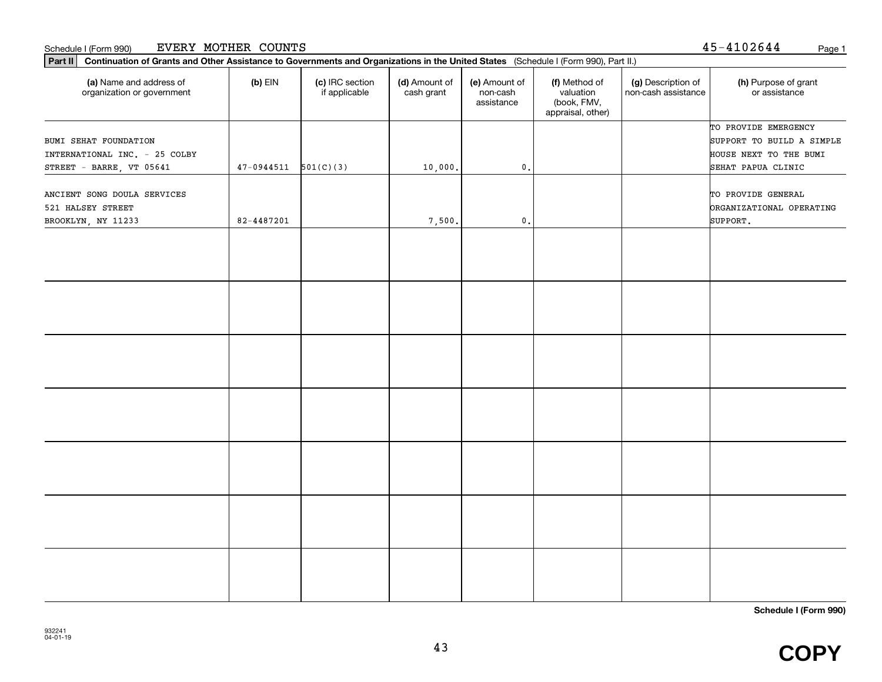Schedule I (Form 990) EVERY MOTHER COUNTS 45-4102644

**Part II Continuation of Grants and Other Assistance to Governments and Organizations in the United States** (Schedule I (Form 990), Part II.)

| (a) Name and address of organization or government | (b) EIN | (c) IRC section if applicable | (d) Amount of cash grant | (e) Amount of non-cash assistance | (f) Method of valuation (book, FMV, appraisal, other) | (g) Description of non-cash assistance | (h) Purpose of grant or assistance |
|---|---|---|---|---|---|---|---|
| BUMI SEHAT FOUNDATION INTERNATIONAL INC. - 25 COLBY STREET - BARRE, VT 05641 | 47-0944511 | 501(C)(3) | 10,000. | 0. | | | TO PROVIDE EMERGENCY SUPPORT TO BUILD A SIMPLE HOUSE NEXT TO THE BUMI SEHAT PAPUA CLINIC |
| ANCIENT SONG DOULA SERVICES 521 HALSEY STREET BROOKLYN, NY 11233 | 82-4487201 | | 7,500. | 0. | | | TO PROVIDE GENERAL ORGANIZATIONAL OPERATING SUPPORT. |
| | | | | | | | |
| | | | | | | | |
| | | | | | | | |
| | | | | | | | |
| | | | | | | | |
| | | | | | | | |
| | | | | | | | |

**Schedule I (Form 990)**

932241
04-01-19

COPY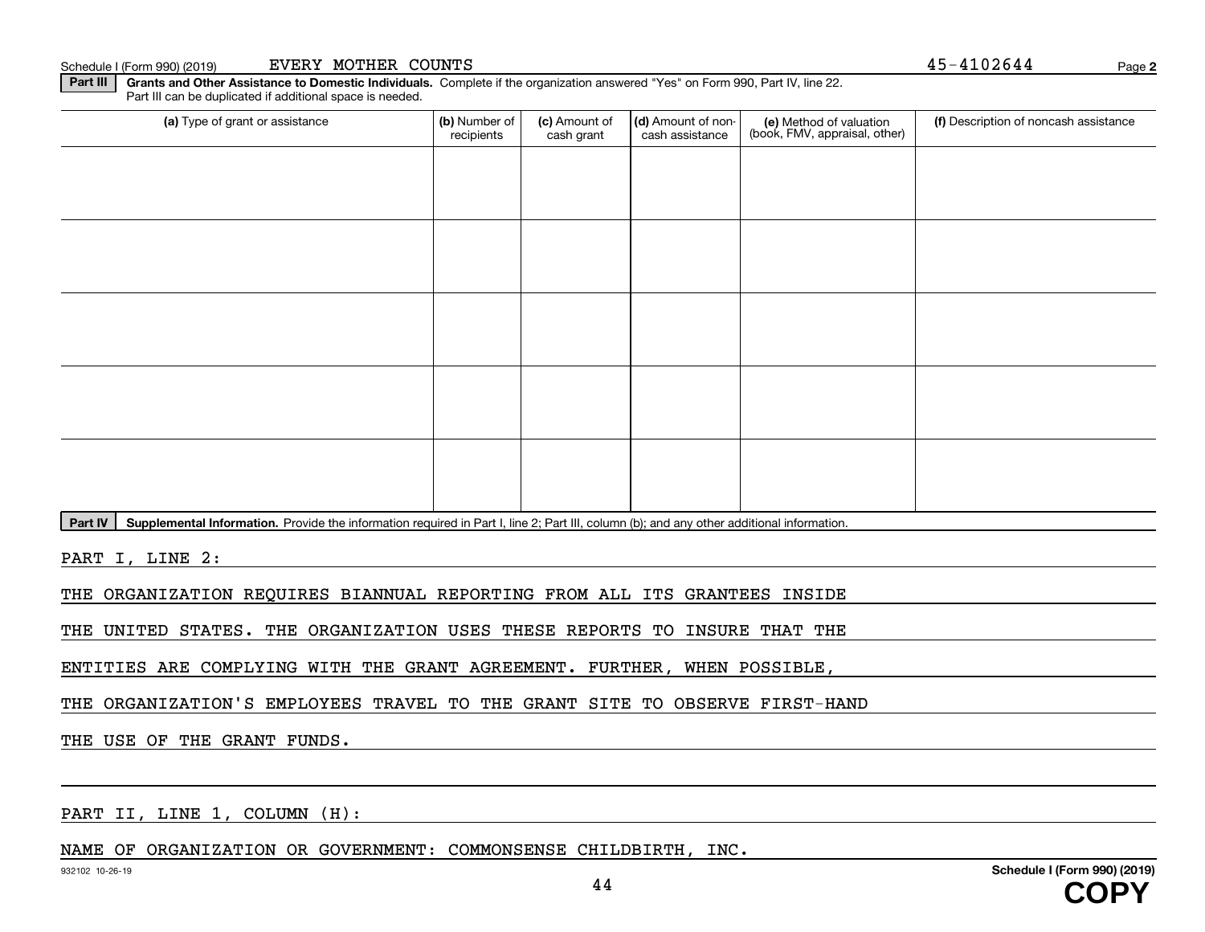Schedule I (Form 990) (2019) EVERY MOTHER COUNTS 45-4102644

**Part III** **Grants and Other Assistance to Domestic Individuals.** Complete if the organization answered "Yes" on Form 990, Part IV, line 22. Part III can be duplicated if additional space is needed.

| (a) Type of grant or assistance | (b) Number of recipients | (c) Amount of cash grant | (d) Amount of non-cash assistance | (e) Method of valuation (book, FMV, appraisal, other) | (f) Description of noncash assistance |
|---|---|---|---|---|---|
| | | | | | |
| | | | | | |
| | | | | | |
| | | | | | |
| | | | | | |

**Part IV** **Supplemental Information.** Provide the information required in Part I, line 2; Part III, column (b); and any other additional information.

PART I, LINE 2:

THE ORGANIZATION REQUIRES BIANNUAL REPORTING FROM ALL ITS GRANTEES INSIDE THE UNITED STATES. THE ORGANIZATION USES THESE REPORTS TO INSURE THAT THE ENTITIES ARE COMPLYING WITH THE GRANT AGREEMENT. FURTHER, WHEN POSSIBLE, THE ORGANIZATION'S EMPLOYEES TRAVEL TO THE GRANT SITE TO OBSERVE FIRST-HAND THE USE OF THE GRANT FUNDS.

PART II, LINE 1, COLUMN (H):

NAME OF ORGANIZATION OR GOVERNMENT: COMMONSENSE CHILDBIRTH, INC.

932102 10-26-19

Schedule I (Form 990) (2019)

COPY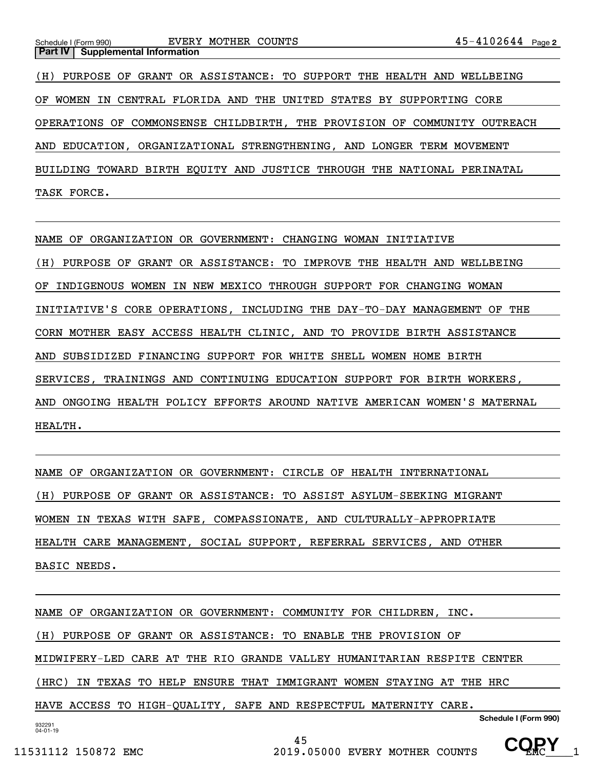**Part IV | Supplemental Information**

(H) PURPOSE OF GRANT OR ASSISTANCE: TO SUPPORT THE HEALTH AND WELLBEING OF WOMEN IN CENTRAL FLORIDA AND THE UNITED STATES BY SUPPORTING CORE OPERATIONS OF COMMONSENSE CHILDBIRTH, THE PROVISION OF COMMUNITY OUTREACH AND EDUCATION, ORGANIZATIONAL STRENGTHENING, AND LONGER TERM MOVEMENT BUILDING TOWARD BIRTH EQUITY AND JUSTICE THROUGH THE NATIONAL PERINATAL TASK FORCE.

NAME OF ORGANIZATION OR GOVERNMENT: CHANGING WOMAN INITIATIVE

(H) PURPOSE OF GRANT OR ASSISTANCE: TO IMPROVE THE HEALTH AND WELLBEING OF INDIGENOUS WOMEN IN NEW MEXICO THROUGH SUPPORT FOR CHANGING WOMAN INITIATIVE'S CORE OPERATIONS, INCLUDING THE DAY-TO-DAY MANAGEMENT OF THE CORN MOTHER EASY ACCESS HEALTH CLINIC, AND TO PROVIDE BIRTH ASSISTANCE AND SUBSIDIZED FINANCING SUPPORT FOR WHITE SHELL WOMEN HOME BIRTH SERVICES, TRAININGS AND CONTINUING EDUCATION SUPPORT FOR BIRTH WORKERS, AND ONGOING HEALTH POLICY EFFORTS AROUND NATIVE AMERICAN WOMEN'S MATERNAL HEALTH.

NAME OF ORGANIZATION OR GOVERNMENT: CIRCLE OF HEALTH INTERNATIONAL

(H) PURPOSE OF GRANT OR ASSISTANCE: TO ASSIST ASYLUM-SEEKING MIGRANT WOMEN IN TEXAS WITH SAFE, COMPASSIONATE, AND CULTURALLY-APPROPRIATE HEALTH CARE MANAGEMENT, SOCIAL SUPPORT, REFERRAL SERVICES, AND OTHER BASIC NEEDS.

NAME OF ORGANIZATION OR GOVERNMENT: COMMUNITY FOR CHILDREN, INC.

(H) PURPOSE OF GRANT OR ASSISTANCE: TO ENABLE THE PROVISION OF MIDWIFERY-LED CARE AT THE RIO GRANDE VALLEY HUMANITARIAN RESPITE CENTER (HRC) IN TEXAS TO HELP ENSURE THAT IMMIGRANT WOMEN STAYING AT THE HRC HAVE ACCESS TO HIGH-QUALITY, SAFE AND RESPECTFUL MATERNITY CARE.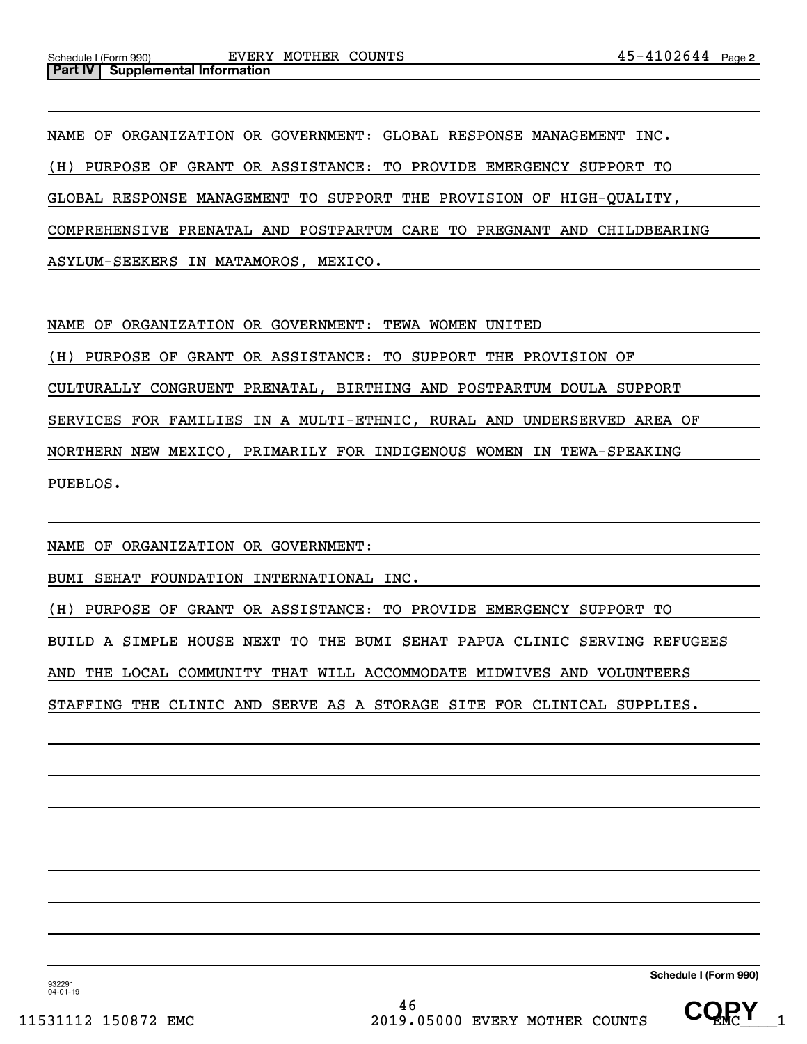**Part IV | Supplemental Information**

NAME OF ORGANIZATION OR GOVERNMENT: GLOBAL RESPONSE MANAGEMENT INC.

(H) PURPOSE OF GRANT OR ASSISTANCE: TO PROVIDE EMERGENCY SUPPORT TO GLOBAL RESPONSE MANAGEMENT TO SUPPORT THE PROVISION OF HIGH-QUALITY, COMPREHENSIVE PRENATAL AND POSTPARTUM CARE TO PREGNANT AND CHILDBEARING ASYLUM-SEEKERS IN MATAMOROS, MEXICO.

NAME OF ORGANIZATION OR GOVERNMENT: TEWA WOMEN UNITED

(H) PURPOSE OF GRANT OR ASSISTANCE: TO SUPPORT THE PROVISION OF CULTURALLY CONGRUENT PRENATAL, BIRTHING AND POSTPARTUM DOULA SUPPORT SERVICES FOR FAMILIES IN A MULTI-ETHNIC, RURAL AND UNDERSERVED AREA OF NORTHERN NEW MEXICO, PRIMARILY FOR INDIGENOUS WOMEN IN TEWA-SPEAKING PUEBLOS.

NAME OF ORGANIZATION OR GOVERNMENT:

BUMI SEHAT FOUNDATION INTERNATIONAL INC.

(H) PURPOSE OF GRANT OR ASSISTANCE: TO PROVIDE EMERGENCY SUPPORT TO BUILD A SIMPLE HOUSE NEXT TO THE BUMI SEHAT PAPUA CLINIC SERVING REFUGEES AND THE LOCAL COMMUNITY THAT WILL ACCOMMODATE MIDWIVES AND VOLUNTEERS STAFFING THE CLINIC AND SERVE AS A STORAGE SITE FOR CLINICAL SUPPLIES.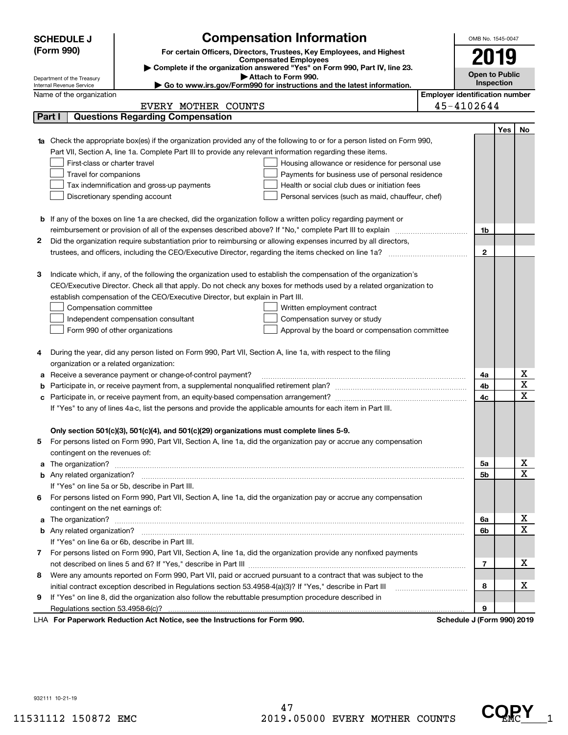# SCHEDULE J (Form 990)

Department of the Treasury
Internal Revenue Service

## Compensation Information

**For certain Officers, Directors, Trustees, Key Employees, and Highest Compensated Employees**

▶ Complete if the organization answered "Yes" on Form 990, Part IV, line 23.
▶ Attach to Form 990.
▶ Go to www.irs.gov/Form990 for instructions and the latest information.

OMB No. 1545-0047

**2019**

**Open to Public Inspection**

Name of the organization: EVERY MOTHER COUNTS

Employer identification number: 45-4102644

### Part I Questions Regarding Compensation

| | | | Yes | No |
|---|---|---|---|---|
| **1a** | Check the appropriate box(es) if the organization provided any of the following to or for a person listed on Form 990, Part VII, Section A, line 1a. Complete Part III to provide any relevant information regarding these items.<br>☐ First-class or charter travel ☐ Housing allowance or residence for personal use<br>☐ Travel for companions ☐ Payments for business use of personal residence<br>☐ Tax indemnification and gross-up payments ☐ Health or social club dues or initiation fees<br>☐ Discretionary spending account ☐ Personal services (such as maid, chauffeur, chef) | | | |
| **b** | If any of the boxes on line 1a are checked, did the organization follow a written policy regarding payment or reimbursement or provision of all of the expenses described above? If "No," complete Part III to explain | 1b | | |
| **2** | Did the organization require substantiation prior to reimbursing or allowing expenses incurred by all directors, trustees, and officers, including the CEO/Executive Director, regarding the items checked on line 1a? | 2 | | |
| **3** | Indicate which, if any, of the following the organization used to establish the compensation of the organization's CEO/Executive Director. Check all that apply. Do not check any boxes for methods used by a related organization to establish compensation of the CEO/Executive Director, but explain in Part III.<br>☐ Compensation committee ☐ Written employment contract<br>☐ Independent compensation consultant ☐ Compensation survey or study<br>☐ Form 990 of other organizations ☐ Approval by the board or compensation committee | | | |
| **4** | During the year, did any person listed on Form 990, Part VII, Section A, line 1a, with respect to the filing organization or a related organization: | | | |
| **a** | Receive a severance payment or change-of-control payment? | 4a | | X |
| **b** | Participate in, or receive payment from, a supplemental nonqualified retirement plan? | 4b | | X |
| **c** | Participate in, or receive payment from, an equity-based compensation arrangement? | 4c | | X |
| | If "Yes" to any of lines 4a-c, list the persons and provide the applicable amounts for each item in Part III. | | | |
| | **Only section 501(c)(3), 501(c)(4), and 501(c)(29) organizations must complete lines 5-9.** | | | |
| **5** | For persons listed on Form 990, Part VII, Section A, line 1a, did the organization pay or accrue any compensation contingent on the revenues of: | | | |
| **a** | The organization? | 5a | | X |
| **b** | Any related organization? | 5b | | X |
| | If "Yes" on line 5a or 5b, describe in Part III. | | | |
| **6** | For persons listed on Form 990, Part VII, Section A, line 1a, did the organization pay or accrue any compensation contingent on the net earnings of: | | | |
| **a** | The organization? | 6a | | X |
| **b** | Any related organization? | 6b | | X |
| | If "Yes" on line 6a or 6b, describe in Part III. | | | |
| **7** | For persons listed on Form 990, Part VII, Section A, line 1a, did the organization provide any nonfixed payments not described on lines 5 and 6? If "Yes," describe in Part III | 7 | | X |
| **8** | Were any amounts reported on Form 990, Part VII, paid or accrued pursuant to a contract that was subject to the initial contract exception described in Regulations section 53.4958-4(a)(3)? If "Yes," describe in Part III | 8 | | X |
| **9** | If "Yes" on line 8, did the organization also follow the rebuttable presumption procedure described in Regulations section 53.4958-6(c)? | 9 | | |

LHA **For Paperwork Reduction Act Notice, see the Instructions for Form 990.** **Schedule J (Form 990) 2019**

932111 10-21-19

11531112 150872 EMC 2019.05000 EVERY MOTHER COUNTS EMC____1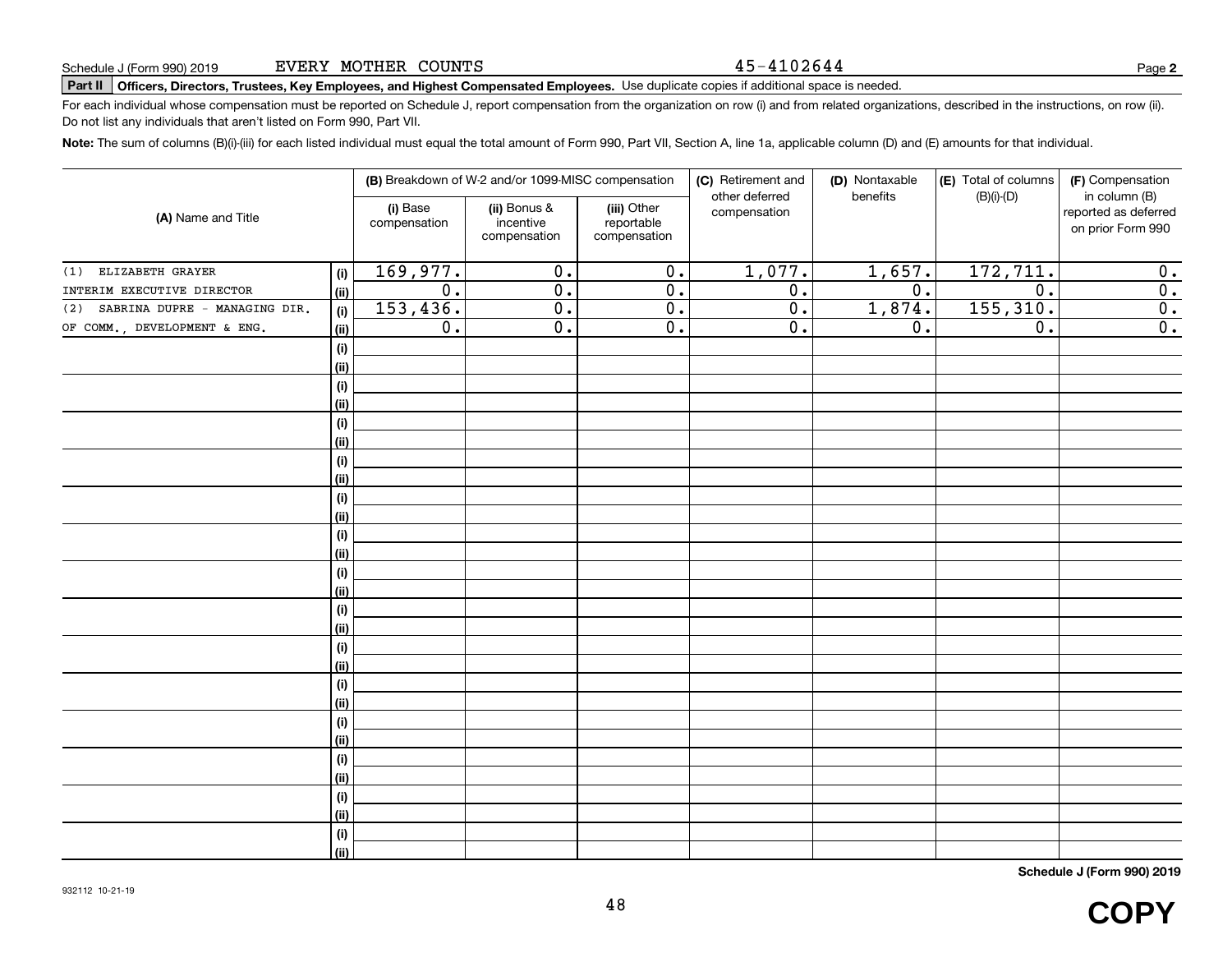Schedule J (Form 990) 2019 EVERY MOTHER COUNTS 45-4102644 Page 2

**Part II Officers, Directors, Trustees, Key Employees, and Highest Compensated Employees.** Use duplicate copies if additional space is needed.

For each individual whose compensation must be reported on Schedule J, report compensation from the organization on row (i) and from related organizations, described in the instructions, on row (ii). Do not list any individuals that aren't listed on Form 990, Part VII.

**Note:** The sum of columns (B)(i)-(iii) for each listed individual must equal the total amount of Form 990, Part VII, Section A, line 1a, applicable column (D) and (E) amounts for that individual.

| (A) Name and Title | | (B) Breakdown of W-2 and/or 1099-MISC compensation | | | (C) Retirement and other deferred compensation | (D) Nontaxable benefits | (E) Total of columns (B)(i)-(D) | (F) Compensation in column (B) reported as deferred on prior Form 990 |
|---|---|---|---|---|---|---|---|---|
| | | (i) Base compensation | (ii) Bonus & incentive compensation | (iii) Other reportable compensation | | | | |
| (1) ELIZABETH GRAYER | (i) | 169,977. | 0. | 0. | 1,077. | 1,657. | 172,711. | 0. |
| INTERIM EXECUTIVE DIRECTOR | (ii) | 0. | 0. | 0. | 0. | 0. | 0. | 0. |
| (2) SABRINA DUPRE - MANAGING DIR. | (i) | 153,436. | 0. | 0. | 0. | 1,874. | 155,310. | 0. |
| OF COMM., DEVELOPMENT & ENG. | (ii) | 0. | 0. | 0. | 0. | 0. | 0. | 0. |

Schedule J (Form 990) 2019

932112 10-21-19

COPY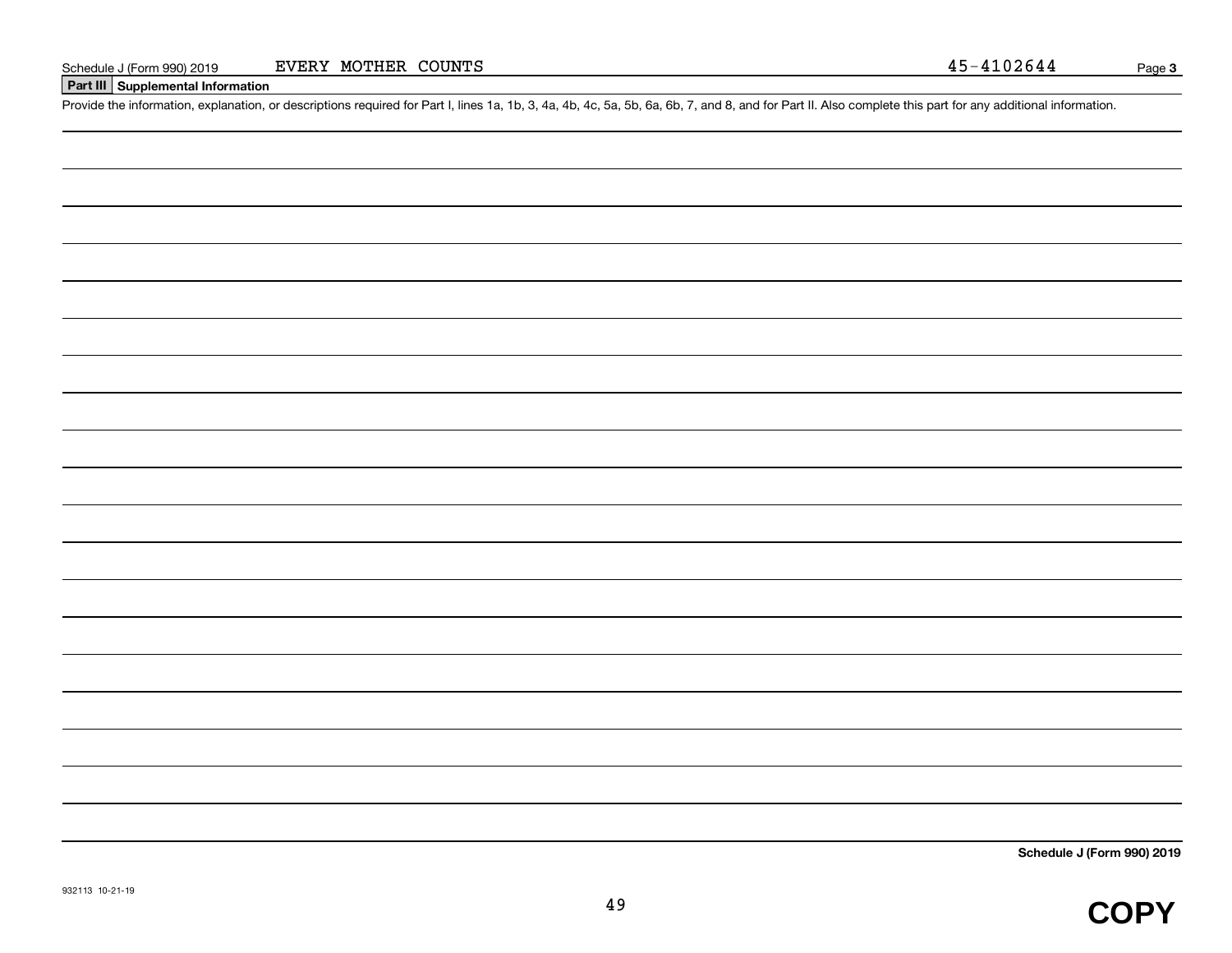Schedule J (Form 990) 2019 EVERY MOTHER COUNTS 45-4102644 Page **3**

**Part III Supplemental Information**

Provide the information, explanation, or descriptions required for Part I, lines 1a, 1b, 3, 4a, 4b, 4c, 5a, 5b, 6a, 6b, 7, and 8, and for Part II. Also complete this part for any additional information.

**Schedule J (Form 990) 2019**

932113 10-21-19

**COPY**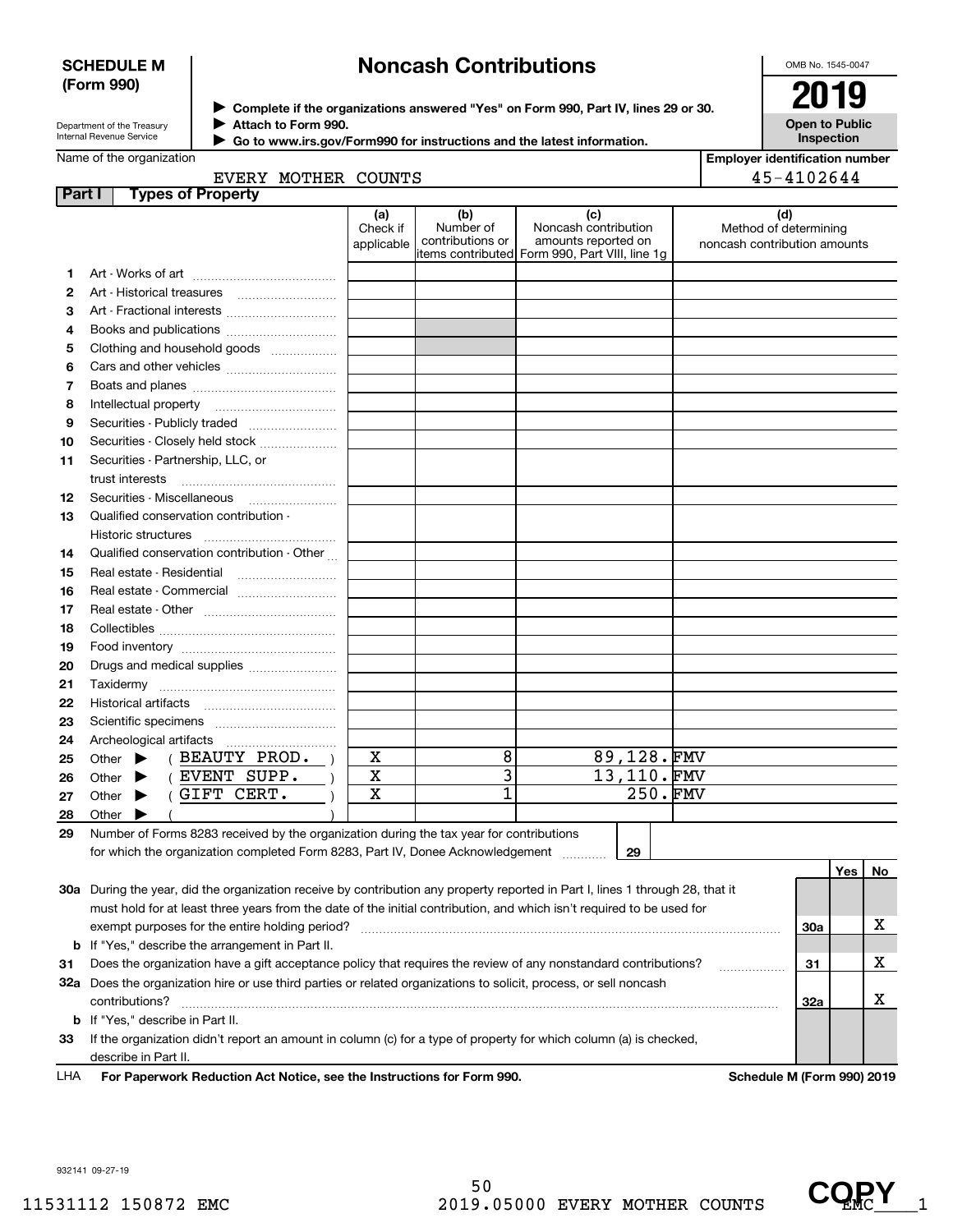**SCHEDULE M (Form 990)**

Department of the Treasury
Internal Revenue Service

# Noncash Contributions

▶ Complete if the organizations answered "Yes" on Form 990, Part IV, lines 29 or 30.
▶ Attach to Form 990.
▶ Go to www.irs.gov/Form990 for instructions and the latest information.

OMB No. 1545-0047

**2019**

**Open to Public Inspection**

Name of the organization: EVERY MOTHER COUNTS

Employer identification number: 45-4102644

## Part I Types of Property

| | | (a) Check if applicable | (b) Number of contributions or items contributed | (c) Noncash contribution amounts reported on Form 990, Part VIII, line 1g | (d) Method of determining noncash contribution amounts |
|---|---|---|---|---|---|
| 1 | Art - Works of art | | | | |
| 2 | Art - Historical treasures | | | | |
| 3 | Art - Fractional interests | | | | |
| 4 | Books and publications | | | | |
| 5 | Clothing and household goods | | | | |
| 6 | Cars and other vehicles | | | | |
| 7 | Boats and planes | | | | |
| 8 | Intellectual property | | | | |
| 9 | Securities - Publicly traded | | | | |
| 10 | Securities - Closely held stock | | | | |
| 11 | Securities - Partnership, LLC, or trust interests | | | | |
| 12 | Securities - Miscellaneous | | | | |
| 13 | Qualified conservation contribution - Historic structures | | | | |
| 14 | Qualified conservation contribution - Other | | | | |
| 15 | Real estate - Residential | | | | |
| 16 | Real estate - Commercial | | | | |
| 17 | Real estate - Other | | | | |
| 18 | Collectibles | | | | |
| 19 | Food inventory | | | | |
| 20 | Drugs and medical supplies | | | | |
| 21 | Taxidermy | | | | |
| 22 | Historical artifacts | | | | |
| 23 | Scientific specimens | | | | |
| 24 | Archeological artifacts | | | | |
| 25 | Other ▶ ( BEAUTY PROD. ) | X | 8 | 89,128. | FMV |
| 26 | Other ▶ ( EVENT SUPP. ) | X | 3 | 13,110. | FMV |
| 27 | Other ▶ ( GIFT CERT. ) | X | 1 | 250. | FMV |
| 28 | Other ▶ ( ) | | | | |

29 Number of Forms 8283 received by the organization during the tax year for contributions for which the organization completed Form 8283, Part IV, Donee Acknowledgement ..... 29

| | | | Yes | No |
|---|---|---|---|---|
| 30a | During the year, did the organization receive by contribution any property reported in Part I, lines 1 through 28, that it must hold for at least three years from the date of the initial contribution, and which isn't required to be used for exempt purposes for the entire holding period? | 30a | | X |
| b | If "Yes," describe the arrangement in Part II. | | | |
| 31 | Does the organization have a gift acceptance policy that requires the review of any nonstandard contributions? | 31 | | X |
| 32a | Does the organization hire or use third parties or related organizations to solicit, process, or sell noncash contributions? | 32a | | X |
| b | If "Yes," describe in Part II. | | | |
| 33 | If the organization didn't report an amount in column (c) for a type of property for which column (a) is checked, describe in Part II. | | | |

LHA **For Paperwork Reduction Act Notice, see the Instructions for Form 990.** **Schedule M (Form 990) 2019**

932141 09-27-19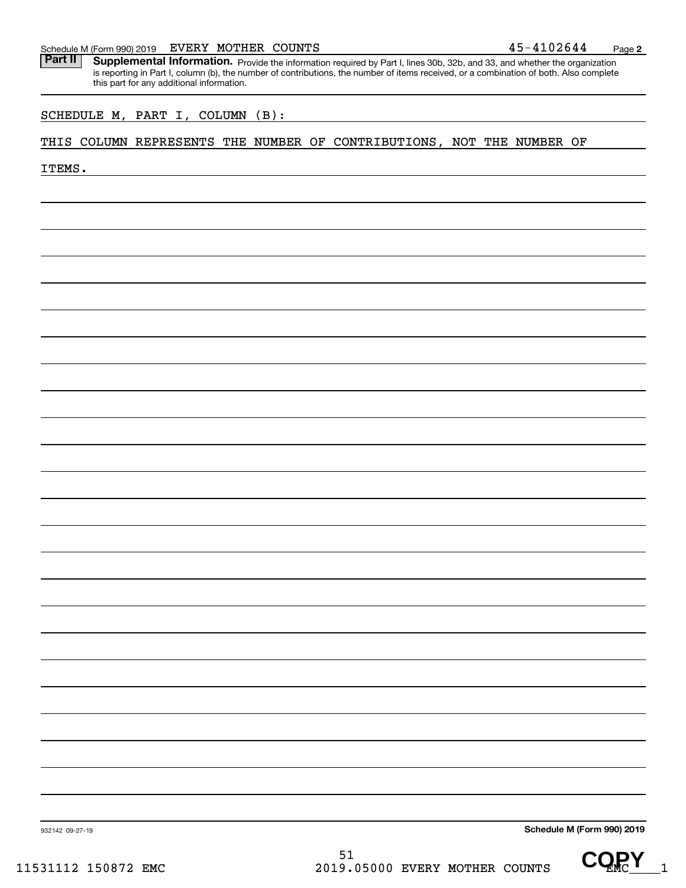Schedule M (Form 990) 2019 EVERY MOTHER COUNTS 45-4102644

**Part II** **Supplemental Information.** Provide the information required by Part I, lines 30b, 32b, and 33, and whether the organization is reporting in Part I, column (b), the number of contributions, the number of items received, or a combination of both. Also complete this part for any additional information.

SCHEDULE M, PART I, COLUMN (B):

THIS COLUMN REPRESENTS THE NUMBER OF CONTRIBUTIONS, NOT THE NUMBER OF ITEMS.

932142 09-27-19

**Schedule M (Form 990) 2019**

11531112 150872 EMC 2019.05000 EVERY MOTHER COUNTS EMC____1

COPY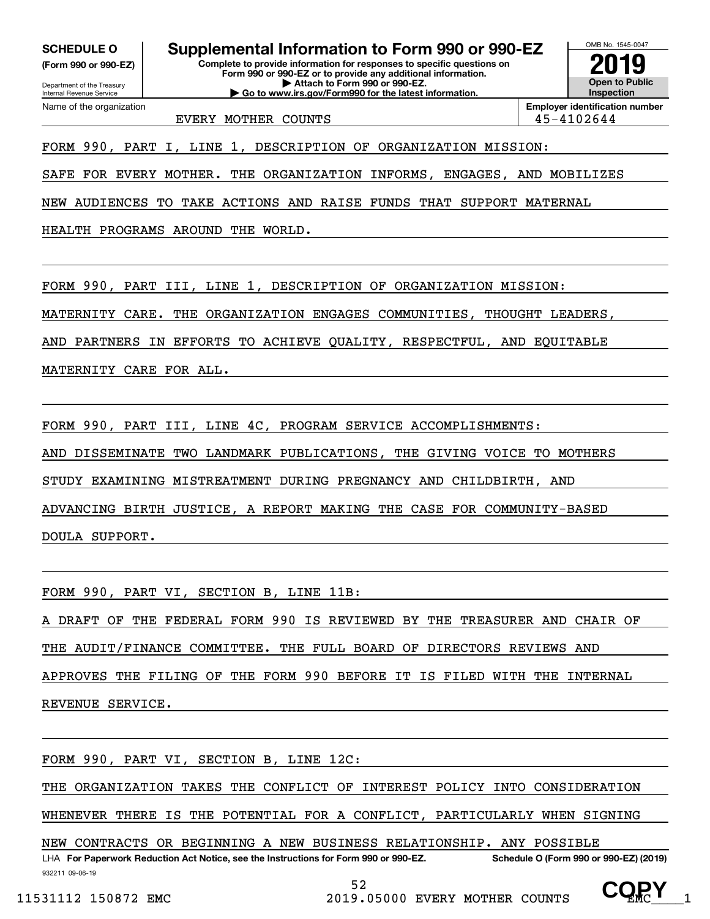**SCHEDULE O**
**(Form 990 or 990-EZ)**

Department of the Treasury
Internal Revenue Service

# Supplemental Information to Form 990 or 990-EZ

**Complete to provide information for responses to specific questions on Form 990 or 990-EZ or to provide any additional information.**
**▶ Attach to Form 990 or 990-EZ.**
**▶ Go to www.irs.gov/Form990 for the latest information.**

OMB No. 1545-0047
**2019**
**Open to Public Inspection**

| Name of the organization | Employer identification number |
|---|---|
| EVERY MOTHER COUNTS | 45-4102644 |

FORM 990, PART I, LINE 1, DESCRIPTION OF ORGANIZATION MISSION:

SAFE FOR EVERY MOTHER. THE ORGANIZATION INFORMS, ENGAGES, AND MOBILIZES NEW AUDIENCES TO TAKE ACTIONS AND RAISE FUNDS THAT SUPPORT MATERNAL HEALTH PROGRAMS AROUND THE WORLD.

FORM 990, PART III, LINE 1, DESCRIPTION OF ORGANIZATION MISSION:

MATERNITY CARE. THE ORGANIZATION ENGAGES COMMUNITIES, THOUGHT LEADERS, AND PARTNERS IN EFFORTS TO ACHIEVE QUALITY, RESPECTFUL, AND EQUITABLE MATERNITY CARE FOR ALL.

FORM 990, PART III, LINE 4C, PROGRAM SERVICE ACCOMPLISHMENTS:

AND DISSEMINATE TWO LANDMARK PUBLICATIONS, THE GIVING VOICE TO MOTHERS STUDY EXAMINING MISTREATMENT DURING PREGNANCY AND CHILDBIRTH, AND ADVANCING BIRTH JUSTICE, A REPORT MAKING THE CASE FOR COMMUNITY-BASED DOULA SUPPORT.

FORM 990, PART VI, SECTION B, LINE 11B:

A DRAFT OF THE FEDERAL FORM 990 IS REVIEWED BY THE TREASURER AND CHAIR OF THE AUDIT/FINANCE COMMITTEE. THE FULL BOARD OF DIRECTORS REVIEWS AND APPROVES THE FILING OF THE FORM 990 BEFORE IT IS FILED WITH THE INTERNAL REVENUE SERVICE.

FORM 990, PART VI, SECTION B, LINE 12C:

THE ORGANIZATION TAKES THE CONFLICT OF INTEREST POLICY INTO CONSIDERATION WHENEVER THERE IS THE POTENTIAL FOR A CONFLICT, PARTICULARLY WHEN SIGNING NEW CONTRACTS OR BEGINNING A NEW BUSINESS RELATIONSHIP. ANY POSSIBLE

LHA **For Paperwork Reduction Act Notice, see the Instructions for Form 990 or 990-EZ.** **Schedule O (Form 990 or 990-EZ) (2019)**
932211 09-06-19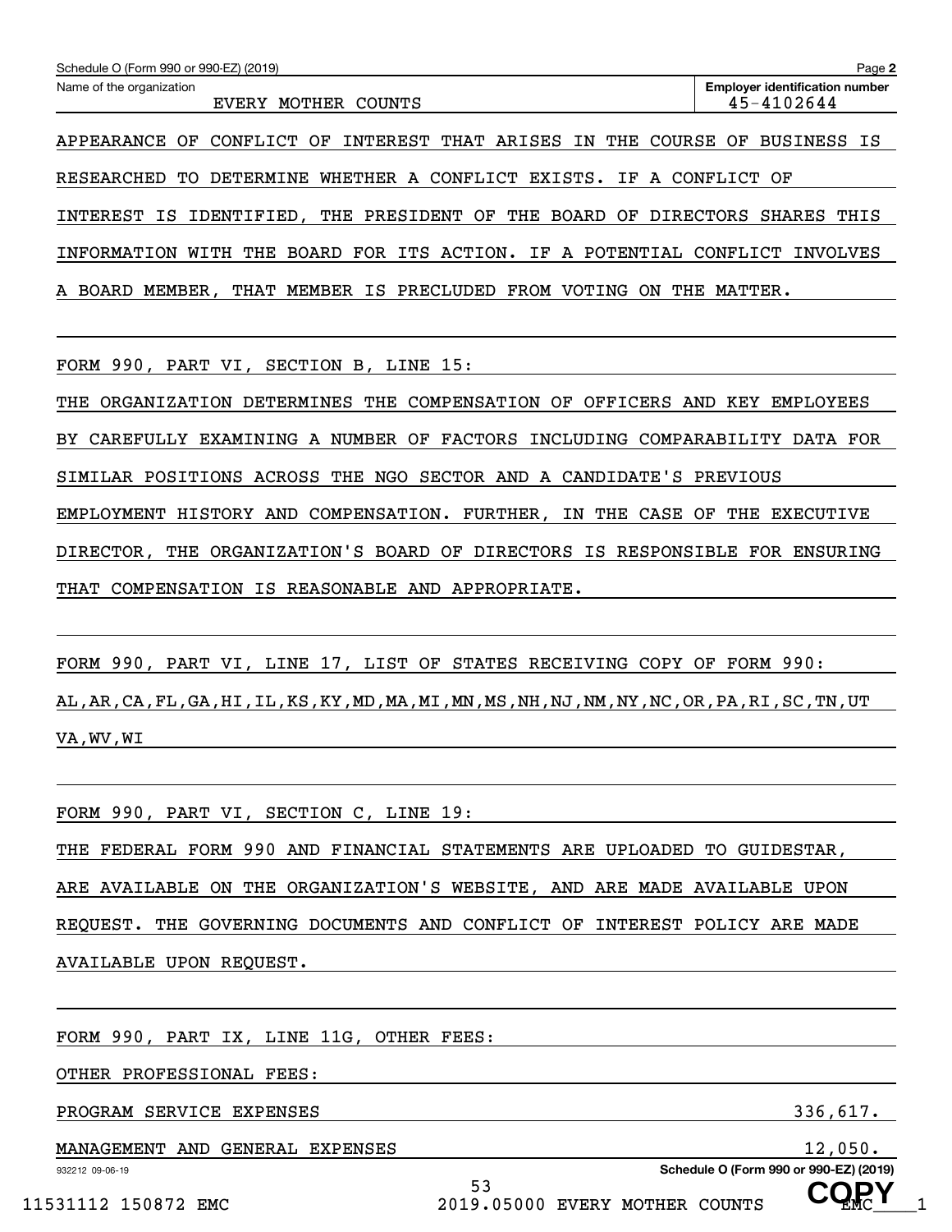Schedule O (Form 990 or 990-EZ) (2019) Page **2**

| Name of the organization | Employer identification number |
| --- | --- |
| EVERY MOTHER COUNTS | 45-4102644 |

APPEARANCE OF CONFLICT OF INTEREST THAT ARISES IN THE COURSE OF BUSINESS IS RESEARCHED TO DETERMINE WHETHER A CONFLICT EXISTS. IF A CONFLICT OF INTEREST IS IDENTIFIED, THE PRESIDENT OF THE BOARD OF DIRECTORS SHARES THIS INFORMATION WITH THE BOARD FOR ITS ACTION. IF A POTENTIAL CONFLICT INVOLVES A BOARD MEMBER, THAT MEMBER IS PRECLUDED FROM VOTING ON THE MATTER.

FORM 990, PART VI, SECTION B, LINE 15:

THE ORGANIZATION DETERMINES THE COMPENSATION OF OFFICERS AND KEY EMPLOYEES BY CAREFULLY EXAMINING A NUMBER OF FACTORS INCLUDING COMPARABILITY DATA FOR SIMILAR POSITIONS ACROSS THE NGO SECTOR AND A CANDIDATE'S PREVIOUS EMPLOYMENT HISTORY AND COMPENSATION. FURTHER, IN THE CASE OF THE EXECUTIVE DIRECTOR, THE ORGANIZATION'S BOARD OF DIRECTORS IS RESPONSIBLE FOR ENSURING THAT COMPENSATION IS REASONABLE AND APPROPRIATE.

FORM 990, PART VI, LINE 17, LIST OF STATES RECEIVING COPY OF FORM 990:

AL,AR,CA,FL,GA,HI,IL,KS,KY,MD,MA,MI,MN,MS,NH,NJ,NM,NY,NC,OR,PA,RI,SC,TN,UT VA,WV,WI

FORM 990, PART VI, SECTION C, LINE 19:

THE FEDERAL FORM 990 AND FINANCIAL STATEMENTS ARE UPLOADED TO GUIDESTAR, ARE AVAILABLE ON THE ORGANIZATION'S WEBSITE, AND ARE MADE AVAILABLE UPON REQUEST. THE GOVERNING DOCUMENTS AND CONFLICT OF INTEREST POLICY ARE MADE AVAILABLE UPON REQUEST.

FORM 990, PART IX, LINE 11G, OTHER FEES:

OTHER PROFESSIONAL FEES:

| | |
| --- | --- |
| PROGRAM SERVICE EXPENSES | 336,617. |
| MANAGEMENT AND GENERAL EXPENSES | 12,050. |

Schedule O (Form 990 or 990-EZ) (2019)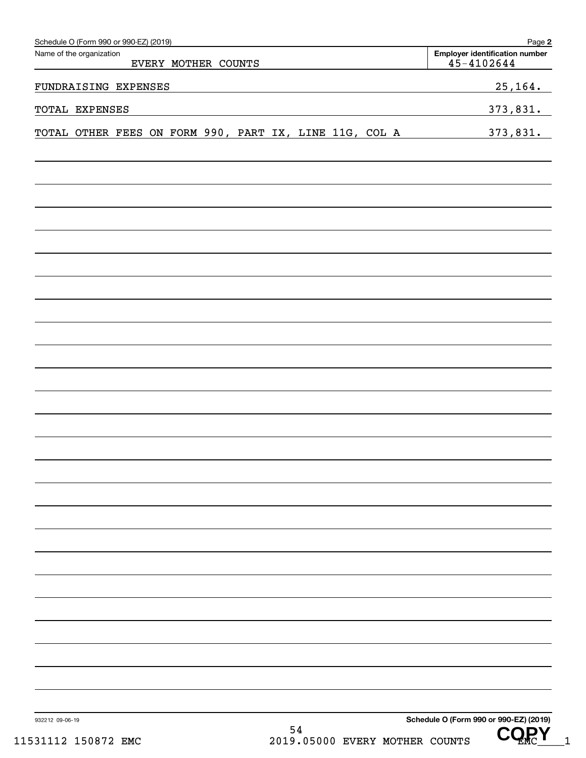Name of the organization: EVERY MOTHER COUNTS

Employer identification number: 45-4102644

| | |
|---|---|
| FUNDRAISING EXPENSES | 25,164. |
| TOTAL EXPENSES | 373,831. |
| TOTAL OTHER FEES ON FORM 990, PART IX, LINE 11G, COL A | 373,831. |